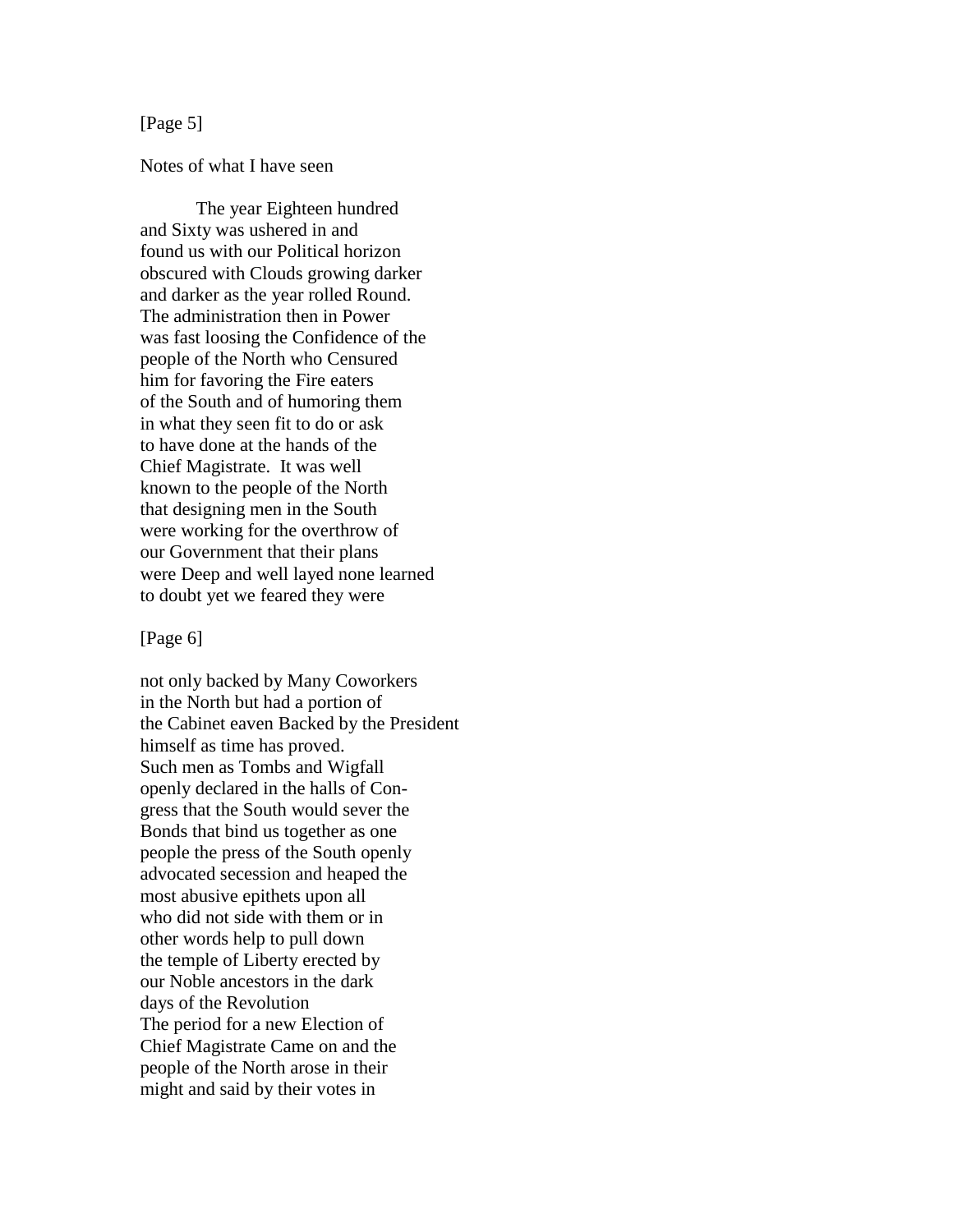[Page 5]

Notes of what I have seen

The year Eighteen hundred
and Sixty was ushered in and
found us with our Political horizon
obscured with Clouds growing darker
and darker as the year rolled Round.
The administration then in Power
was fast loosing the Confidence of the
people of the North who Censured
him for favoring the Fire eaters
of the South and of humoring them
in what they seen fit to do or ask
to have done at the hands of the
Chief Magistrate. It was well
known to the people of the North
that designing men in the South
were working for the overthrow of
our Government that their plans
were Deep and well layed none learned
to doubt yet we feared they were

[Page 6]

not only backed by Many Coworkers
in the North but had a portion of
the Cabinet eaven Backed by the President
himself as time has proved.
Such men as Tombs and Wigfall
openly declared in the halls of Con-
gress that the South would sever the
Bonds that bind us together as one
people the press of the South openly
advocated secession and heaped the
most abusive epithets upon all
who did not side with them or in
other words help to pull down
the temple of Liberty erected by
our Noble ancestors in the dark
days of the Revolution
The period for a new Election of
Chief Magistrate Came on and the
people of the North arose in their
might and said by their votes in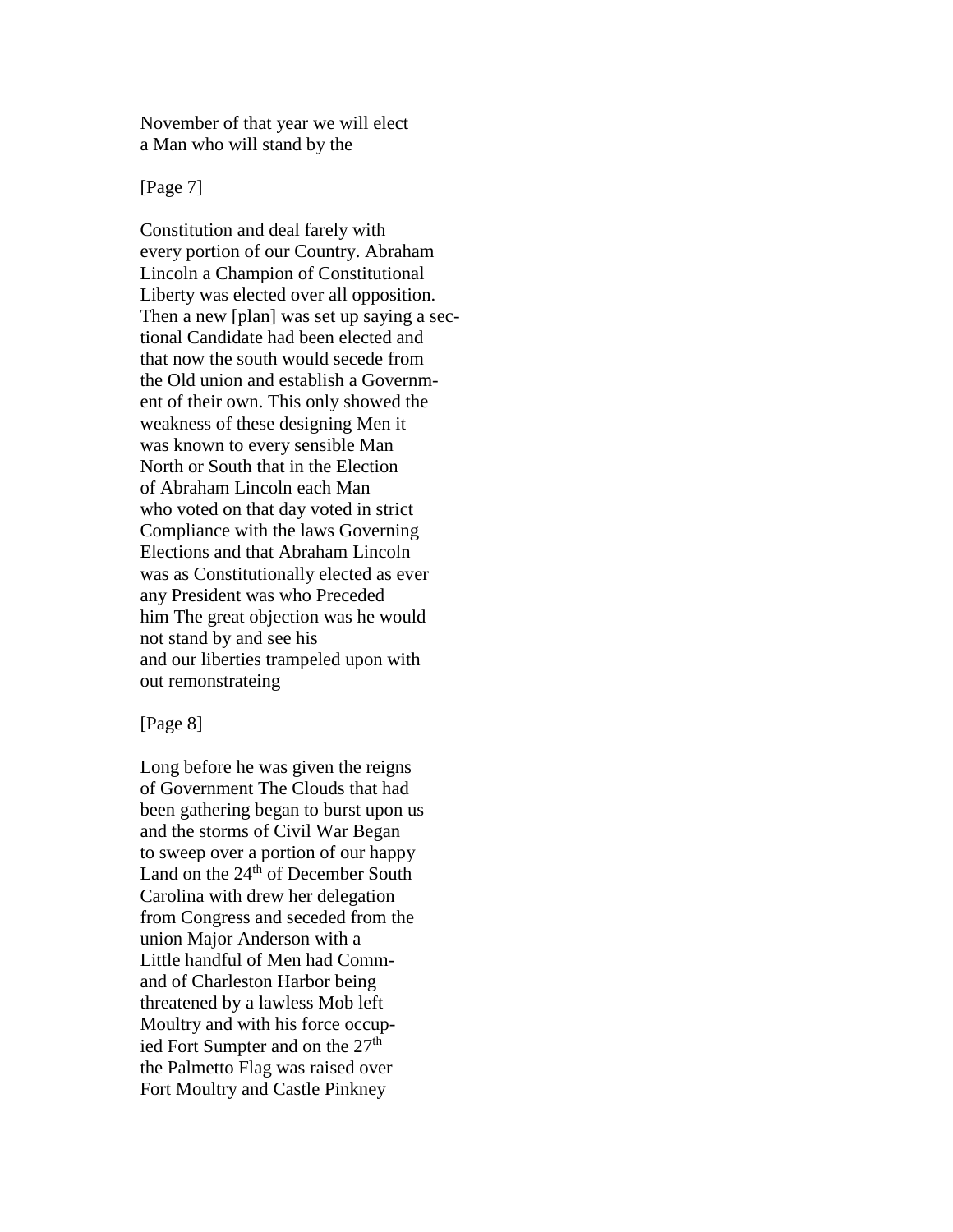November of that year we will elect
a Man who will stand by the

[Page 7]

Constitution and deal farely with
every portion of our Country. Abraham
Lincoln a Champion of Constitutional
Liberty was elected over all opposition.
Then a new [plan] was set up saying a sec-
tional Candidate had been elected and
that now the south would secede from
the Old union and establish a Governm-
ent of their own. This only showed the
weakness of these designing Men it
was known to every sensible Man
North or South that in the Election
of Abraham Lincoln each Man
who voted on that day voted in strict
Compliance with the laws Governing
Elections and that Abraham Lincoln
was as Constitutionally elected as ever
any President was who Preceded
him The great objection was he would
not stand by and see his
and our liberties trampeled upon with
out remonstrateing

[Page 8]

Long before he was given the reigns
of Government The Clouds that had
been gathering began to burst upon us
and the storms of Civil War Began
to sweep over a portion of our happy
Land on the 24th of December South
Carolina with drew her delegation
from Congress and seceded from the
union Major Anderson with a
Little handful of Men had Comm-
and of Charleston Harbor being
threatened by a lawless Mob left
Moultry and with his force occup-
ied Fort Sumpter and on the 27th
the Palmetto Flag was raised over
Fort Moultry and Castle Pinkney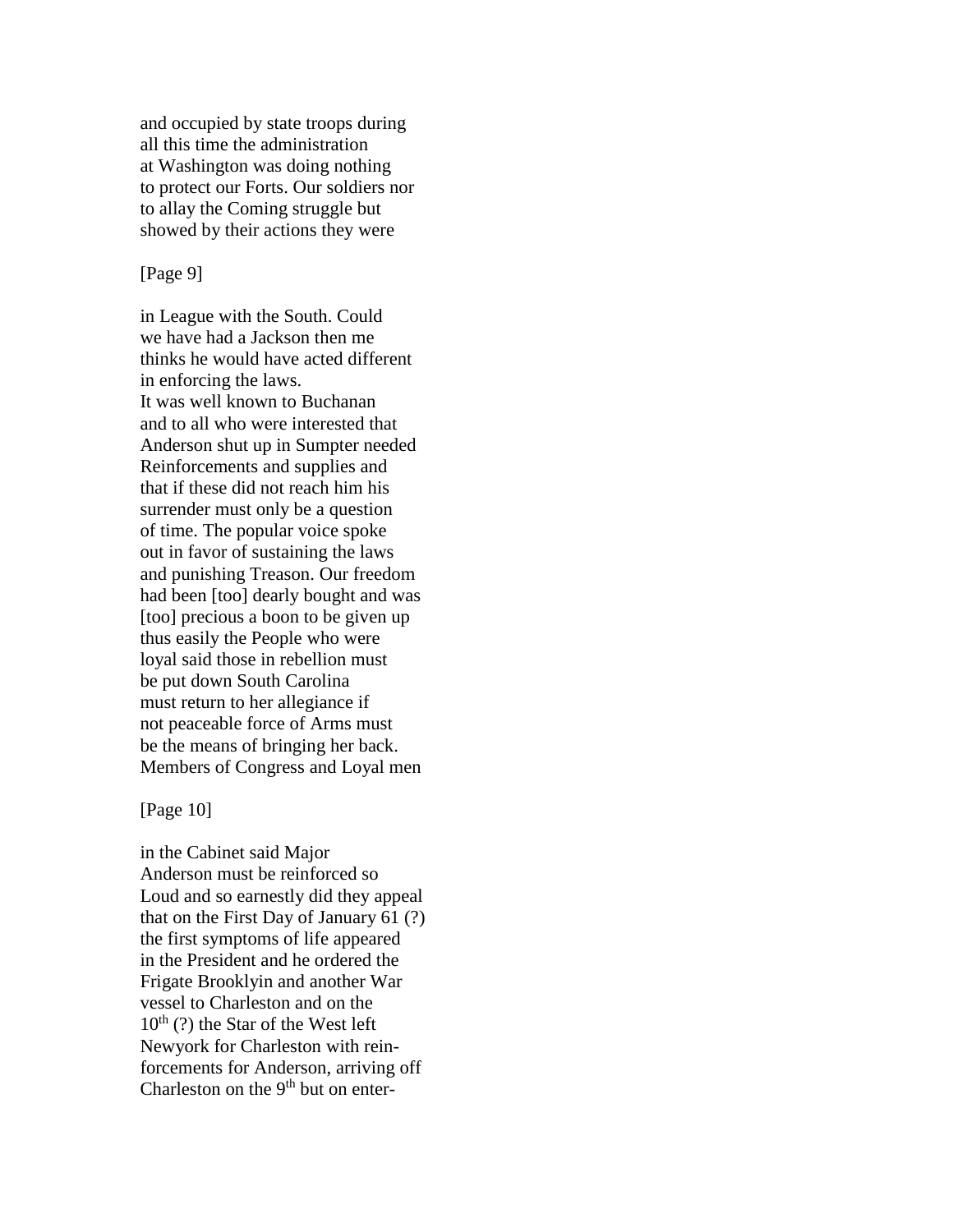and occupied by state troops during
all this time the administration
at Washington was doing nothing
to protect our Forts. Our soldiers nor
to allay the Coming struggle but
showed by their actions they were

[Page 9]

in League with the South. Could
we have had a Jackson then me
thinks he would have acted different
in enforcing the laws.
It was well known to Buchanan
and to all who were interested that
Anderson shut up in Sumpter needed
Reinforcements and supplies and
that if these did not reach him his
surrender must only be a question
of time. The popular voice spoke
out in favor of sustaining the laws
and punishing Treason. Our freedom
had been [too] dearly bought and was
[too] precious a boon to be given up
thus easily the People who were
loyal said those in rebellion must
be put down South Carolina
must return to her allegiance if
not peaceable force of Arms must
be the means of bringing her back.
Members of Congress and Loyal men

[Page 10]

in the Cabinet said Major
Anderson must be reinforced so
Loud and so earnestly did they appeal
that on the First Day of January 61 (?)
the first symptoms of life appeared
in the President and he ordered the
Frigate Brooklyin and another War
vessel to Charleston and on the
10th (?) the Star of the West left
Newyork for Charleston with rein-
forcements for Anderson, arriving off
Charleston on the 9th but on enter-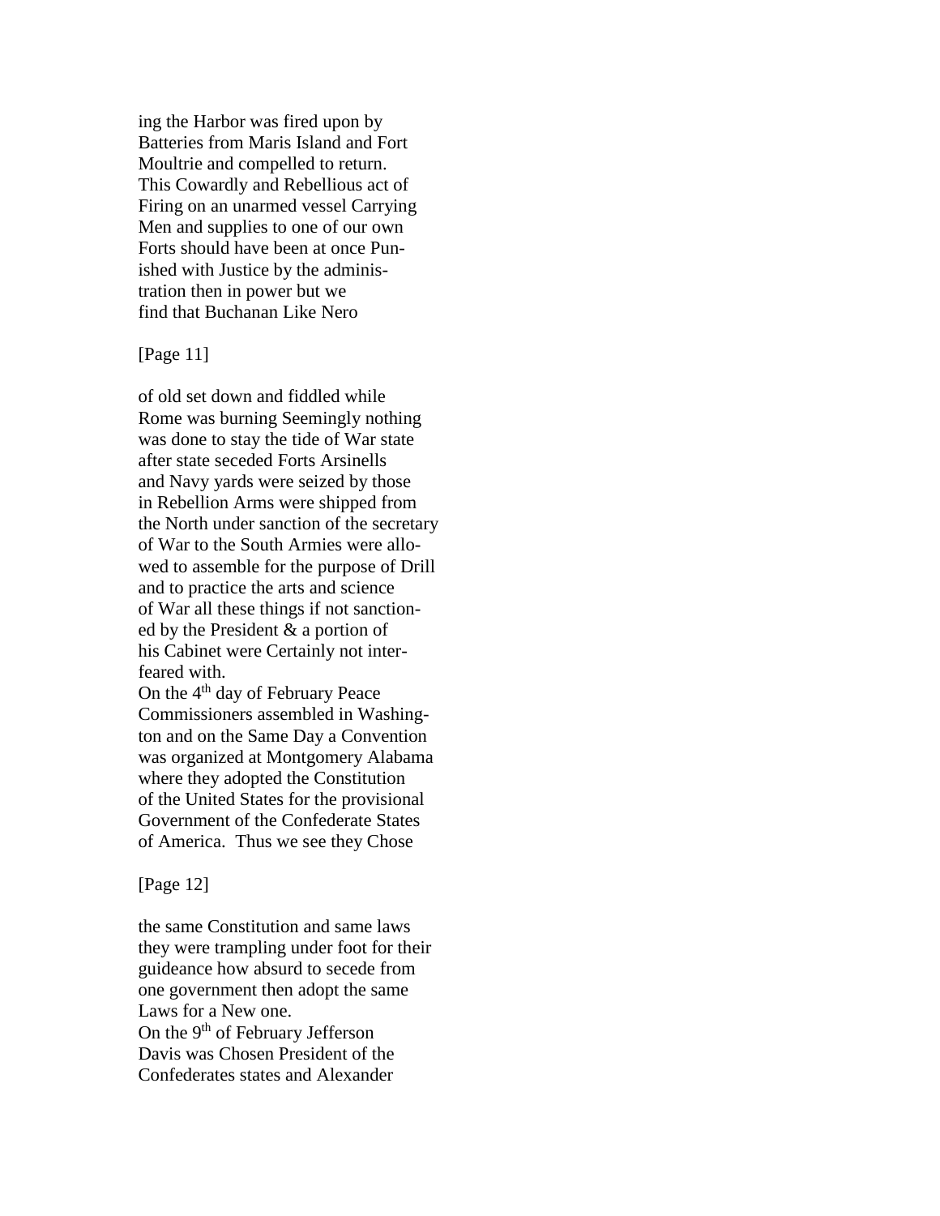ing the Harbor was fired upon by
Batteries from Maris Island and Fort
Moultrie and compelled to return.
This Cowardly and Rebellious act of
Firing on an unarmed vessel Carrying
Men and supplies to one of our own
Forts should have been at once Pun-
ished with Justice by the adminis-
tration then in power but we
find that Buchanan Like Nero

[Page 11]

of old set down and fiddled while
Rome was burning Seemingly nothing
was done to stay the tide of War state
after state seceded Forts Arsinells
and Navy yards were seized by those
in Rebellion Arms were shipped from
the North under sanction of the secretary
of War to the South Armies were allo-
wed to assemble for the purpose of Drill
and to practice the arts and science
of War all these things if not sanction-
ed by the President & a portion of
his Cabinet were Certainly not inter-
feared with.
On the 4th day of February Peace
Commissioners assembled in Washing-
ton and on the Same Day a Convention
was organized at Montgomery Alabama
where they adopted the Constitution
of the United States for the provisional
Government of the Confederate States
of America. Thus we see they Chose

[Page 12]

the same Constitution and same laws
they were trampling under foot for their
guideance how absurd to secede from
one government then adopt the same
Laws for a New one.
On the 9th of February Jefferson
Davis was Chosen President of the
Confederates states and Alexander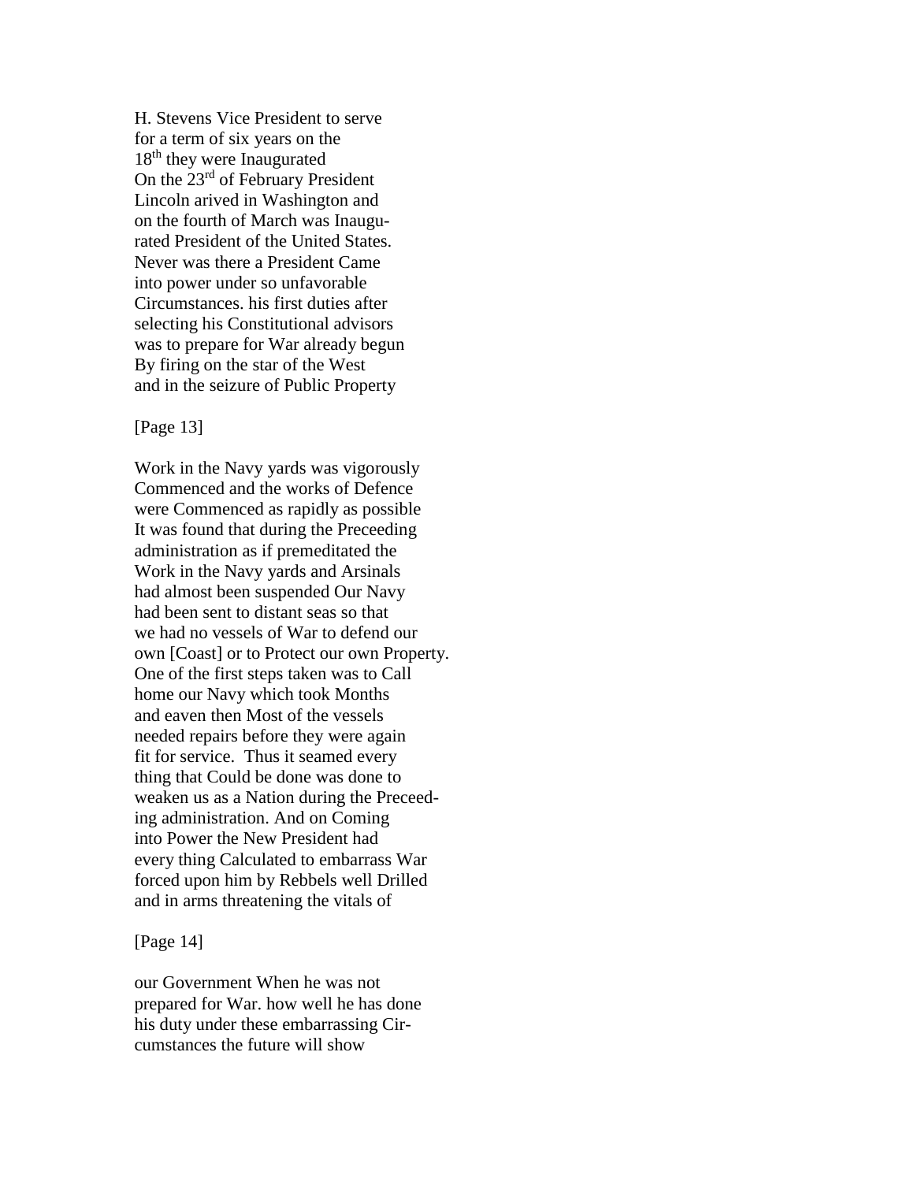H. Stevens Vice President to serve
for a term of six years on the
18th they were Inaugurated
On the 23rd of February President
Lincoln arived in Washington and
on the fourth of March was Inaugu-
rated President of the United States.
Never was there a President Came
into power under so unfavorable
Circumstances. his first duties after
selecting his Constitutional advisors
was to prepare for War already begun
By firing on the star of the West
and in the seizure of Public Property

[Page 13]

Work in the Navy yards was vigorously
Commenced and the works of Defence
were Commenced as rapidly as possible
It was found that during the Preceeding
administration as if premeditated the
Work in the Navy yards and Arsinals
had almost been suspended Our Navy
had been sent to distant seas so that
we had no vessels of War to defend our
own [Coast] or to Protect our own Property.
One of the first steps taken was to Call
home our Navy which took Months
and eaven then Most of the vessels
needed repairs before they were again
fit for service. Thus it seamed every
thing that Could be done was done to
weaken us as a Nation during the Preceed-
ing administration. And on Coming
into Power the New President had
every thing Calculated to embarrass War
forced upon him by Rebbels well Drilled
and in arms threatening the vitals of

[Page 14]

our Government When he was not
prepared for War. how well he has done
his duty under these embarrassing Cir-
cumstances the future will show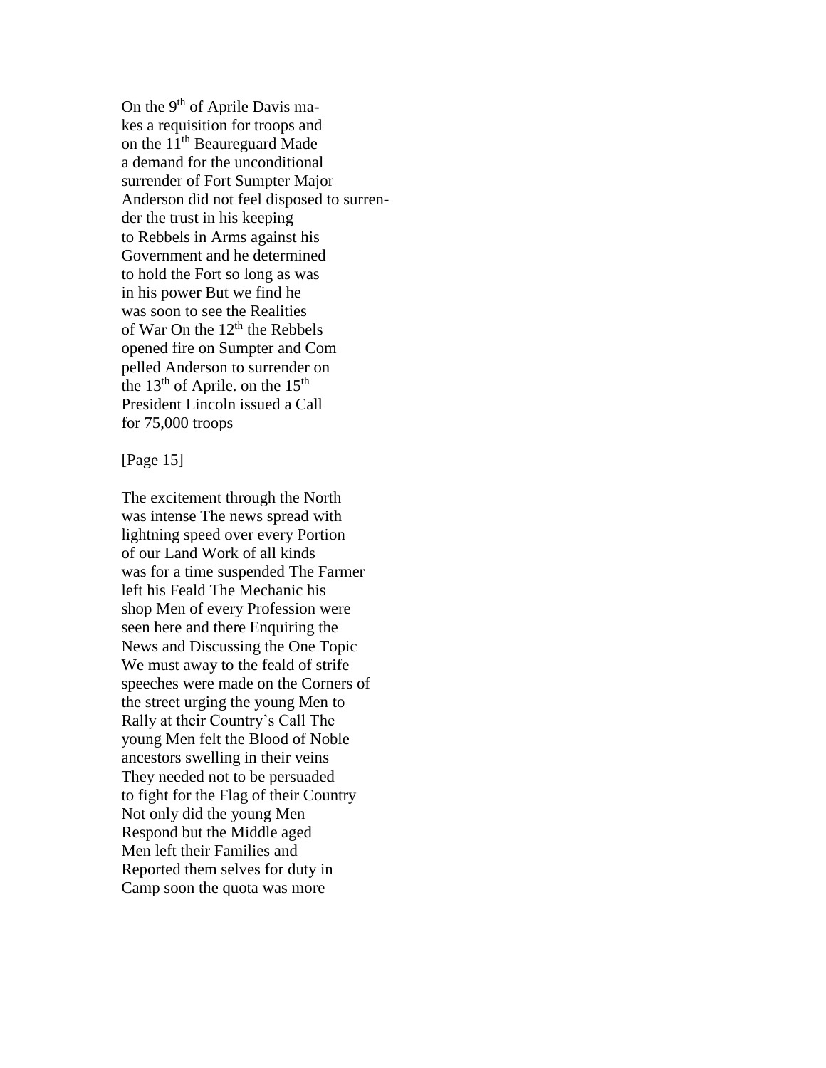On the 9th of Aprile Davis ma-
kes a requisition for troops and
on the 11th Beaureguard Made
a demand for the unconditional
surrender of Fort Sumpter Major
Anderson did not feel disposed to surren-
der the trust in his keeping
to Rebbels in Arms against his
Government and he determined
to hold the Fort so long as was
in his power But we find he
was soon to see the Realities
of War On the 12th the Rebbels
opened fire on Sumpter and Com
pelled Anderson to surrender on
the 13th of Aprile. on the 15th
President Lincoln issued a Call
for 75,000 troops

[Page 15]

The excitement through the North
was intense The news spread with
lightning speed over every Portion
of our Land Work of all kinds
was for a time suspended The Farmer
left his Feald The Mechanic his
shop Men of every Profession were
seen here and there Enquiring the
News and Discussing the One Topic
We must away to the feald of strife
speeches were made on the Corners of
the street urging the young Men to
Rally at their Country's Call The
young Men felt the Blood of Noble
ancestors swelling in their veins
They needed not to be persuaded
to fight for the Flag of their Country
Not only did the young Men
Respond but the Middle aged
Men left their Families and
Reported them selves for duty in
Camp soon the quota was more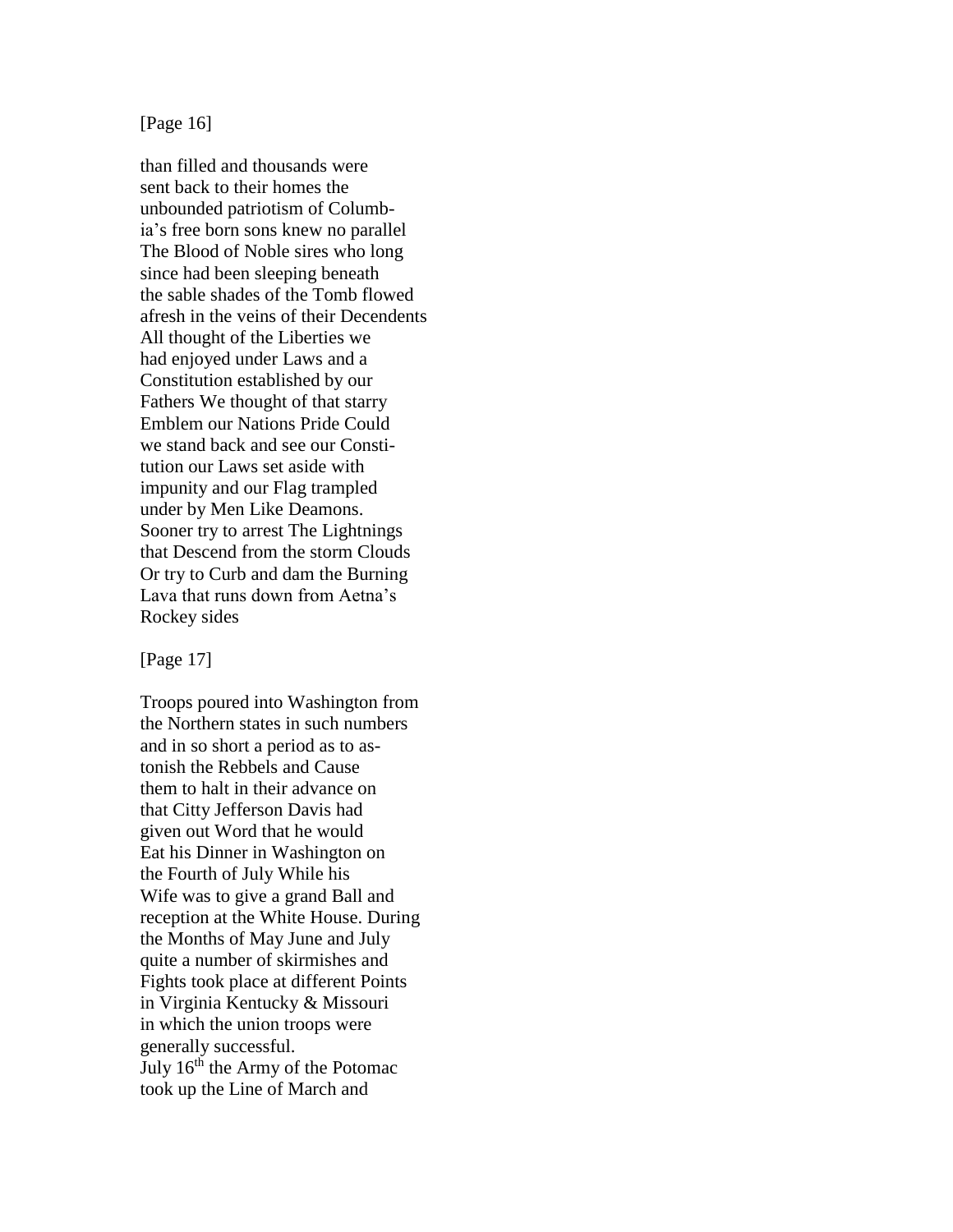[Page 16]

than filled and thousands were
sent back to their homes the
unbounded patriotism of Columb-
ia's free born sons knew no parallel
The Blood of Noble sires who long
since had been sleeping beneath
the sable shades of the Tomb flowed
afresh in the veins of their Decendents
All thought of the Liberties we
had enjoyed under Laws and a
Constitution established by our
Fathers We thought of that starry
Emblem our Nations Pride Could
we stand back and see our Consti-
tution our Laws set aside with
impunity and our Flag trampled
under by Men Like Deamons.
Sooner try to arrest The Lightnings
that Descend from the storm Clouds
Or try to Curb and dam the Burning
Lava that runs down from Aetna's
Rockey sides

[Page 17]

Troops poured into Washington from
the Northern states in such numbers
and in so short a period as to as-
tonish the Rebbels and Cause
them to halt in their advance on
that Citty Jefferson Davis had
given out Word that he would
Eat his Dinner in Washington on
the Fourth of July While his
Wife was to give a grand Ball and
reception at the White House. During
the Months of May June and July
quite a number of skirmishes and
Fights took place at different Points
in Virginia Kentucky & Missouri
in which the union troops were
generally successful.
July 16th the Army of the Potomac
took up the Line of March and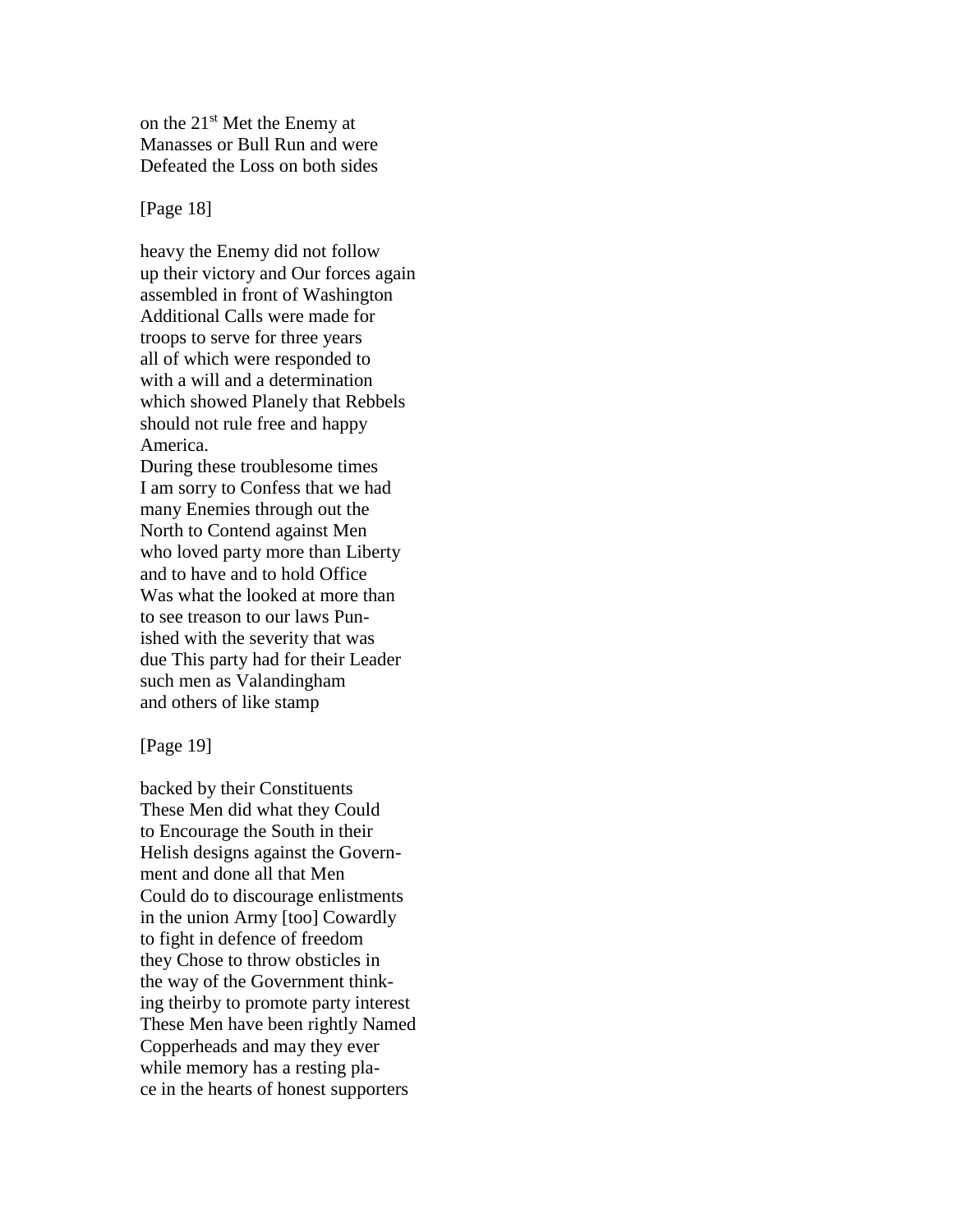on the 21st Met the Enemy at
Manasses or Bull Run and were
Defeated the Loss on both sides

[Page 18]

heavy the Enemy did not follow
up their victory and Our forces again
assembled in front of Washington
Additional Calls were made for
troops to serve for three years
all of which were responded to
with a will and a determination
which showed Planely that Rebbels
should not rule free and happy
America.
During these troublesome times
I am sorry to Confess that we had
many Enemies through out the
North to Contend against Men
who loved party more than Liberty
and to have and to hold Office
Was what the looked at more than
to see treason to our laws Pun-
ished with the severity that was
due This party had for their Leader
such men as Valandingham
and others of like stamp

[Page 19]

backed by their Constituents
These Men did what they Could
to Encourage the South in their
Helish designs against the Govern-
ment and done all that Men
Could do to discourage enlistments
in the union Army [too] Cowardly
to fight in defence of freedom
they Chose to throw obsticles in
the way of the Government think-
ing theirby to promote party interest
These Men have been rightly Named
Copperheads and may they ever
while memory has a resting pla-
ce in the hearts of honest supporters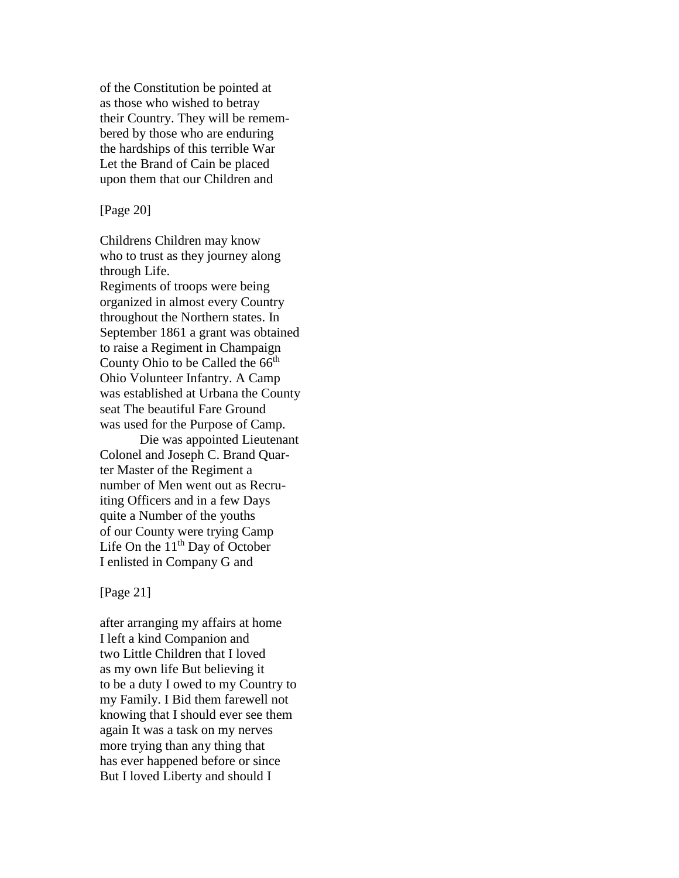of the Constitution be pointed at
as those who wished to betray
their Country. They will be remem-
bered by those who are enduring
the hardships of this terrible War
Let the Brand of Cain be placed
upon them that our Children and

[Page 20]

Childrens Children may know
who to trust as they journey along
through Life.
Regiments of troops were being
organized in almost every Country
throughout the Northern states. In
September 1861 a grant was obtained
to raise a Regiment in Champaign
County Ohio to be Called the 66th
Ohio Volunteer Infantry. A Camp
was established at Urbana the County
seat The beautiful Fare Ground
was used for the Purpose of Camp.

Die was appointed Lieutenant
Colonel and Joseph C. Brand Quar-
ter Master of the Regiment a
number of Men went out as Recru-
iting Officers and in a few Days
quite a Number of the youths
of our County were trying Camp
Life On the 11th Day of October
I enlisted in Company G and

[Page 21]

after arranging my affairs at home
I left a kind Companion and
two Little Children that I loved
as my own life But believing it
to be a duty I owed to my Country to
my Family. I Bid them farewell not
knowing that I should ever see them
again It was a task on my nerves
more trying than any thing that
has ever happened before or since
But I loved Liberty and should I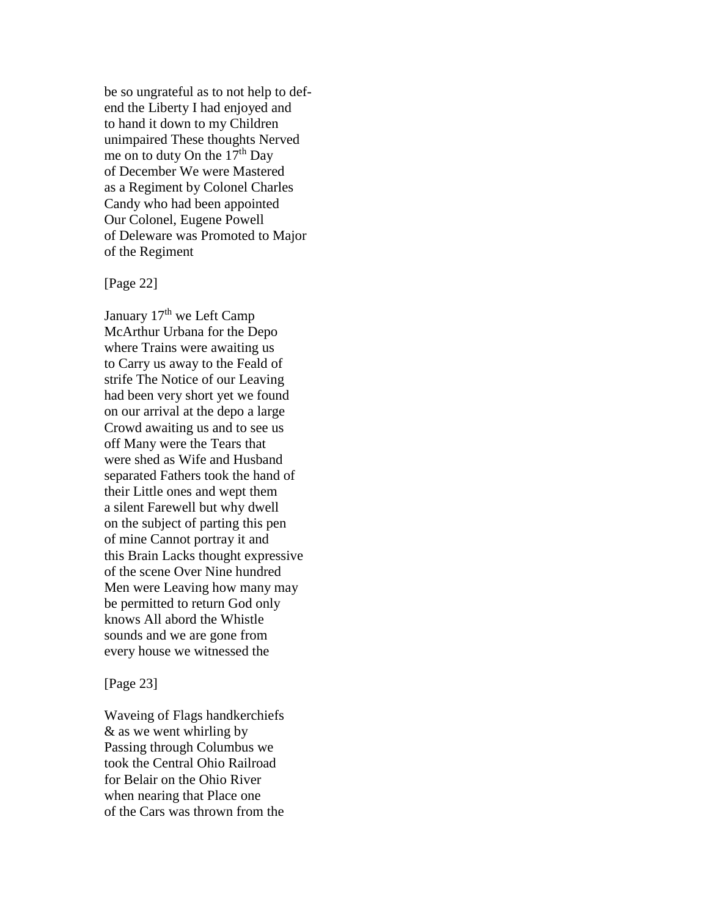be so ungrateful as to not help to def-
end the Liberty I had enjoyed and
to hand it down to my Children
unimpaired These thoughts Nerved
me on to duty On the 17th Day
of December We were Mastered
as a Regiment by Colonel Charles
Candy who had been appointed
Our Colonel, Eugene Powell
of Deleware was Promoted to Major
of the Regiment

[Page 22]

January 17th we Left Camp
McArthur Urbana for the Depo
where Trains were awaiting us
to Carry us away to the Feald of
strife The Notice of our Leaving
had been very short yet we found
on our arrival at the depo a large
Crowd awaiting us and to see us
off Many were the Tears that
were shed as Wife and Husband
separated Fathers took the hand of
their Little ones and wept them
a silent Farewell but why dwell
on the subject of parting this pen
of mine Cannot portray it and
this Brain Lacks thought expressive
of the scene Over Nine hundred
Men were Leaving how many may
be permitted to return God only
knows All abord the Whistle
sounds and we are gone from
every house we witnessed the

[Page 23]

Waveing of Flags handkerchiefs
& as we went whirling by
Passing through Columbus we
took the Central Ohio Railroad
for Belair on the Ohio River
when nearing that Place one
of the Cars was thrown from the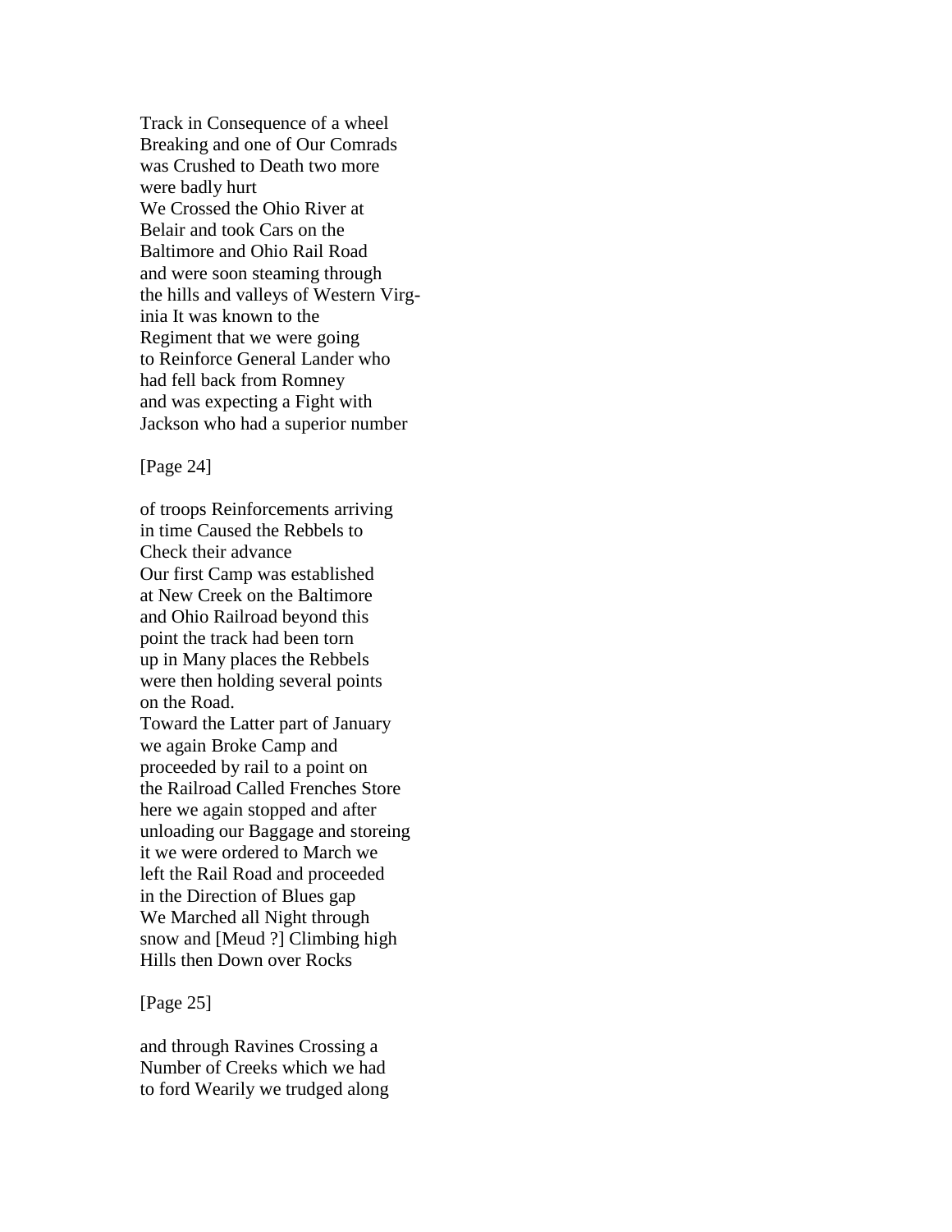Track in Consequence of a wheel
Breaking and one of Our Comrads
was Crushed to Death two more
were badly hurt
We Crossed the Ohio River at
Belair and took Cars on the
Baltimore and Ohio Rail Road
and were soon steaming through
the hills and valleys of Western Virg-
inia It was known to the
Regiment that we were going
to Reinforce General Lander who
had fell back from Romney
and was expecting a Fight with
Jackson who had a superior number

[Page 24]

of troops Reinforcements arriving
in time Caused the Rebbels to
Check their advance
Our first Camp was established
at New Creek on the Baltimore
and Ohio Railroad beyond this
point the track had been torn
up in Many places the Rebbels
were then holding several points
on the Road.
Toward the Latter part of January
we again Broke Camp and
proceeded by rail to a point on
the Railroad Called Frenches Store
here we again stopped and after
unloading our Baggage and storeing
it we were ordered to March we
left the Rail Road and proceeded
in the Direction of Blues gap
We Marched all Night through
snow and [Meud ?] Climbing high
Hills then Down over Rocks

[Page 25]

and through Ravines Crossing a
Number of Creeks which we had
to ford Wearily we trudged along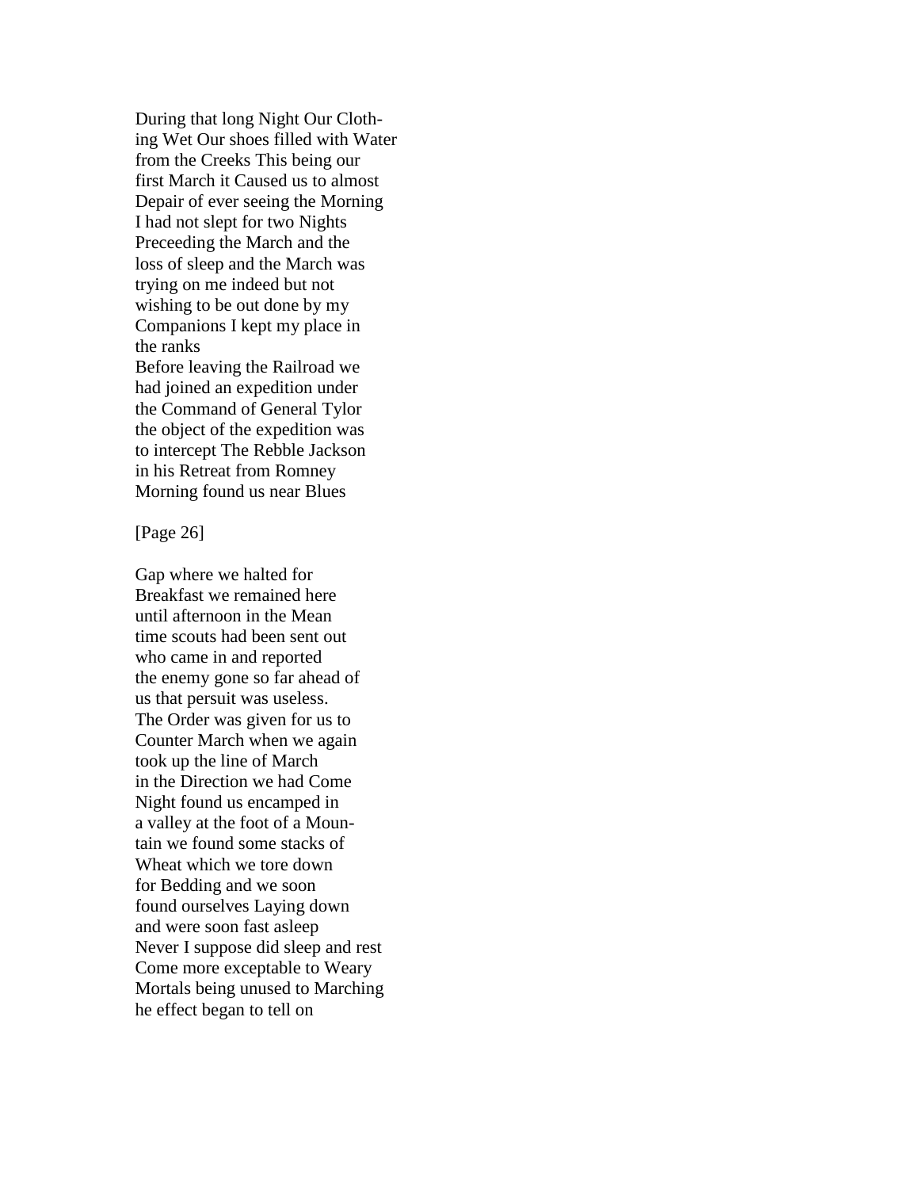During that long Night Our Cloth-
ing Wet Our shoes filled with Water
from the Creeks This being our
first March it Caused us to almost
Depair of ever seeing the Morning
I had not slept for two Nights
Preceeding the March and the
loss of sleep and the March was
trying on me indeed but not
wishing to be out done by my
Companions I kept my place in
the ranks
Before leaving the Railroad we
had joined an expedition under
the Command of General Tylor
the object of the expedition was
to intercept The Rebble Jackson
in his Retreat from Romney
Morning found us near Blues

[Page 26]

Gap where we halted for
Breakfast we remained here
until afternoon in the Mean
time scouts had been sent out
who came in and reported
the enemy gone so far ahead of
us that persuit was useless.
The Order was given for us to
Counter March when we again
took up the line of March
in the Direction we had Come
Night found us encamped in
a valley at the foot of a Moun-
tain we found some stacks of
Wheat which we tore down
for Bedding and we soon
found ourselves Laying down
and were soon fast asleep
Never I suppose did sleep and rest
Come more exceptable to Weary
Mortals being unused to Marching
he effect began to tell on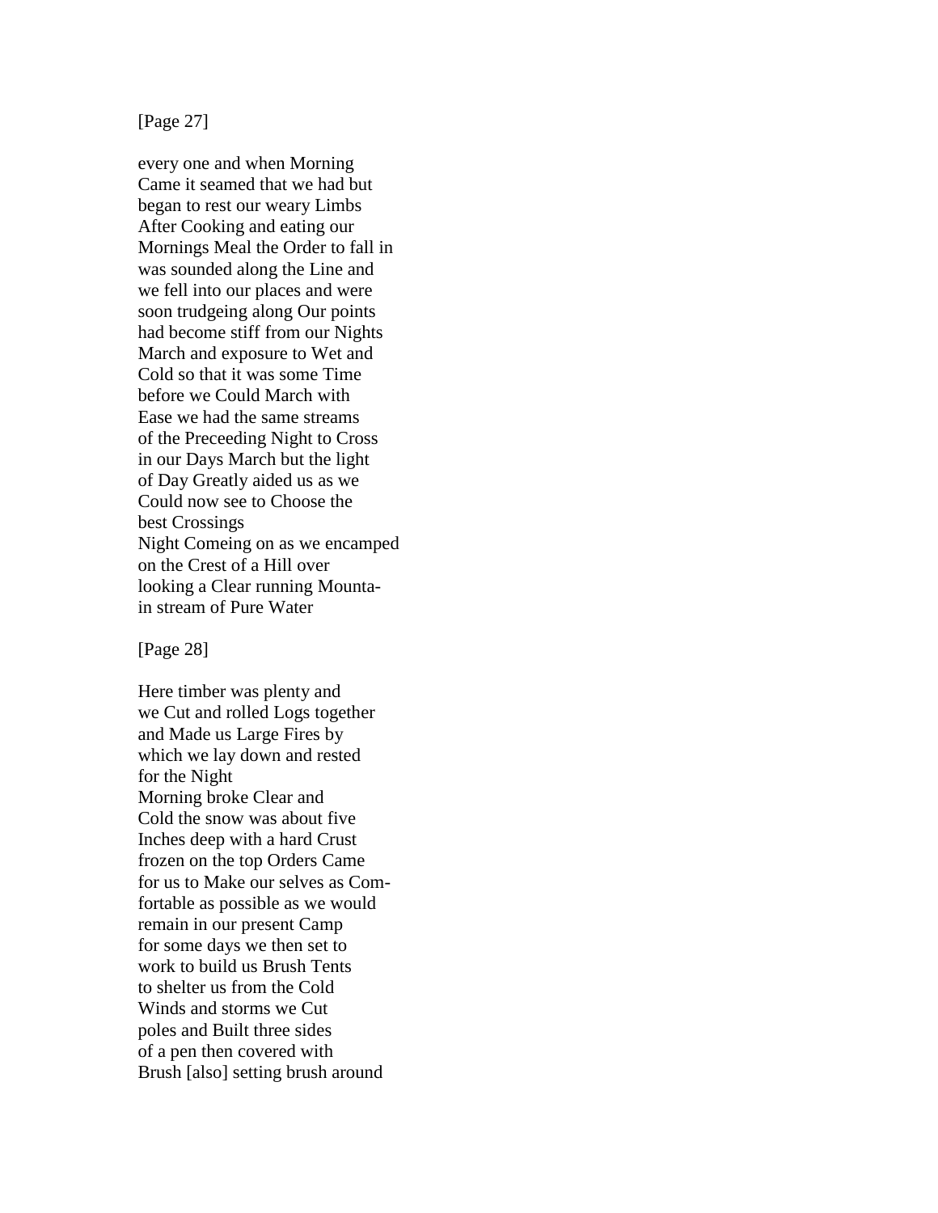[Page 27]

every one and when Morning
Came it seamed that we had but
began to rest our weary Limbs
After Cooking and eating our
Mornings Meal the Order to fall in
was sounded along the Line and
we fell into our places and were
soon trudgeing along Our points
had become stiff from our Nights
March and exposure to Wet and
Cold so that it was some Time
before we Could March with
Ease we had the same streams
of the Preceeding Night to Cross
in our Days March but the light
of Day Greatly aided us as we
Could now see to Choose the
best Crossings
Night Comeing on as we encamped
on the Crest of a Hill over
looking a Clear running Mounta-
in stream of Pure Water

[Page 28]

Here timber was plenty and
we Cut and rolled Logs together
and Made us Large Fires by
which we lay down and rested
for the Night
Morning broke Clear and
Cold the snow was about five
Inches deep with a hard Crust
frozen on the top Orders Came
for us to Make our selves as Com-
fortable as possible as we would
remain in our present Camp
for some days we then set to
work to build us Brush Tents
to shelter us from the Cold
Winds and storms we Cut
poles and Built three sides
of a pen then covered with
Brush [also] setting brush around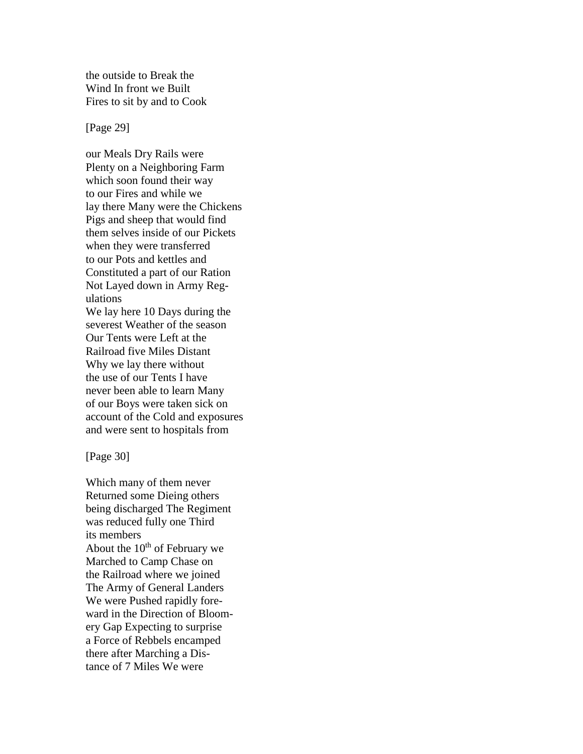the outside to Break the
Wind In front we Built
Fires to sit by and to Cook

[Page 29]

our Meals Dry Rails were
Plenty on a Neighboring Farm
which soon found their way
to our Fires and while we
lay there Many were the Chickens
Pigs and sheep that would find
them selves inside of our Pickets
when they were transferred
to our Pots and kettles and
Constituted a part of our Ration
Not Layed down in Army Reg-
ulations
We lay here 10 Days during the
severest Weather of the season
Our Tents were Left at the
Railroad five Miles Distant
Why we lay there without
the use of our Tents I have
never been able to learn Many
of our Boys were taken sick on
account of the Cold and exposures
and were sent to hospitals from

[Page 30]

Which many of them never
Returned some Dieing others
being discharged The Regiment
was reduced fully one Third
its members
About the 10th of February we
Marched to Camp Chase on
the Railroad where we joined
The Army of General Landers
We were Pushed rapidly fore-
ward in the Direction of Bloom-
ery Gap Expecting to surprise
a Force of Rebbels encamped
there after Marching a Dis-
tance of 7 Miles We were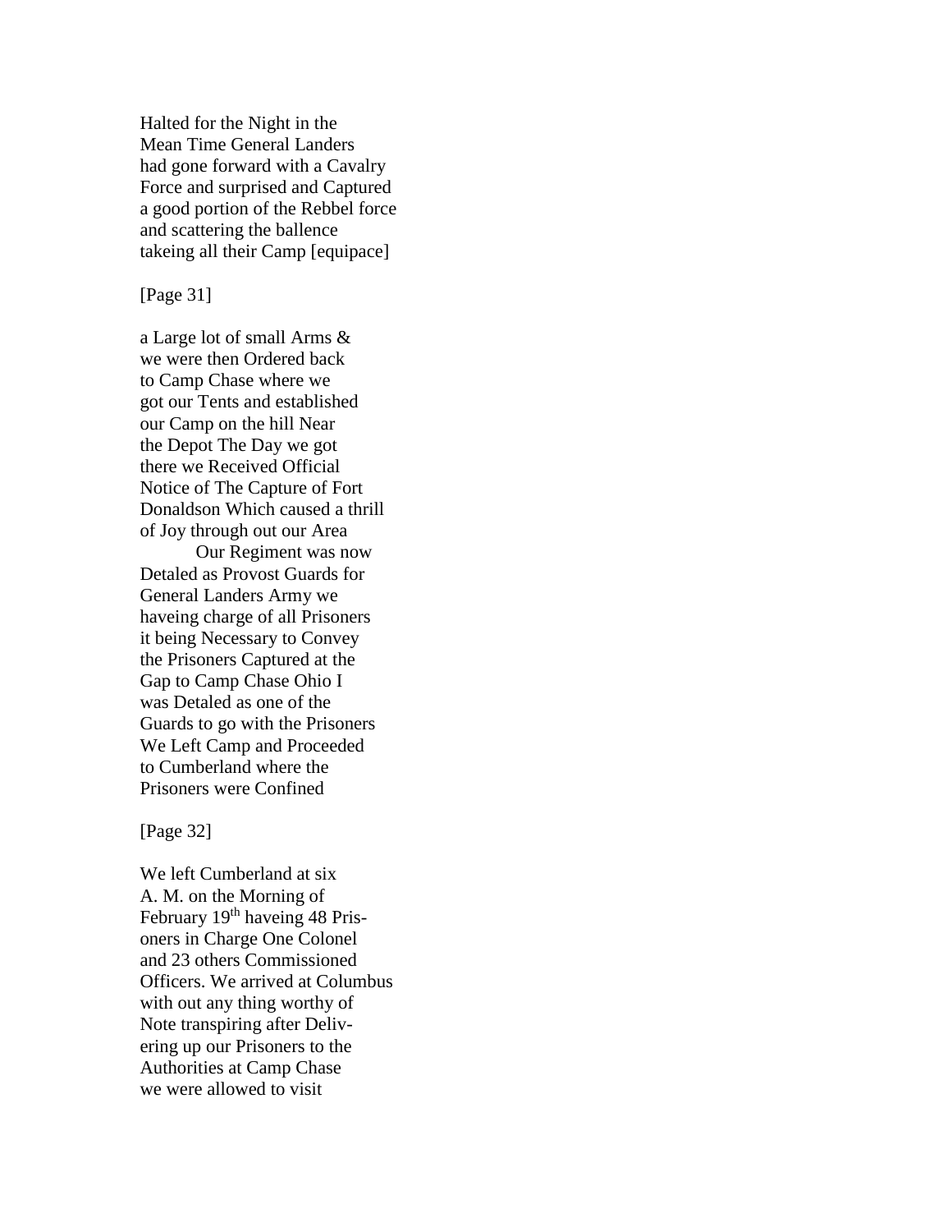Halted for the Night in the
Mean Time General Landers
had gone forward with a Cavalry
Force and surprised and Captured
a good portion of the Rebbel force
and scattering the ballence
takeing all their Camp [equipace]

[Page 31]

a Large lot of small Arms &
we were then Ordered back
to Camp Chase where we
got our Tents and established
our Camp on the hill Near
the Depot The Day we got
there we Received Official
Notice of The Capture of Fort
Donaldson Which caused a thrill
of Joy through out our Area

Our Regiment was now
Detaled as Provost Guards for
General Landers Army we
haveing charge of all Prisoners
it being Necessary to Convey
the Prisoners Captured at the
Gap to Camp Chase Ohio I
was Detaled as one of the
Guards to go with the Prisoners
We Left Camp and Proceeded
to Cumberland where the
Prisoners were Confined

[Page 32]

We left Cumberland at six
A. M. on the Morning of
February 19th haveing 48 Pris-
oners in Charge One Colonel
and 23 others Commissioned
Officers. We arrived at Columbus
with out any thing worthy of
Note transpiring after Deliv-
ering up our Prisoners to the
Authorities at Camp Chase
we were allowed to visit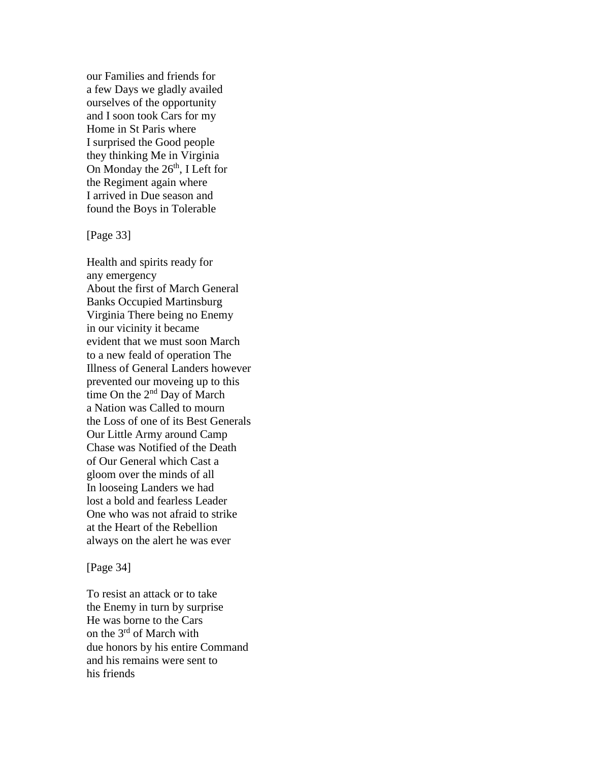our Families and friends for
a few Days we gladly availed
ourselves of the opportunity
and I soon took Cars for my
Home in St Paris where
I surprised the Good people
they thinking Me in Virginia
On Monday the 26th, I Left for
the Regiment again where
I arrived in Due season and
found the Boys in Tolerable

[Page 33]

Health and spirits ready for
any emergency
About the first of March General
Banks Occupied Martinsburg
Virginia There being no Enemy
in our vicinity it became
evident that we must soon March
to a new feald of operation The
Illness of General Landers however
prevented our moveing up to this
time On the 2nd Day of March
a Nation was Called to mourn
the Loss of one of its Best Generals
Our Little Army around Camp
Chase was Notified of the Death
of Our General which Cast a
gloom over the minds of all
In looseing Landers we had
lost a bold and fearless Leader
One who was not afraid to strike
at the Heart of the Rebellion
always on the alert he was ever

[Page 34]

To resist an attack or to take
the Enemy in turn by surprise
He was borne to the Cars
on the 3rd of March with
due honors by his entire Command
and his remains were sent to
his friends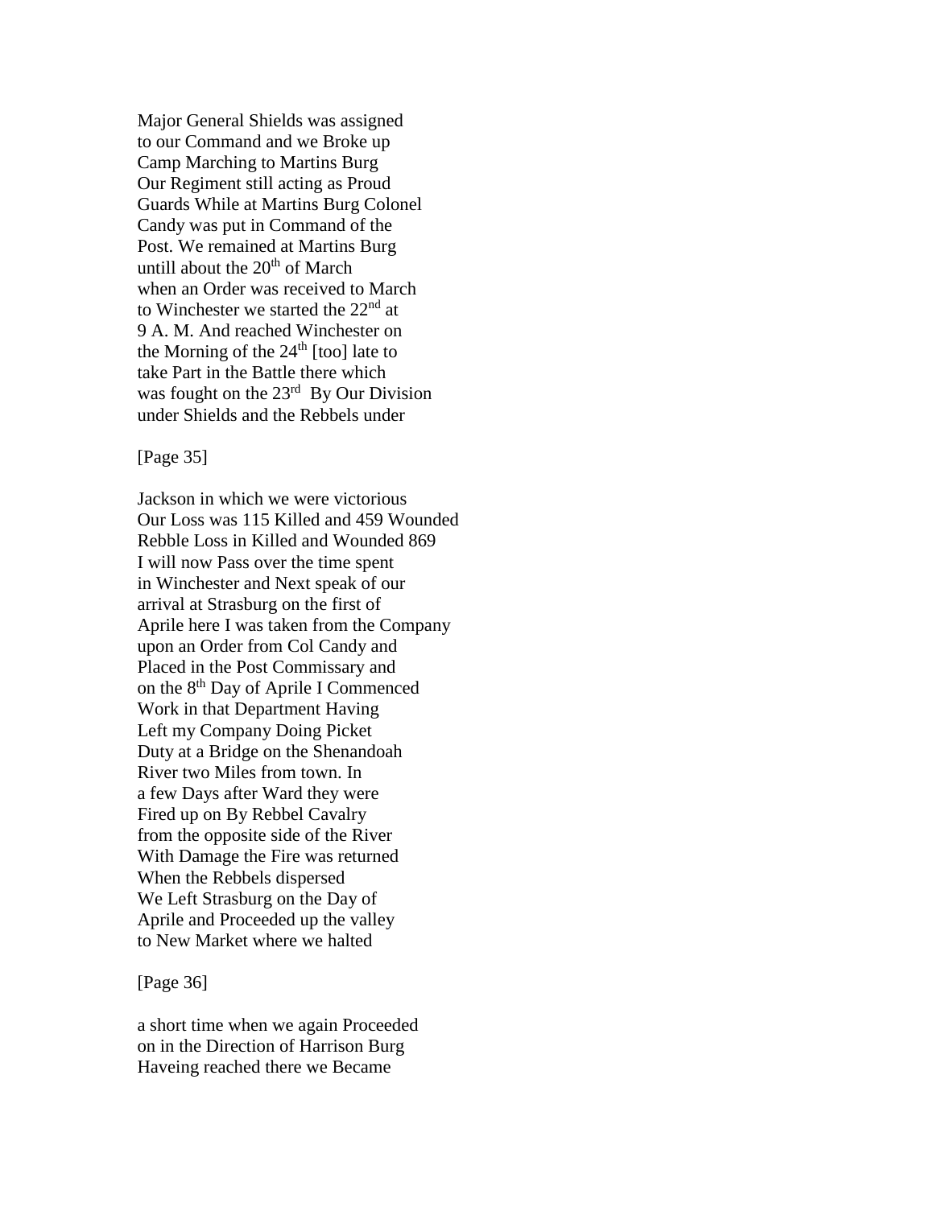Major General Shields was assigned
to our Command and we Broke up
Camp Marching to Martins Burg
Our Regiment still acting as Proud
Guards While at Martins Burg Colonel
Candy was put in Command of the
Post. We remained at Martins Burg
untill about the 20th of March
when an Order was received to March
to Winchester we started the 22nd at
9 A. M. And reached Winchester on
the Morning of the 24th [too] late to
take Part in the Battle there which
was fought on the 23rd By Our Division
under Shields and the Rebbels under

[Page 35]

Jackson in which we were victorious
Our Loss was 115 Killed and 459 Wounded
Rebble Loss in Killed and Wounded 869
I will now Pass over the time spent
in Winchester and Next speak of our
arrival at Strasburg on the first of
Aprile here I was taken from the Company
upon an Order from Col Candy and
Placed in the Post Commissary and
on the 8th Day of Aprile I Commenced
Work in that Department Having
Left my Company Doing Picket
Duty at a Bridge on the Shenandoah
River two Miles from town. In
a few Days after Ward they were
Fired up on By Rebbel Cavalry
from the opposite side of the River
With Damage the Fire was returned
When the Rebbels dispersed
We Left Strasburg on the Day of
Aprile and Proceeded up the valley
to New Market where we halted

[Page 36]

a short time when we again Proceeded
on in the Direction of Harrison Burg
Haveing reached there we Became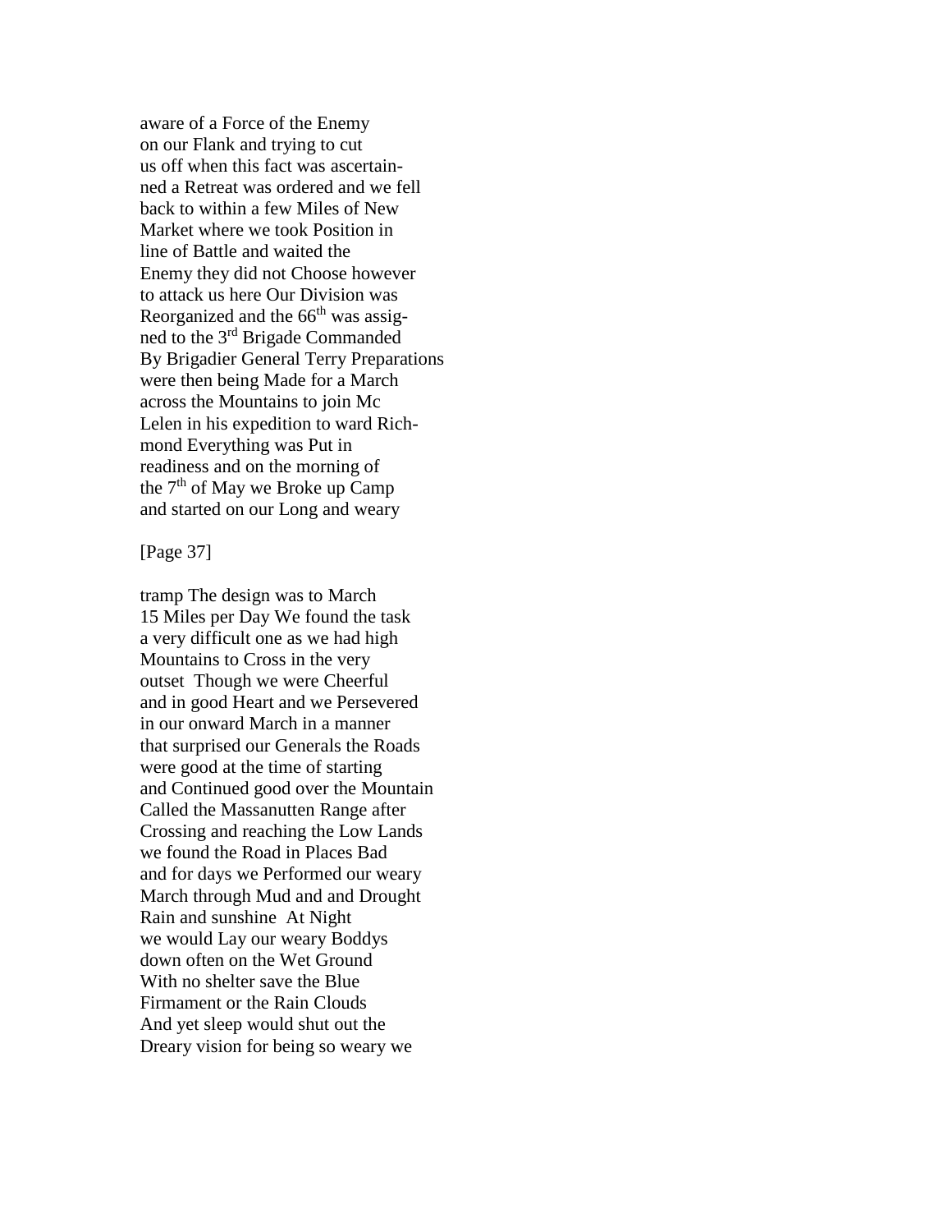aware of a Force of the Enemy
on our Flank and trying to cut
us off when this fact was ascertain-
ned a Retreat was ordered and we fell
back to within a few Miles of New
Market where we took Position in
line of Battle and waited the
Enemy they did not Choose however
to attack us here Our Division was
Reorganized and the 66th was assig-
ned to the 3rd Brigade Commanded
By Brigadier General Terry Preparations
were then being Made for a March
across the Mountains to join Mc
Lelen in his expedition to ward Rich-
mond Everything was Put in
readiness and on the morning of
the 7th of May we Broke up Camp
and started on our Long and weary

[Page 37]

tramp The design was to March
15 Miles per Day We found the task
a very difficult one as we had high
Mountains to Cross in the very
outset Though we were Cheerful
and in good Heart and we Persevered
in our onward March in a manner
that surprised our Generals the Roads
were good at the time of starting
and Continued good over the Mountain
Called the Massanutten Range after
Crossing and reaching the Low Lands
we found the Road in Places Bad
and for days we Performed our weary
March through Mud and and Drought
Rain and sunshine At Night
we would Lay our weary Boddys
down often on the Wet Ground
With no shelter save the Blue
Firmament or the Rain Clouds
And yet sleep would shut out the
Dreary vision for being so weary we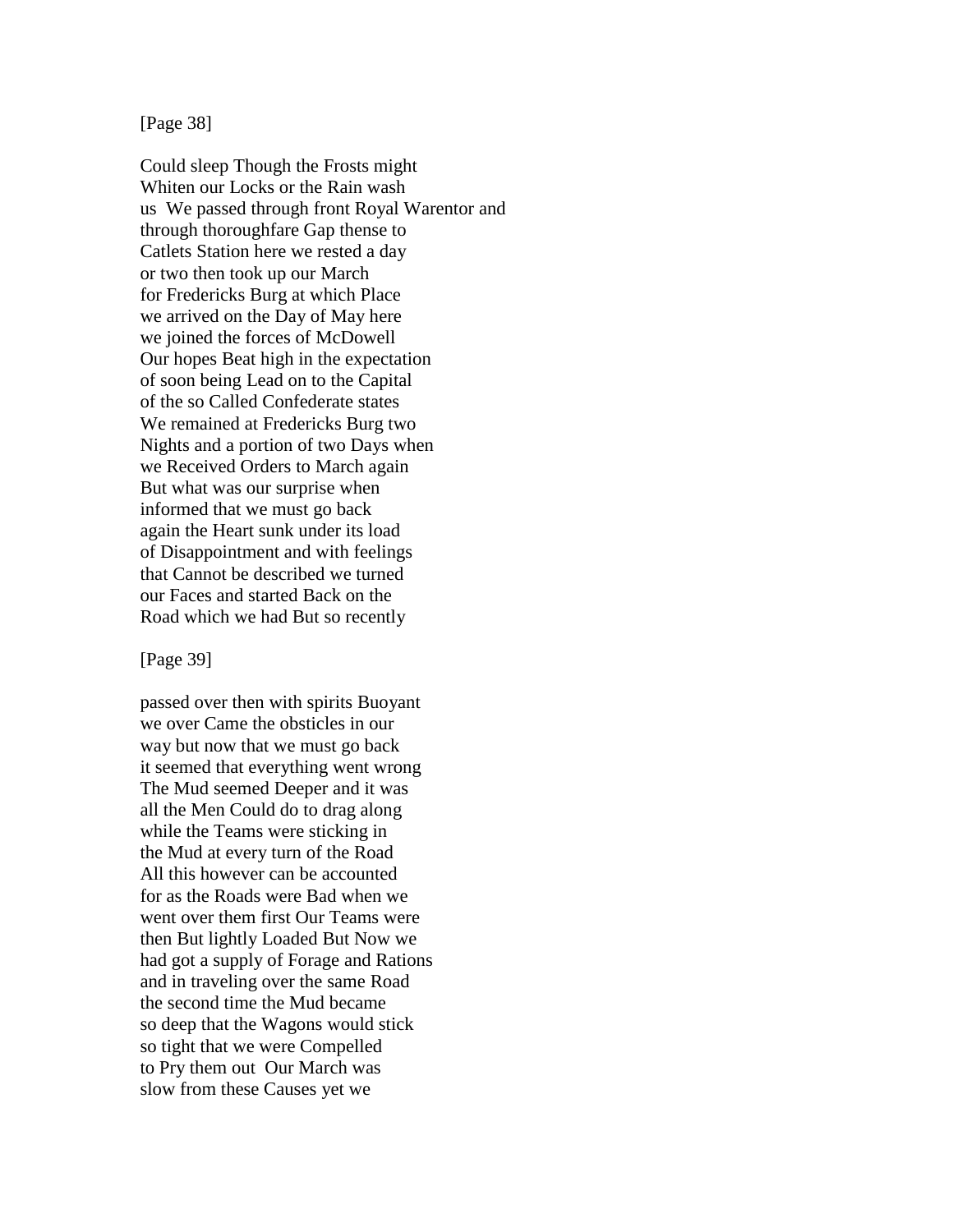[Page 38]

Could sleep Though the Frosts might
Whiten our Locks or the Rain wash
us We passed through front Royal Warentor and
through thoroughfare Gap thense to
Catlets Station here we rested a day
or two then took up our March
for Fredericks Burg at which Place
we arrived on the Day of May here
we joined the forces of McDowell
Our hopes Beat high in the expectation
of soon being Lead on to the Capital
of the so Called Confederate states
We remained at Fredericks Burg two
Nights and a portion of two Days when
we Received Orders to March again
But what was our surprise when
informed that we must go back
again the Heart sunk under its load
of Disappointment and with feelings
that Cannot be described we turned
our Faces and started Back on the
Road which we had But so recently

[Page 39]

passed over then with spirits Buoyant
we over Came the obsticles in our
way but now that we must go back
it seemed that everything went wrong
The Mud seemed Deeper and it was
all the Men Could do to drag along
while the Teams were sticking in
the Mud at every turn of the Road
All this however can be accounted
for as the Roads were Bad when we
went over them first Our Teams were
then But lightly Loaded But Now we
had got a supply of Forage and Rations
and in traveling over the same Road
the second time the Mud became
so deep that the Wagons would stick
so tight that we were Compelled
to Pry them out Our March was
slow from these Causes yet we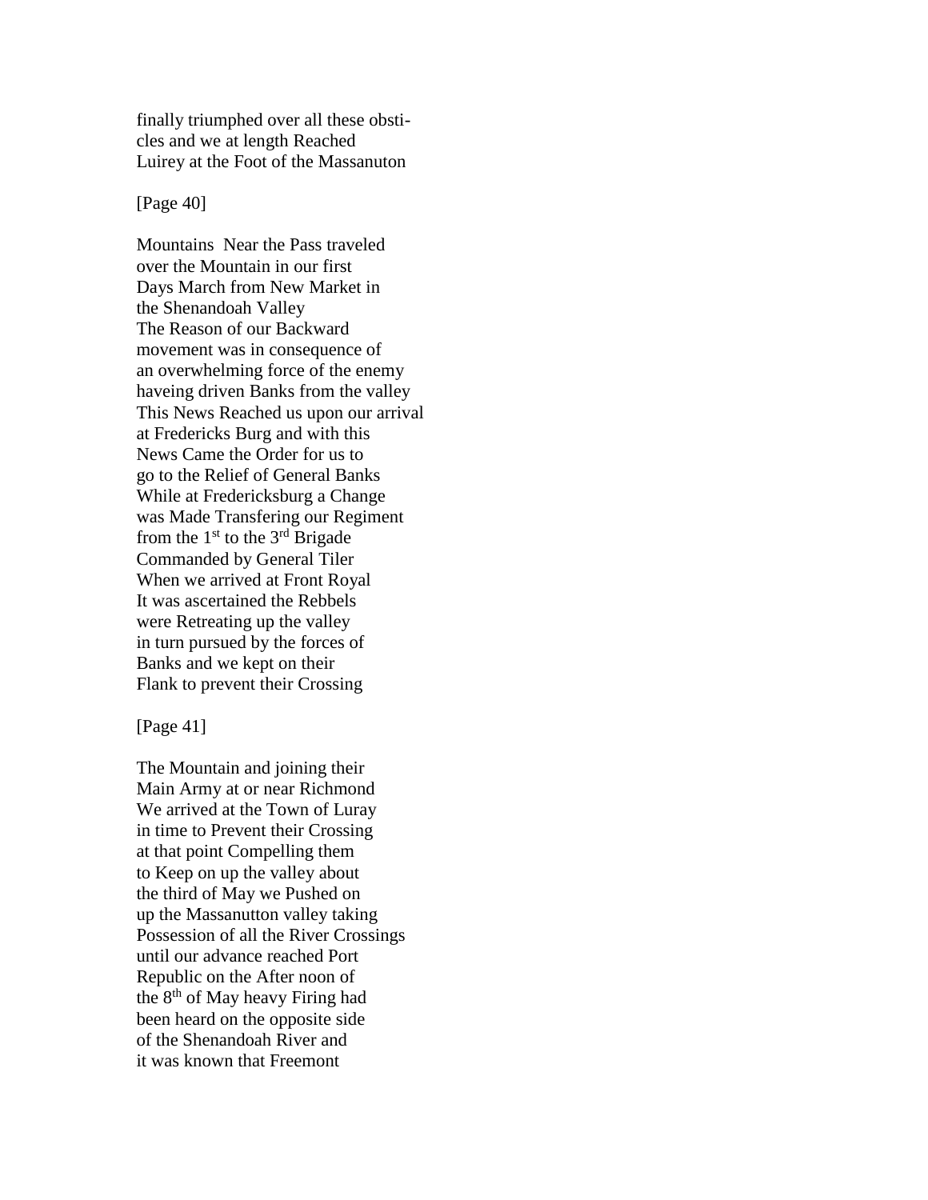finally triumphed over all these obsti-
cles and we at length Reached
Luirey at the Foot of the Massanuton

[Page 40]

Mountains  Near the Pass traveled
over the Mountain in our first
Days March from New Market in
the Shenandoah Valley
The Reason of our Backward
movement was in consequence of
an overwhelming force of the enemy
haveing driven Banks from the valley
This News Reached us upon our arrival
at Fredericks Burg and with this
News Came the Order for us to
go to the Relief of General Banks
While at Fredericksburg a Change
was Made Transfering our Regiment
from the 1st to the 3rd Brigade
Commanded by General Tiler
When we arrived at Front Royal
It was ascertained the Rebbels
were Retreating up the valley
in turn pursued by the forces of
Banks and we kept on their
Flank to prevent their Crossing

[Page 41]

The Mountain and joining their
Main Army at or near Richmond
We arrived at the Town of Luray
in time to Prevent their Crossing
at that point Compelling them
to Keep on up the valley about
the third of May we Pushed on
up the Massanutton valley taking
Possession of all the River Crossings
until our advance reached Port
Republic on the After noon of
the 8th of May heavy Firing had
been heard on the opposite side
of the Shenandoah River and
it was known that Freemont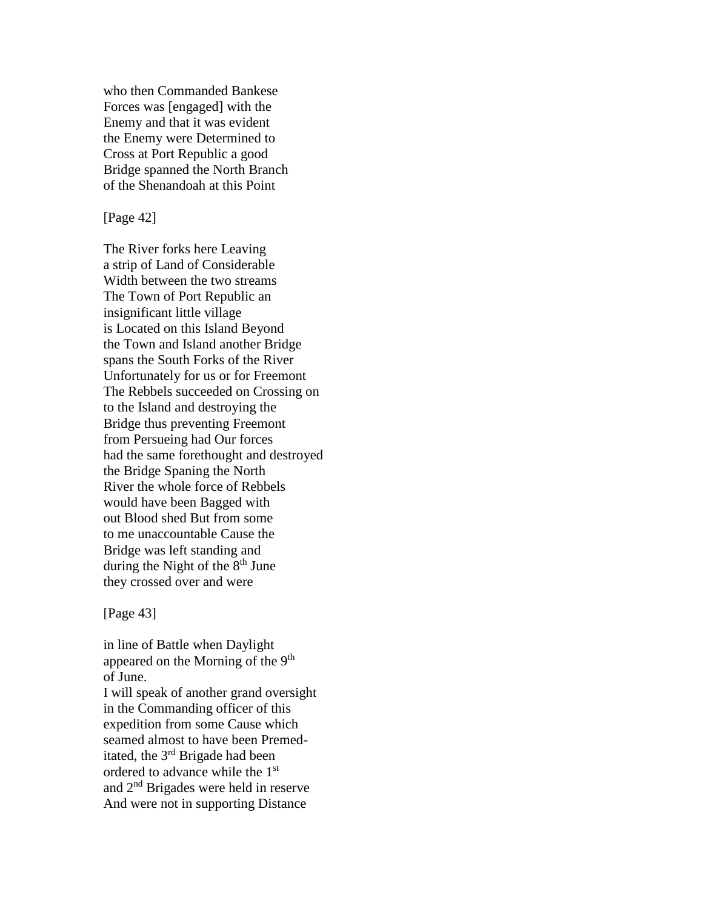who then Commanded Bankese
Forces was [engaged] with the
Enemy and that it was evident
the Enemy were Determined to
Cross at Port Republic a good
Bridge spanned the North Branch
of the Shenandoah at this Point

[Page 42]

The River forks here Leaving
a strip of Land of Considerable
Width between the two streams
The Town of Port Republic an
insignificant little village
is Located on this Island Beyond
the Town and Island another Bridge
spans the South Forks of the River
Unfortunately for us or for Freemont
The Rebbels succeeded on Crossing on
to the Island and destroying the
Bridge thus preventing Freemont
from Persueing had Our forces
had the same forethought and destroyed
the Bridge Spaning the North
River the whole force of Rebbels
would have been Bagged with
out Blood shed But from some
to me unaccountable Cause the
Bridge was left standing and
during the Night of the 8th June
they crossed over and were

[Page 43]

in line of Battle when Daylight
appeared on the Morning of the 9th
of June.
I will speak of another grand oversight
in the Commanding officer of this
expedition from some Cause which
seamed almost to have been Premed-
itated, the 3rd Brigade had been
ordered to advance while the 1st
and 2nd Brigades were held in reserve
And were not in supporting Distance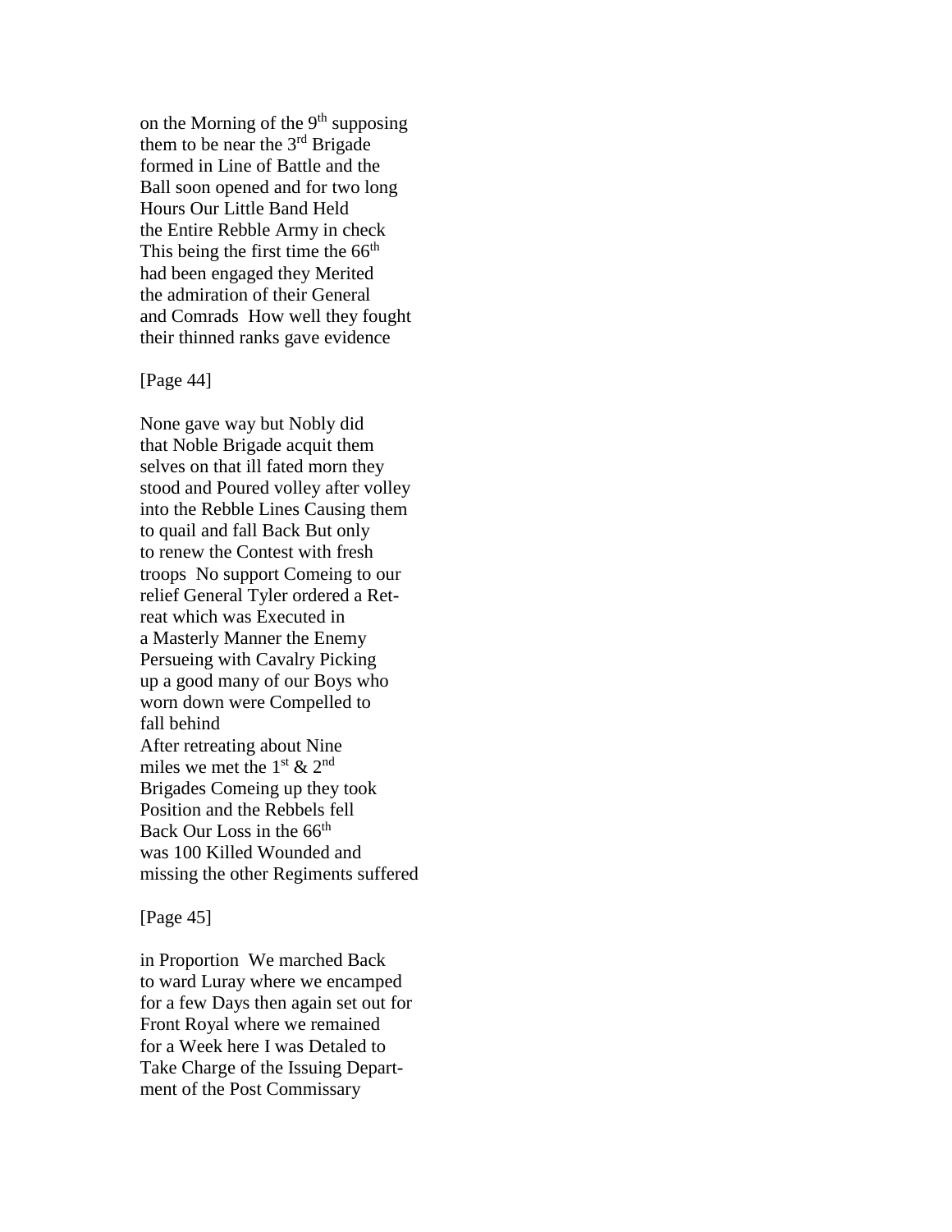on the Morning of the 9th supposing
them to be near the 3rd Brigade
formed in Line of Battle and the
Ball soon opened and for two long
Hours Our Little Band Held
the Entire Rebble Army in check
This being the first time the 66th
had been engaged they Merited
the admiration of their General
and Comrads  How well they fought
their thinned ranks gave evidence

[Page 44]

None gave way but Nobly did
that Noble Brigade acquit them
selves on that ill fated morn they
stood and Poured volley after volley
into the Rebble Lines Causing them
to quail and fall Back But only
to renew the Contest with fresh
troops  No support Comeing to our
relief General Tyler ordered a Ret-
reat which was Executed in
a Masterly Manner the Enemy
Persueing with Cavalry Picking
up a good many of our Boys who
worn down were Compelled to
fall behind
After retreating about Nine
miles we met the 1st & 2nd
Brigades Comeing up they took
Position and the Rebbels fell
Back Our Loss in the 66th
was 100 Killed Wounded and
missing the other Regiments suffered

[Page 45]

in Proportion  We marched Back
to ward Luray where we encamped
for a few Days then again set out for
Front Royal where we remained
for a Week here I was Detaled to
Take Charge of the Issuing Depart-
ment of the Post Commissary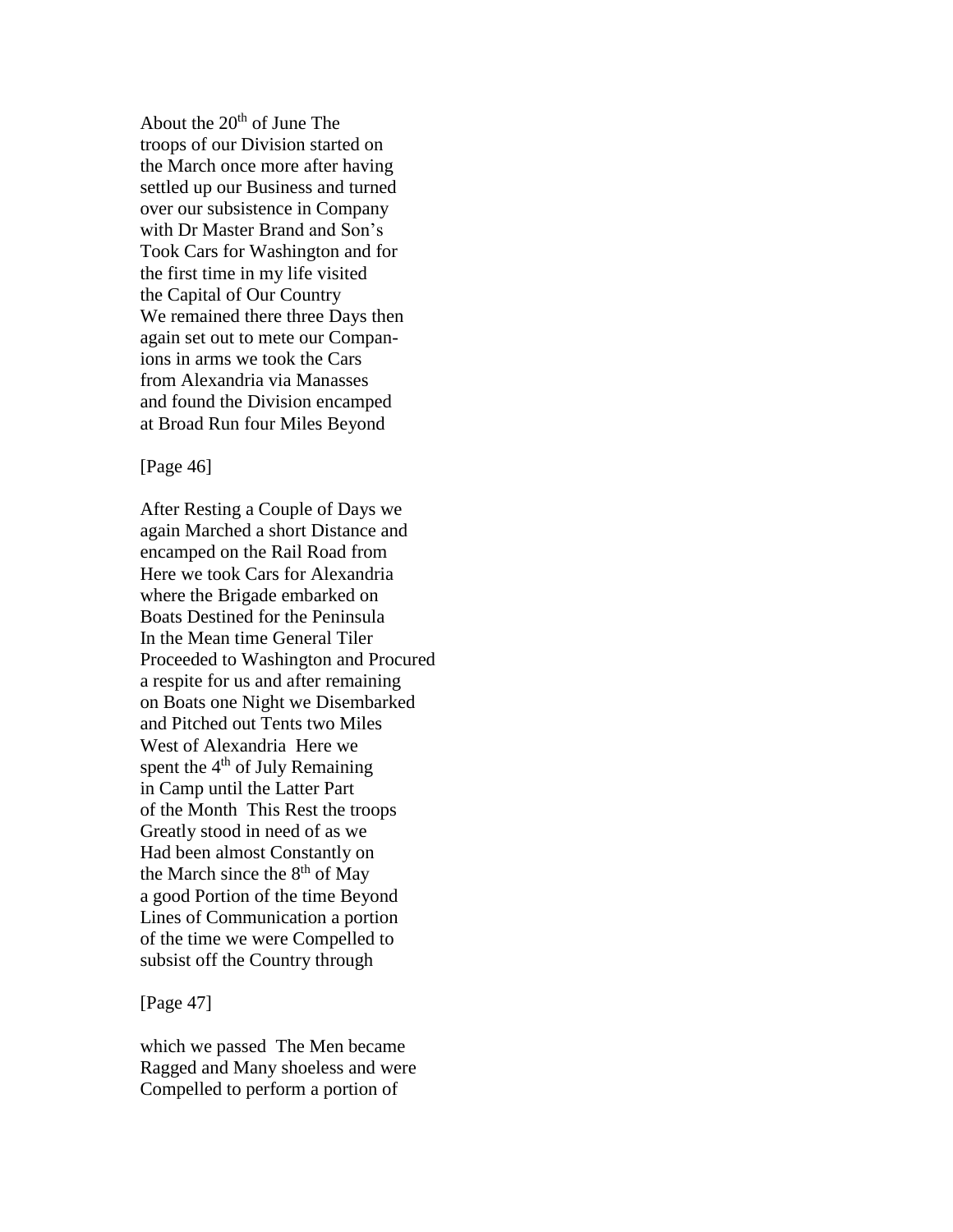About the 20th of June The
troops of our Division started on
the March once more after having
settled up our Business and turned
over our subsistence in Company
with Dr Master Brand and Son's
Took Cars for Washington and for
the first time in my life visited
the Capital of Our Country
We remained there three Days then
again set out to mete our Compan-
ions in arms we took the Cars
from Alexandria via Manasses
and found the Division encamped
at Broad Run four Miles Beyond

[Page 46]

After Resting a Couple of Days we
again Marched a short Distance and
encamped on the Rail Road from
Here we took Cars for Alexandria
where the Brigade embarked on
Boats Destined for the Peninsula
In the Mean time General Tiler
Proceeded to Washington and Procured
a respite for us and after remaining
on Boats one Night we Disembarked
and Pitched out Tents two Miles
West of Alexandria Here we
spent the 4th of July Remaining
in Camp until the Latter Part
of the Month This Rest the troops
Greatly stood in need of as we
Had been almost Constantly on
the March since the 8th of May
a good Portion of the time Beyond
Lines of Communication a portion
of the time we were Compelled to
subsist off the Country through

[Page 47]

which we passed The Men became
Ragged and Many shoeless and were
Compelled to perform a portion of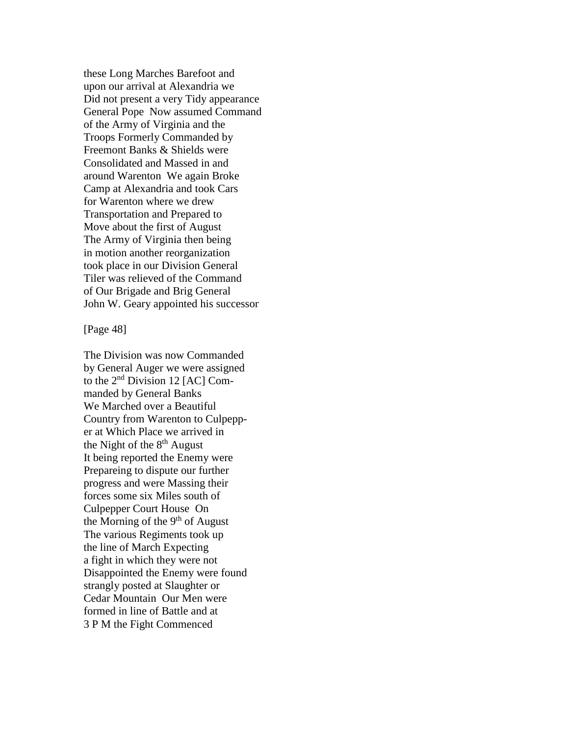these Long Marches Barefoot and
upon our arrival at Alexandria we
Did not present a very Tidy appearance
General Pope  Now assumed Command
of the Army of Virginia and the
Troops Formerly Commanded by
Freemont Banks & Shields were
Consolidated and Massed in and
around Warenton  We again Broke
Camp at Alexandria and took Cars
for Warenton where we drew
Transportation and Prepared to
Move about the first of August
The Army of Virginia then being
in motion another reorganization
took place in our Division General
Tiler was relieved of the Command
of Our Brigade and Brig General
John W. Geary appointed his successor

[Page 48]

The Division was now Commanded
by General Auger we were assigned
to the 2nd Division 12 [AC] Com-
manded by General Banks
We Marched over a Beautiful
Country from Warenton to Culpepp-
er at Which Place we arrived in
the Night of the 8th August
It being reported the Enemy were
Prepareing to dispute our further
progress and were Massing their
forces some six Miles south of
Culpepper Court House  On
the Morning of the 9th of August
The various Regiments took up
the line of March Expecting
a fight in which they were not
Disappointed the Enemy were found
strangly posted at Slaughter or
Cedar Mountain  Our Men were
formed in line of Battle and at
3 P M the Fight Commenced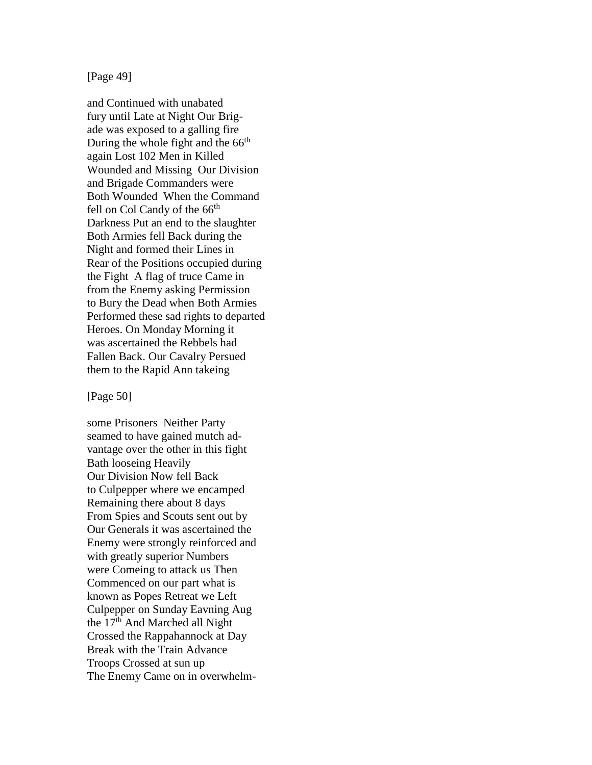[Page 49]

and Continued with unabated
fury until Late at Night Our Brig-
ade was exposed to a galling fire
During the whole fight and the 66th
again Lost 102 Men in Killed
Wounded and Missing  Our Division
and Brigade Commanders were
Both Wounded  When the Command
fell on Col Candy of the 66th
Darkness Put an end to the slaughter
Both Armies fell Back during the
Night and formed their Lines in
Rear of the Positions occupied during
the Fight  A flag of truce Came in
from the Enemy asking Permission
to Bury the Dead when Both Armies
Performed these sad rights to departed
Heroes. On Monday Morning it
was ascertained the Rebbels had
Fallen Back. Our Cavalry Persued
them to the Rapid Ann takeing

[Page 50]

some Prisoners  Neither Party
seamed to have gained mutch ad-
vantage over the other in this fight
Bath looseing Heavily
Our Division Now fell Back
to Culpepper where we encamped
Remaining there about 8 days
From Spies and Scouts sent out by
Our Generals it was ascertained the
Enemy were strongly reinforced and
with greatly superior Numbers
were Comeing to attack us Then
Commenced on our part what is
known as Popes Retreat we Left
Culpepper on Sunday Eavning Aug
the 17th And Marched all Night
Crossed the Rappahannock at Day
Break with the Train Advance
Troops Crossed at sun up
The Enemy Came on in overwhelm-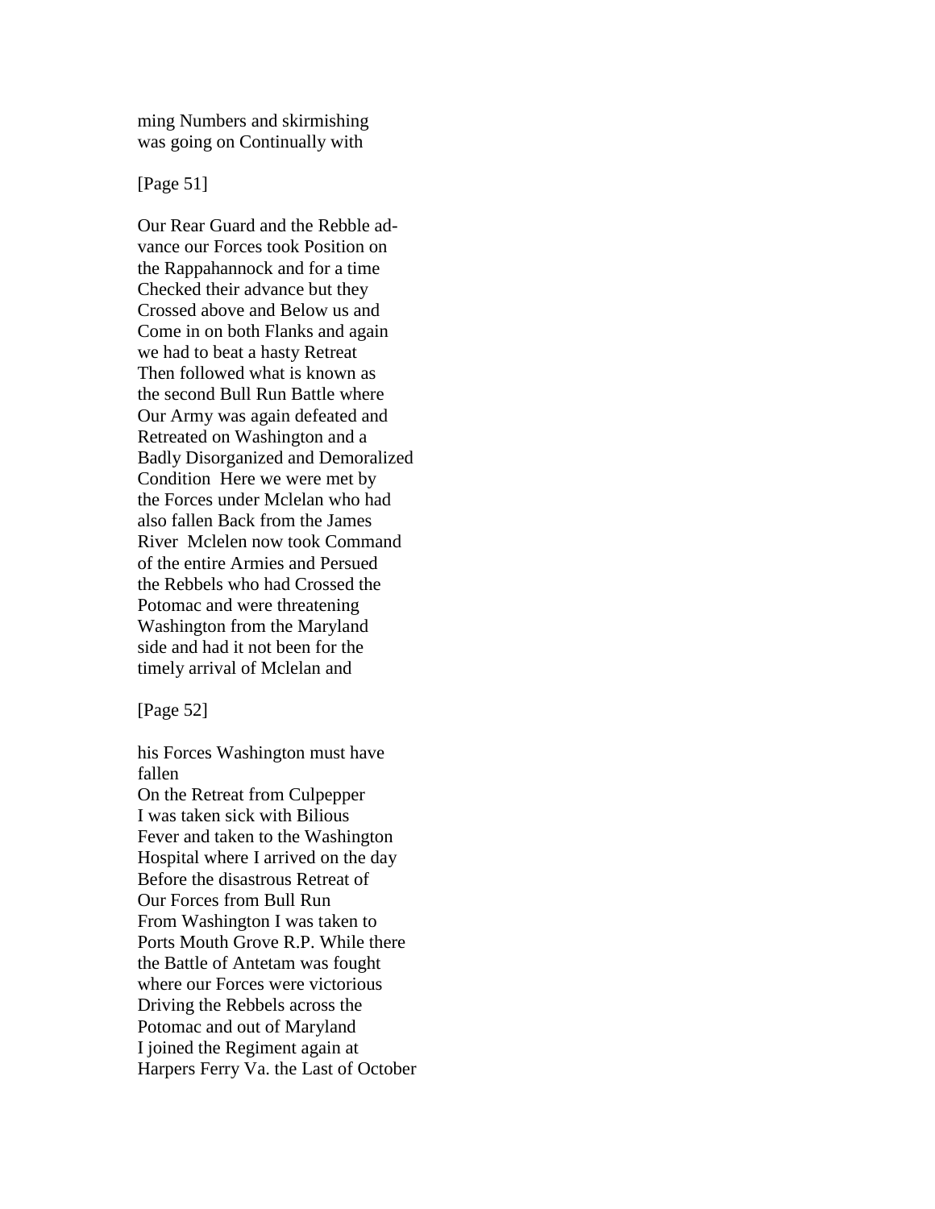ming Numbers and skirmishing
was going on Continually with

[Page 51]

Our Rear Guard and the Rebble ad-
vance our Forces took Position on
the Rappahannock and for a time
Checked their advance but they
Crossed above and Below us and
Come in on both Flanks and again
we had to beat a hasty Retreat
Then followed what is known as
the second Bull Run Battle where
Our Army was again defeated and
Retreated on Washington and a
Badly Disorganized and Demoralized
Condition  Here we were met by
the Forces under Mclelan who had
also fallen Back from the James
River  Mclelen now took Command
of the entire Armies and Persued
the Rebbels who had Crossed the
Potomac and were threatening
Washington from the Maryland
side and had it not been for the
timely arrival of Mclelan and

[Page 52]

his Forces Washington must have
fallen
On the Retreat from Culpepper
I was taken sick with Bilious
Fever and taken to the Washington
Hospital where I arrived on the day
Before the disastrous Retreat of
Our Forces from Bull Run
From Washington I was taken to
Ports Mouth Grove R.P. While there
the Battle of Antetam was fought
where our Forces were victorious
Driving the Rebbels across the
Potomac and out of Maryland
I joined the Regiment again at
Harpers Ferry Va. the Last of October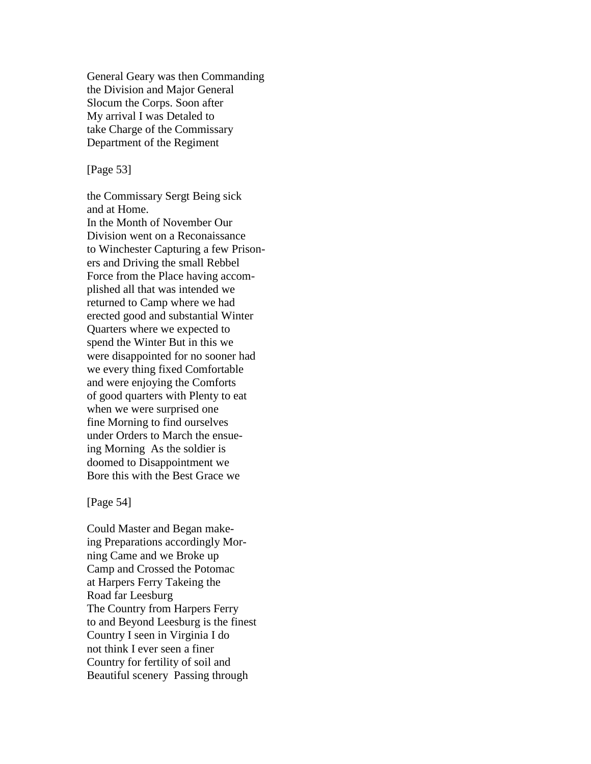General Geary was then Commanding
the Division and Major General
Slocum the Corps. Soon after
My arrival I was Detaled to
take Charge of the Commissary
Department of the Regiment

[Page 53]

the Commissary Sergt Being sick
and at Home.
In the Month of November Our
Division went on a Reconaissance
to Winchester Capturing a few Prison-
ers and Driving the small Rebbel
Force from the Place having accom-
plished all that was intended we
returned to Camp where we had
erected good and substantial Winter
Quarters where we expected to
spend the Winter But in this we
were disappointed for no sooner had
we every thing fixed Comfortable
and were enjoying the Comforts
of good quarters with Plenty to eat
when we were surprised one
fine Morning to find ourselves
under Orders to March the ensue-
ing Morning  As the soldier is
doomed to Disappointment we
Bore this with the Best Grace we

[Page 54]

Could Master and Began make-
ing Preparations accordingly Mor-
ning Came and we Broke up
Camp and Crossed the Potomac
at Harpers Ferry Takeing the
Road far Leesburg
The Country from Harpers Ferry
to and Beyond Leesburg is the finest
Country I seen in Virginia I do
not think I ever seen a finer
Country for fertility of soil and
Beautiful scenery  Passing through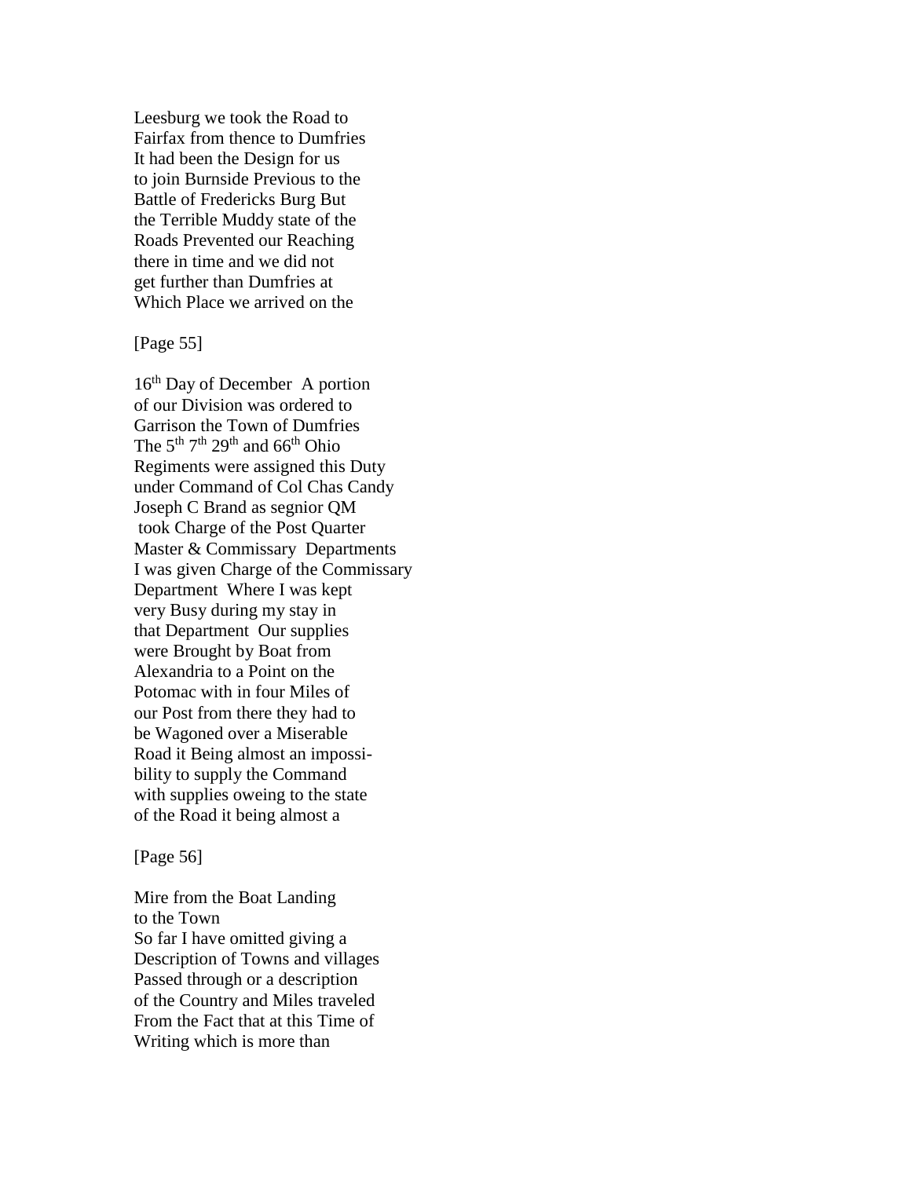Leesburg we took the Road to
Fairfax from thence to Dumfries
It had been the Design for us
to join Burnside Previous to the
Battle of Fredericks Burg But
the Terrible Muddy state of the
Roads Prevented our Reaching
there in time and we did not
get further than Dumfries at
Which Place we arrived on the

[Page 55]

16th Day of December  A portion
of our Division was ordered to
Garrison the Town of Dumfries
The 5th 7th 29th and 66th Ohio
Regiments were assigned this Duty
under Command of Col Chas Candy
Joseph C Brand as segnior QM
took Charge of the Post Quarter
Master & Commissary  Departments
I was given Charge of the Commissary
Department  Where I was kept
very Busy during my stay in
that Department  Our supplies
were Brought by Boat from
Alexandria to a Point on the
Potomac with in four Miles of
our Post from there they had to
be Wagoned over a Miserable
Road it Being almost an impossi-
bility to supply the Command
with supplies oweing to the state
of the Road it being almost a

[Page 56]

Mire from the Boat Landing
to the Town
So far I have omitted giving a
Description of Towns and villages
Passed through or a description
of the Country and Miles traveled
From the Fact that at this Time of
Writing which is more than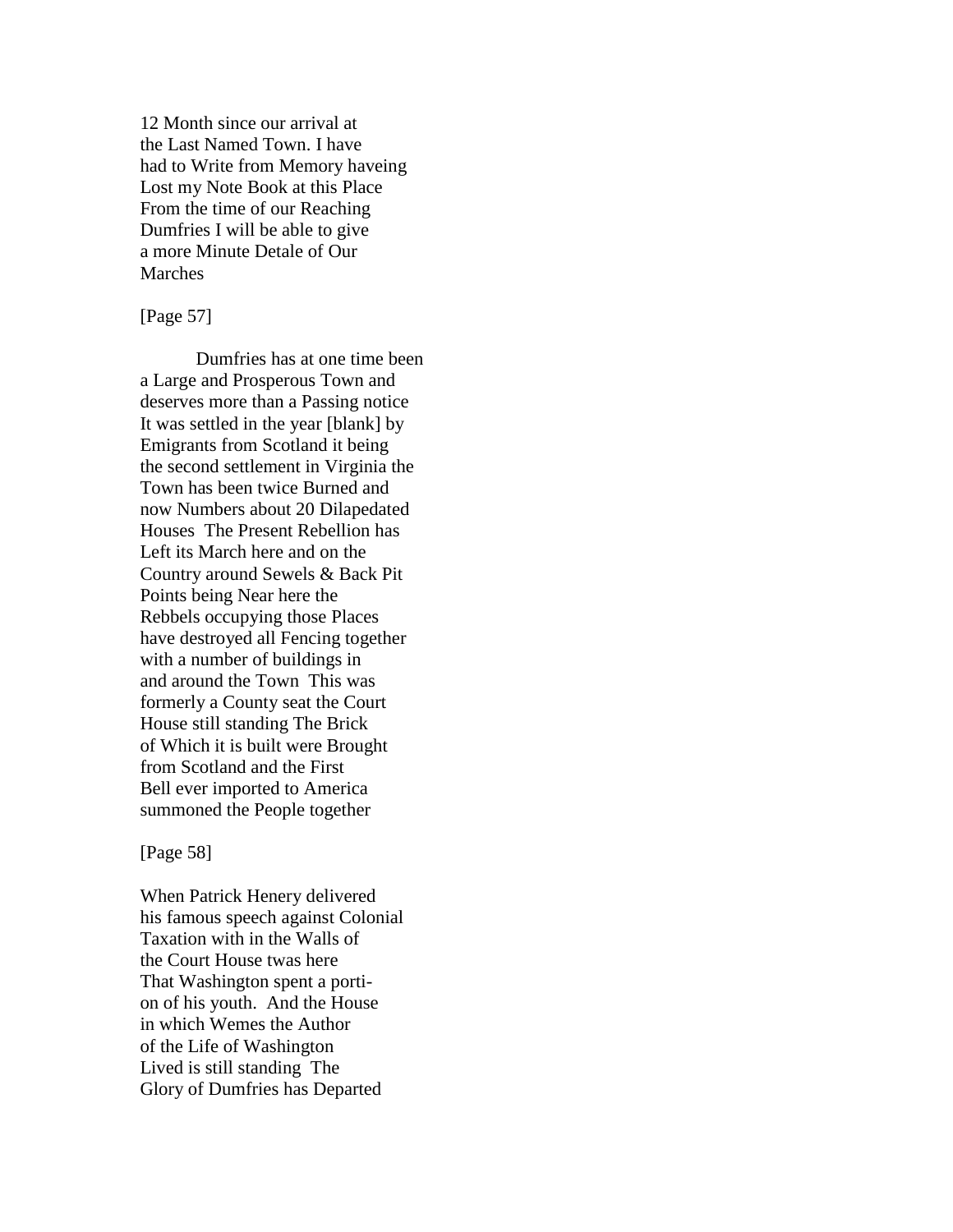12 Month since our arrival at
the Last Named Town. I have
had to Write from Memory haveing
Lost my Note Book at this Place
From the time of our Reaching
Dumfries I will be able to give
a more Minute Detale of Our
Marches

[Page 57]

Dumfries has at one time been
a Large and Prosperous Town and
deserves more than a Passing notice
It was settled in the year [blank] by
Emigrants from Scotland it being
the second settlement in Virginia the
Town has been twice Burned and
now Numbers about 20 Dilapedated
Houses  The Present Rebellion has
Left its March here and on the
Country around Sewels & Back Pit
Points being Near here the
Rebbels occupying those Places
have destroyed all Fencing together
with a number of buildings in
and around the Town  This was
formerly a County seat the Court
House still standing The Brick
of Which it is built were Brought
from Scotland and the First
Bell ever imported to America
summoned the People together

[Page 58]

When Patrick Henery delivered
his famous speech against Colonial
Taxation with in the Walls of
the Court House twas here
That Washington spent a porti-
on of his youth.  And the House
in which Wemes the Author
of the Life of Washington
Lived is still standing  The
Glory of Dumfries has Departed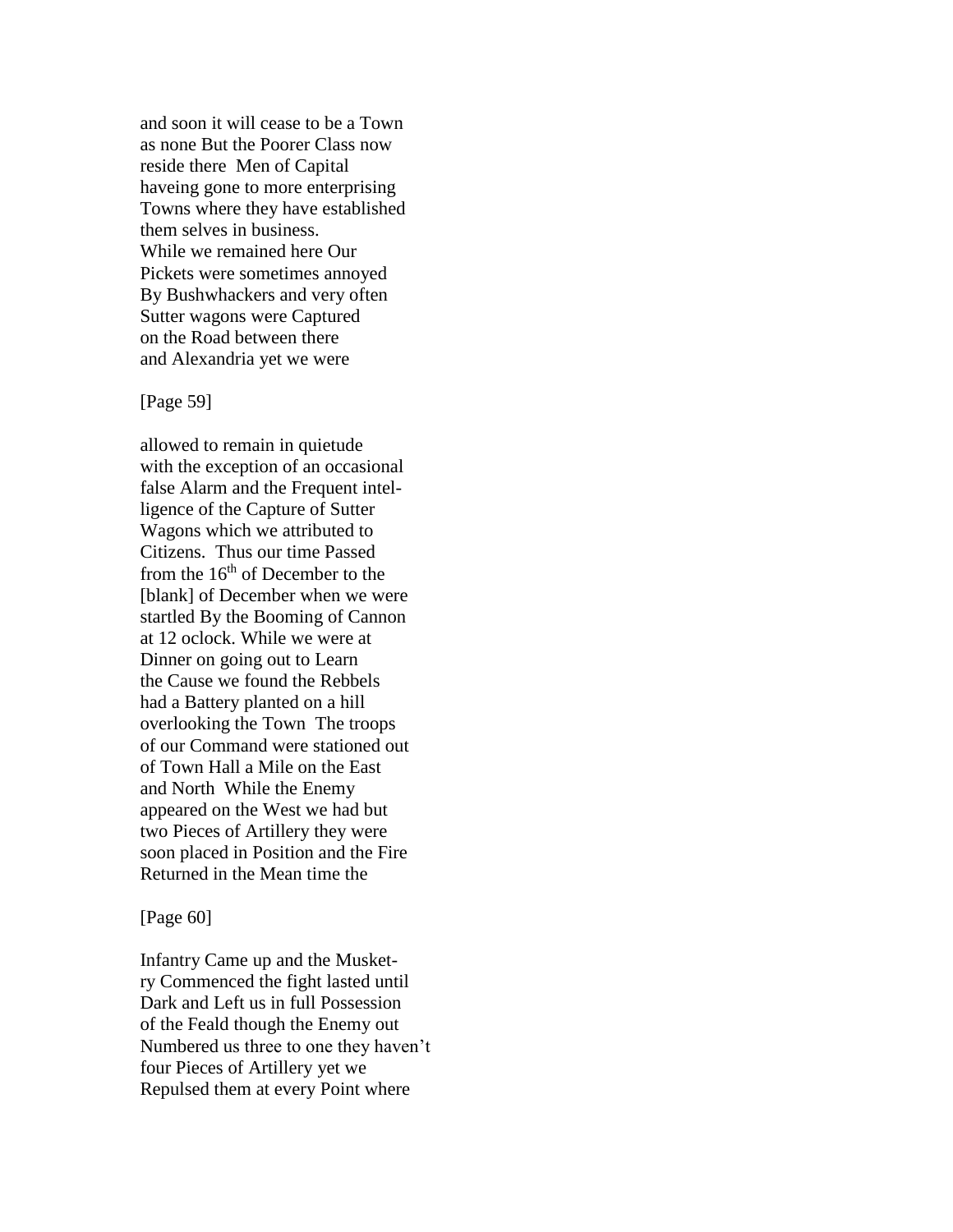and soon it will cease to be a Town
as none But the Poorer Class now
reside there  Men of Capital
haveing gone to more enterprising
Towns where they have established
them selves in business.
While we remained here Our
Pickets were sometimes annoyed
By Bushwhackers and very often
Sutter wagons were Captured
on the Road between there
and Alexandria yet we were

[Page 59]

allowed to remain in quietude
with the exception of an occasional
false Alarm and the Frequent intel-
ligence of the Capture of Sutter
Wagons which we attributed to
Citizens.  Thus our time Passed
from the 16th of December to the
[blank] of December when we were
startled By the Booming of Cannon
at 12 oclock. While we were at
Dinner on going out to Learn
the Cause we found the Rebbels
had a Battery planted on a hill
overlooking the Town  The troops
of our Command were stationed out
of Town Hall a Mile on the East
and North  While the Enemy
appeared on the West we had but
two Pieces of Artillery they were
soon placed in Position and the Fire
Returned in the Mean time the

[Page 60]

Infantry Came up and the Musket-
ry Commenced the fight lasted until
Dark and Left us in full Possession
of the Feald though the Enemy out
Numbered us three to one they haven't
four Pieces of Artillery yet we
Repulsed them at every Point where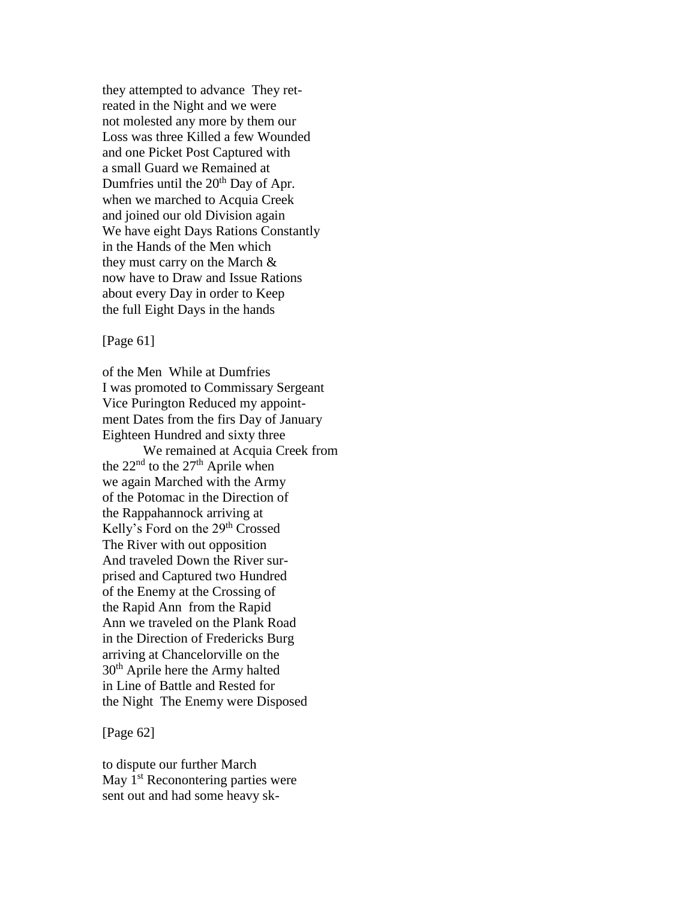they attempted to advance They ret-
reated in the Night and we were
not molested any more by them our
Loss was three Killed a few Wounded
and one Picket Post Captured with
a small Guard we Remained at
Dumfries until the 20th Day of Apr.
when we marched to Acquia Creek
and joined our old Division again
We have eight Days Rations Constantly
in the Hands of the Men which
they must carry on the March &
now have to Draw and Issue Rations
about every Day in order to Keep
the full Eight Days in the hands

[Page 61]

of the Men While at Dumfries
I was promoted to Commissary Sergeant
Vice Purington Reduced my appoint-
ment Dates from the firs Day of January
Eighteen Hundred and sixty three
We remained at Acquia Creek from
the 22nd to the 27th Aprile when
we again Marched with the Army
of the Potomac in the Direction of
the Rappahannock arriving at
Kelly's Ford on the 29th Crossed
The River with out opposition
And traveled Down the River sur-
prised and Captured two Hundred
of the Enemy at the Crossing of
the Rapid Ann from the Rapid
Ann we traveled on the Plank Road
in the Direction of Fredericks Burg
arriving at Chancelorville on the
30th Aprile here the Army halted
in Line of Battle and Rested for
the Night The Enemy were Disposed

[Page 62]

to dispute our further March
May 1st Reconontering parties were
sent out and had some heavy sk-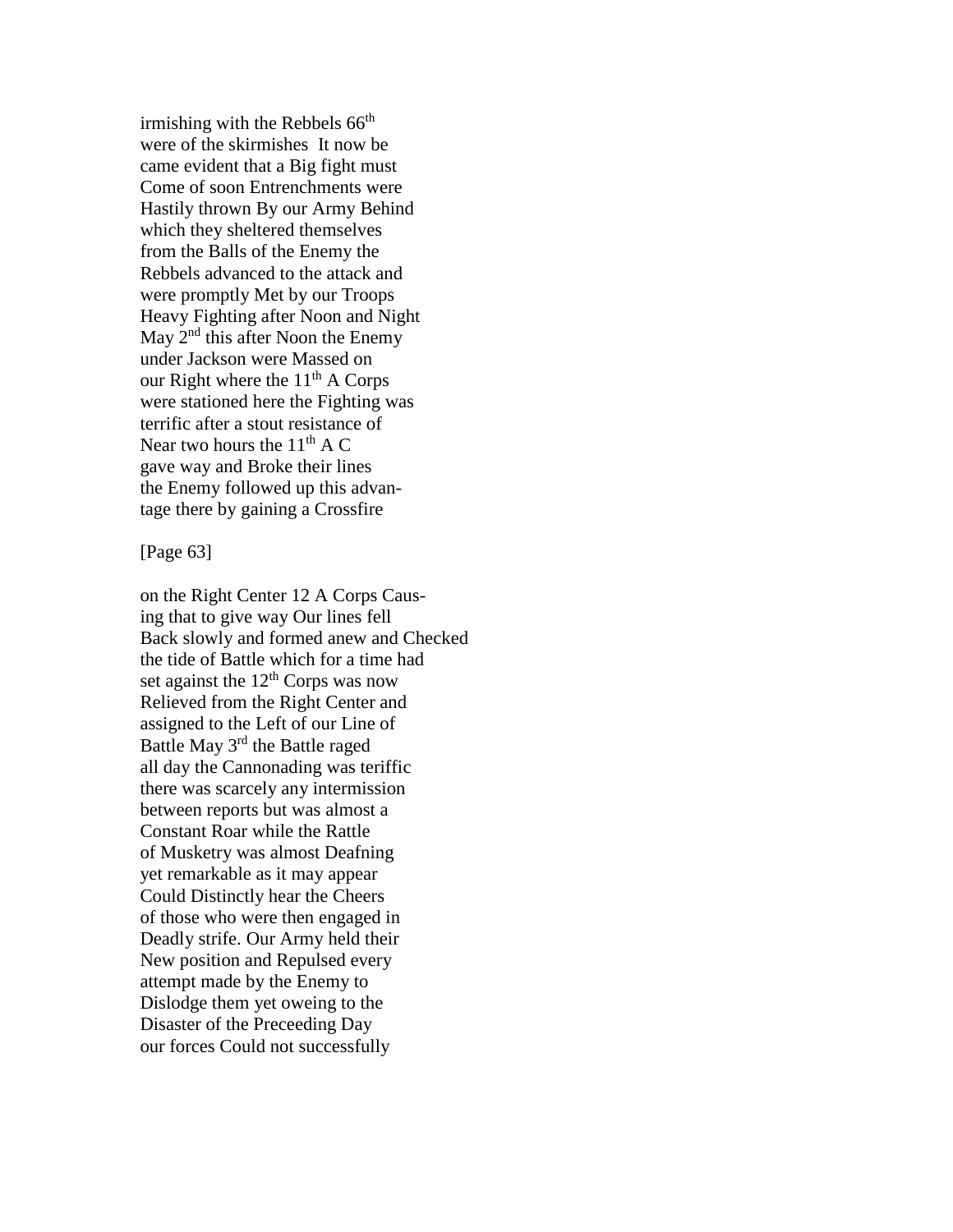irmishing with the Rebbels 66th
were of the skirmishes It now be
came evident that a Big fight must
Come of soon Entrenchments were
Hastily thrown By our Army Behind
which they sheltered themselves
from the Balls of the Enemy the
Rebbels advanced to the attack and
were promptly Met by our Troops
Heavy Fighting after Noon and Night
May 2nd this after Noon the Enemy
under Jackson were Massed on
our Right where the 11th A Corps
were stationed here the Fighting was
terrific after a stout resistance of
Near two hours the 11th A C
gave way and Broke their lines
the Enemy followed up this advan-
tage there by gaining a Crossfire

[Page 63]

on the Right Center 12 A Corps Caus-
ing that to give way Our lines fell
Back slowly and formed anew and Checked
the tide of Battle which for a time had
set against the 12th Corps was now
Relieved from the Right Center and
assigned to the Left of our Line of
Battle May 3rd the Battle raged
all day the Cannonading was teriffic
there was scarcely any intermission
between reports but was almost a
Constant Roar while the Rattle
of Musketry was almost Deafning
yet remarkable as it may appear
Could Distinctly hear the Cheers
of those who were then engaged in
Deadly strife. Our Army held their
New position and Repulsed every
attempt made by the Enemy to
Dislodge them yet oweing to the
Disaster of the Preceeding Day
our forces Could not successfully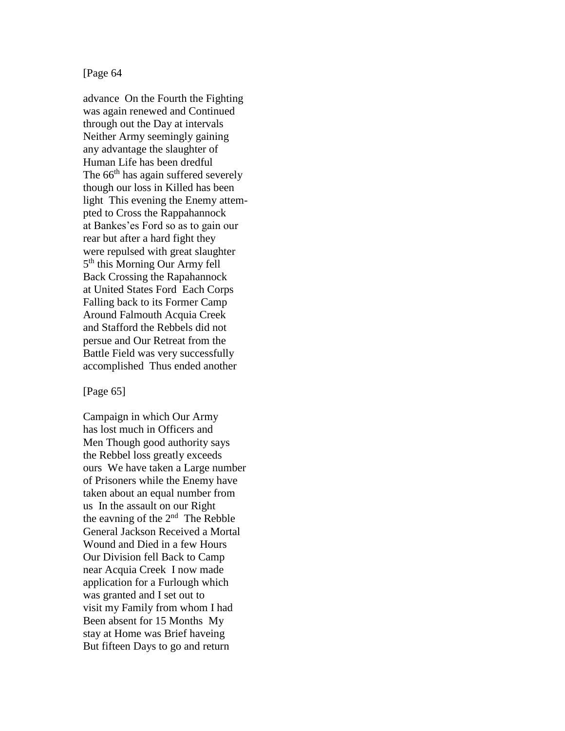[Page 64

advance  On the Fourth the Fighting
was again renewed and Continued
through out the Day at intervals
Neither Army seemingly gaining
any advantage the slaughter of
Human Life has been dredful
The 66th has again suffered severely
though our loss in Killed has been
light  This evening the Enemy attem-
pted to Cross the Rappahannock
at Bankes'es Ford so as to gain our
rear but after a hard fight they
were repulsed with great slaughter
5th this Morning Our Army fell
Back Crossing the Rapahannock
at United States Ford  Each Corps
Falling back to its Former Camp
Around Falmouth Acquia Creek
and Stafford the Rebbels did not
persue and Our Retreat from the
Battle Field was very successfully
accomplished  Thus ended another

[Page 65]

Campaign in which Our Army
has lost much in Officers and
Men Though good authority says
the Rebbel loss greatly exceeds
ours  We have taken a Large number
of Prisoners while the Enemy have
taken about an equal number from
us  In the assault on our Right
the eavning of the 2nd  The Rebble
General Jackson Received a Mortal
Wound and Died in a few Hours
Our Division fell Back to Camp
near Acquia Creek  I now made
application for a Furlough which
was granted and I set out to
visit my Family from whom I had
Been absent for 15 Months  My
stay at Home was Brief haveing
But fifteen Days to go and return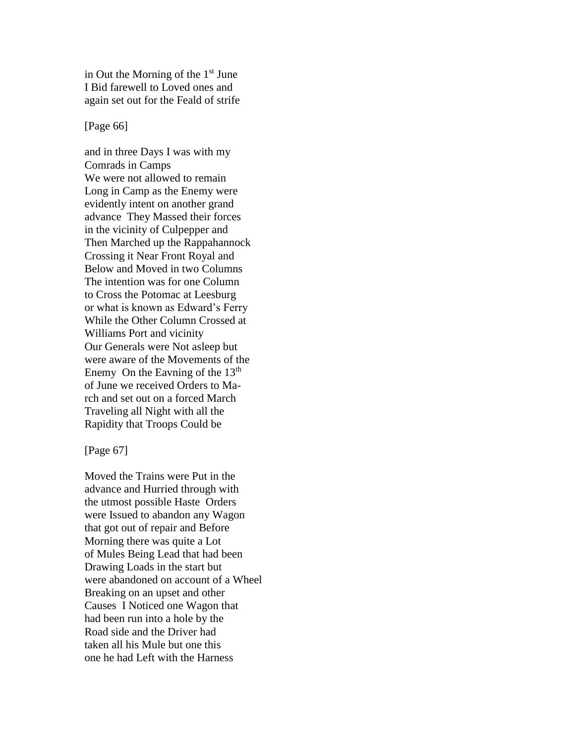in Out the Morning of the 1st June
I Bid farewell to Loved ones and
again set out for the Feald of strife

[Page 66]

and in three Days I was with my
Comrads in Camps
We were not allowed to remain
Long in Camp as the Enemy were
evidently intent on another grand
advance They Massed their forces
in the vicinity of Culpepper and
Then Marched up the Rappahannock
Crossing it Near Front Royal and
Below and Moved in two Columns
The intention was for one Column
to Cross the Potomac at Leesburg
or what is known as Edward's Ferry
While the Other Column Crossed at
Williams Port and vicinity
Our Generals were Not asleep but
were aware of the Movements of the
Enemy On the Eavning of the 13th
of June we received Orders to Ma-
rch and set out on a forced March
Traveling all Night with all the
Rapidity that Troops Could be

[Page 67]

Moved the Trains were Put in the
advance and Hurried through with
the utmost possible Haste Orders
were Issued to abandon any Wagon
that got out of repair and Before
Morning there was quite a Lot
of Mules Being Lead that had been
Drawing Loads in the start but
were abandoned on account of a Wheel
Breaking on an upset and other
Causes I Noticed one Wagon that
had been run into a hole by the
Road side and the Driver had
taken all his Mule but one this
one he had Left with the Harness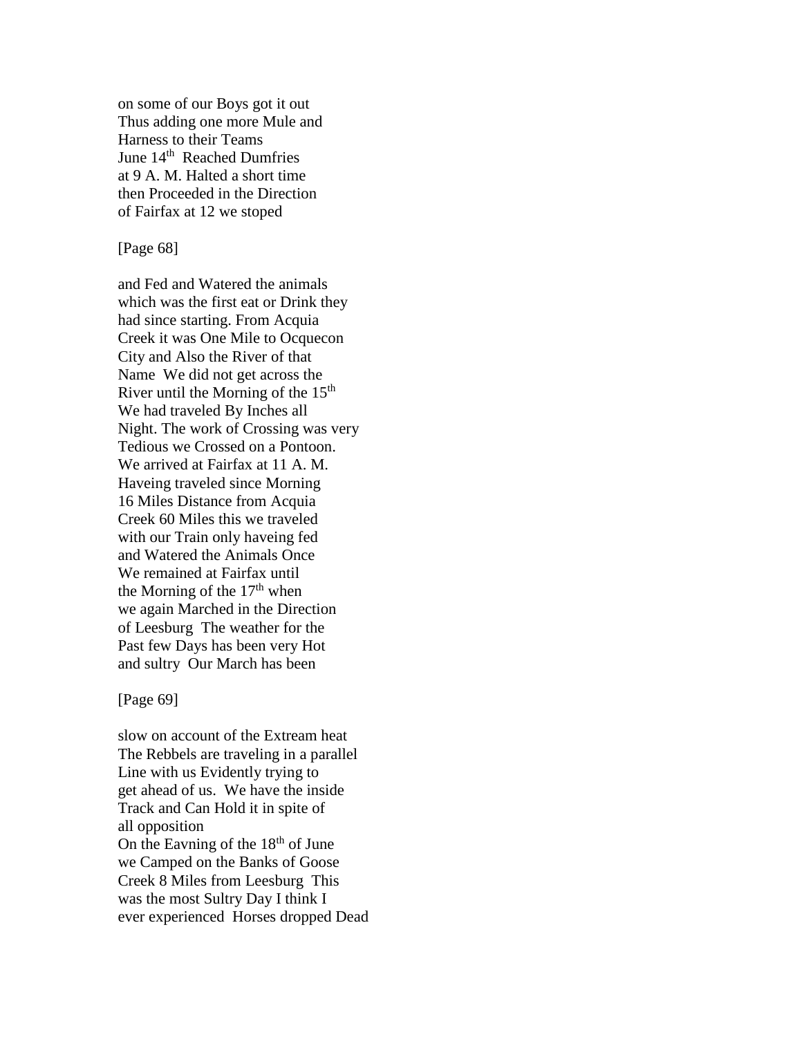on some of our Boys got it out
Thus adding one more Mule and
Harness to their Teams
June 14th Reached Dumfries
at 9 A. M. Halted a short time
then Proceeded in the Direction
of Fairfax at 12 we stoped

[Page 68]

and Fed and Watered the animals
which was the first eat or Drink they
had since starting. From Acquia
Creek it was One Mile to Ocquecon
City and Also the River of that
Name We did not get across the
River until the Morning of the 15th
We had traveled By Inches all
Night. The work of Crossing was very
Tedious we Crossed on a Pontoon.
We arrived at Fairfax at 11 A. M.
Haveing traveled since Morning
16 Miles Distance from Acquia
Creek 60 Miles this we traveled
with our Train only haveing fed
and Watered the Animals Once
We remained at Fairfax until
the Morning of the 17th when
we again Marched in the Direction
of Leesburg The weather for the
Past few Days has been very Hot
and sultry Our March has been

[Page 69]

slow on account of the Extream heat
The Rebbels are traveling in a parallel
Line with us Evidently trying to
get ahead of us. We have the inside
Track and Can Hold it in spite of
all opposition
On the Eavning of the 18th of June
we Camped on the Banks of Goose
Creek 8 Miles from Leesburg This
was the most Sultry Day I think I
ever experienced Horses dropped Dead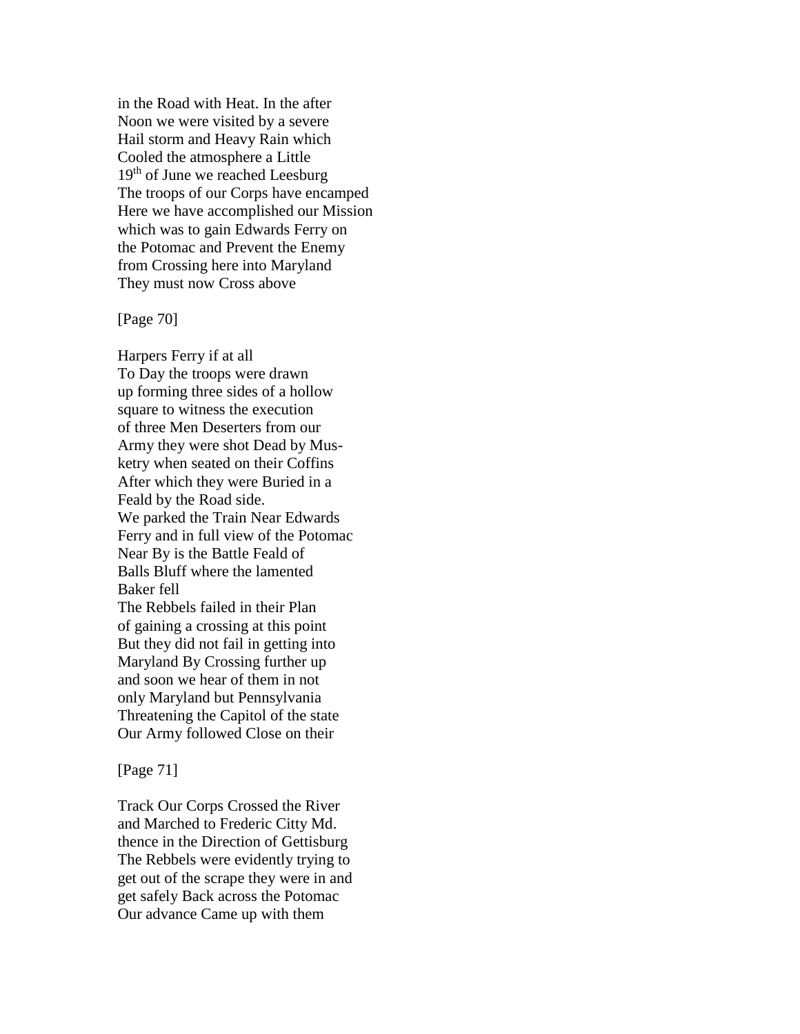in the Road with Heat. In the after
Noon we were visited by a severe
Hail storm and Heavy Rain which
Cooled the atmosphere a Little
19th of June we reached Leesburg
The troops of our Corps have encamped
Here we have accomplished our Mission
which was to gain Edwards Ferry on
the Potomac and Prevent the Enemy
from Crossing here into Maryland
They must now Cross above

[Page 70]

Harpers Ferry if at all
To Day the troops were drawn
up forming three sides of a hollow
square to witness the execution
of three Men Deserters from our
Army they were shot Dead by Mus-
ketry when seated on their Coffins
After which they were Buried in a
Feald by the Road side.
We parked the Train Near Edwards
Ferry and in full view of the Potomac
Near By is the Battle Feald of
Balls Bluff where the lamented
Baker fell
The Rebbels failed in their Plan
of gaining a crossing at this point
But they did not fail in getting into
Maryland By Crossing further up
and soon we hear of them in not
only Maryland but Pennsylvania
Threatening the Capitol of the state
Our Army followed Close on their

[Page 71]

Track Our Corps Crossed the River
and Marched to Frederic Citty Md.
thence in the Direction of Gettisburg
The Rebbels were evidently trying to
get out of the scrape they were in and
get safely Back across the Potomac
Our advance Came up with them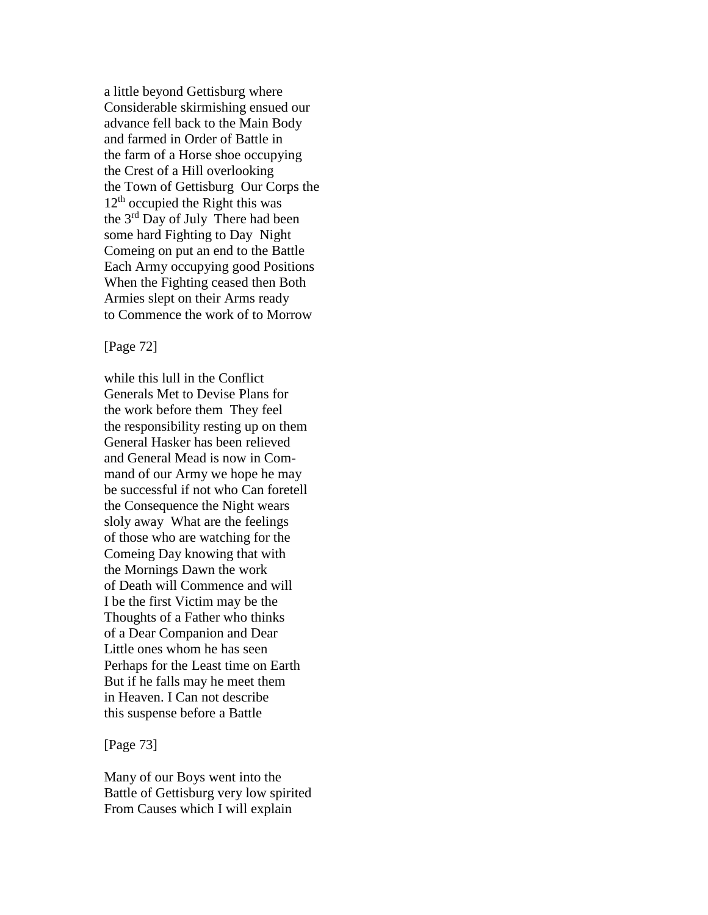a little beyond Gettisburg where
Considerable skirmishing ensued our
advance fell back to the Main Body
and farmed in Order of Battle in
the farm of a Horse shoe occupying
the Crest of a Hill overlooking
the Town of Gettisburg  Our Corps the
12th occupied the Right this was
the 3rd Day of July  There had been
some hard Fighting to Day  Night
Comeing on put an end to the Battle
Each Army occupying good Positions
When the Fighting ceased then Both
Armies slept on their Arms ready
to Commence the work of to Morrow

[Page 72]

while this lull in the Conflict
Generals Met to Devise Plans for
the work before them  They feel
the responsibility resting up on them
General Hasker has been relieved
and General Mead is now in Com-
mand of our Army we hope he may
be successful if not who Can foretell
the Consequence the Night wears
sloly away  What are the feelings
of those who are watching for the
Comeing Day knowing that with
the Mornings Dawn the work
of Death will Commence and will
I be the first Victim may be the
Thoughts of a Father who thinks
of a Dear Companion and Dear
Little ones whom he has seen
Perhaps for the Least time on Earth
But if he falls may he meet them
in Heaven. I Can not describe
this suspense before a Battle

[Page 73]

Many of our Boys went into the
Battle of Gettisburg very low spirited
From Causes which I will explain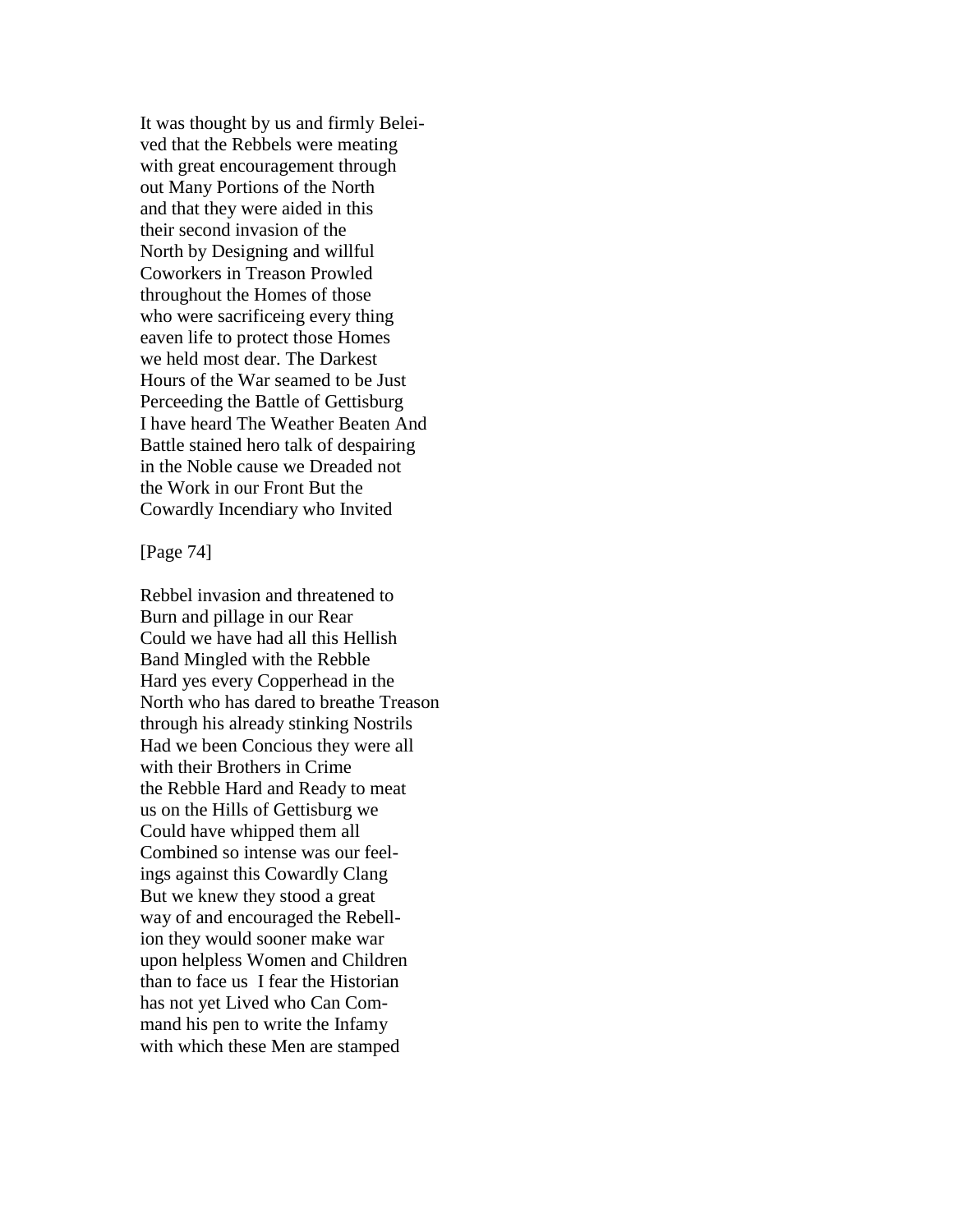It was thought by us and firmly Belei-
ved that the Rebbels were meating
with great encouragement through
out Many Portions of the North
and that they were aided in this
their second invasion of the
North by Designing and willful
Coworkers in Treason Prowled
throughout the Homes of those
who were sacrificeing every thing
eaven life to protect those Homes
we held most dear. The Darkest
Hours of the War seamed to be Just
Perceeding the Battle of Gettisburg
I have heard The Weather Beaten And
Battle stained hero talk of despairing
in the Noble cause we Dreaded not
the Work in our Front But the
Cowardly Incendiary who Invited

[Page 74]

Rebbel invasion and threatened to
Burn and pillage in our Rear
Could we have had all this Hellish
Band Mingled with the Rebble
Hard yes every Copperhead in the
North who has dared to breathe Treason
through his already stinking Nostrils
Had we been Concious they were all
with their Brothers in Crime
the Rebble Hard and Ready to meat
us on the Hills of Gettisburg we
Could have whipped them all
Combined so intense was our feel-
ings against this Cowardly Clang
But we knew they stood a great
way of and encouraged the Rebell-
ion they would sooner make war
upon helpless Women and Children
than to face us I fear the Historian
has not yet Lived who Can Com-
mand his pen to write the Infamy
with which these Men are stamped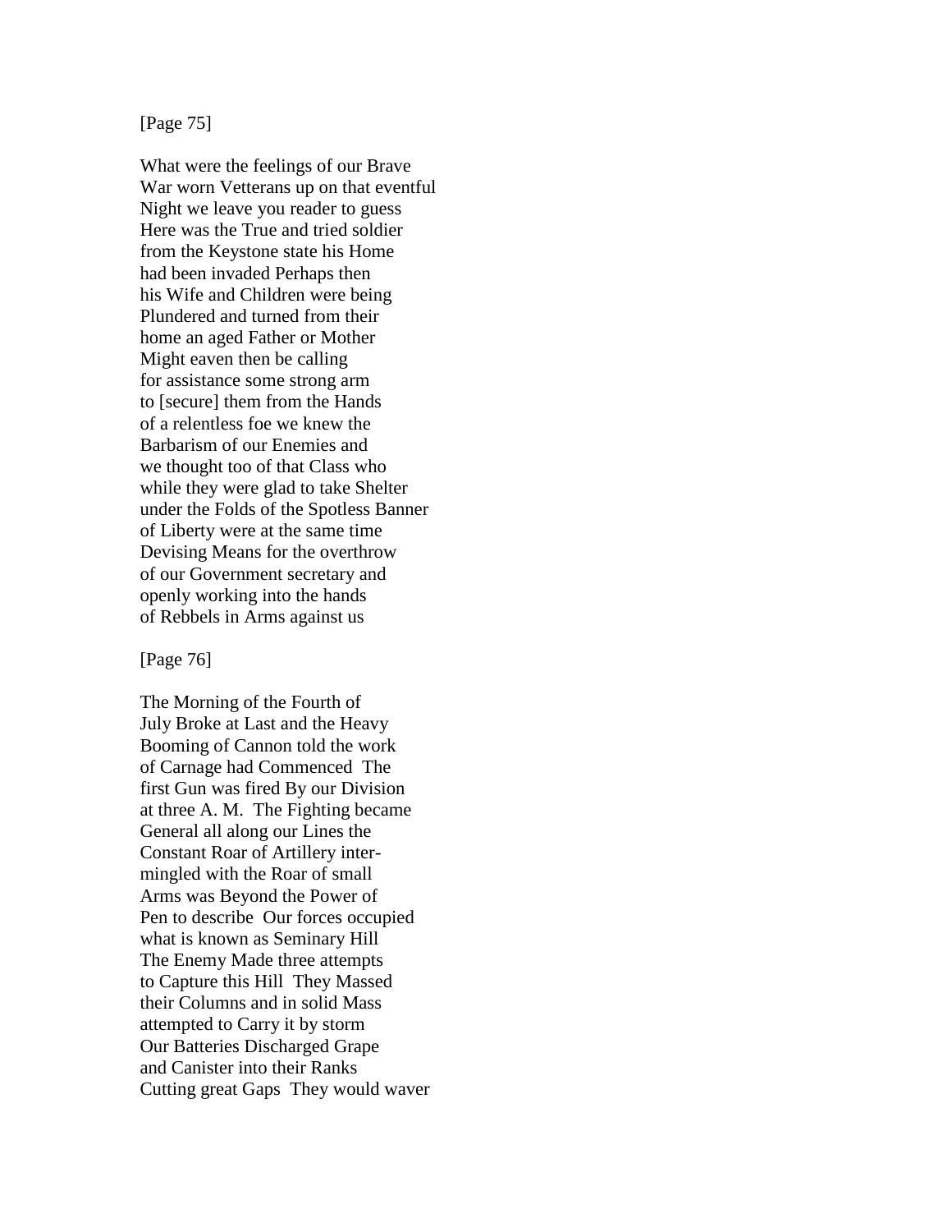[Page 75]

What were the feelings of our Brave
War worn Vetterans up on that eventful
Night we leave you reader to guess
Here was the True and tried soldier
from the Keystone state his Home
had been invaded Perhaps then
his Wife and Children were being
Plundered and turned from their
home an aged Father or Mother
Might eaven then be calling
for assistance some strong arm
to [secure] them from the Hands
of a relentless foe we knew the
Barbarism of our Enemies and
we thought too of that Class who
while they were glad to take Shelter
under the Folds of the Spotless Banner
of Liberty were at the same time
Devising Means for the overthrow
of our Government secretary and
openly working into the hands
of Rebbels in Arms against us

[Page 76]

The Morning of the Fourth of
July Broke at Last and the Heavy
Booming of Cannon told the work
of Carnage had Commenced The
first Gun was fired By our Division
at three A. M. The Fighting became
General all along our Lines the
Constant Roar of Artillery inter-
mingled with the Roar of small
Arms was Beyond the Power of
Pen to describe Our forces occupied
what is known as Seminary Hill
The Enemy Made three attempts
to Capture this Hill They Massed
their Columns and in solid Mass
attempted to Carry it by storm
Our Batteries Discharged Grape
and Canister into their Ranks
Cutting great Gaps They would waver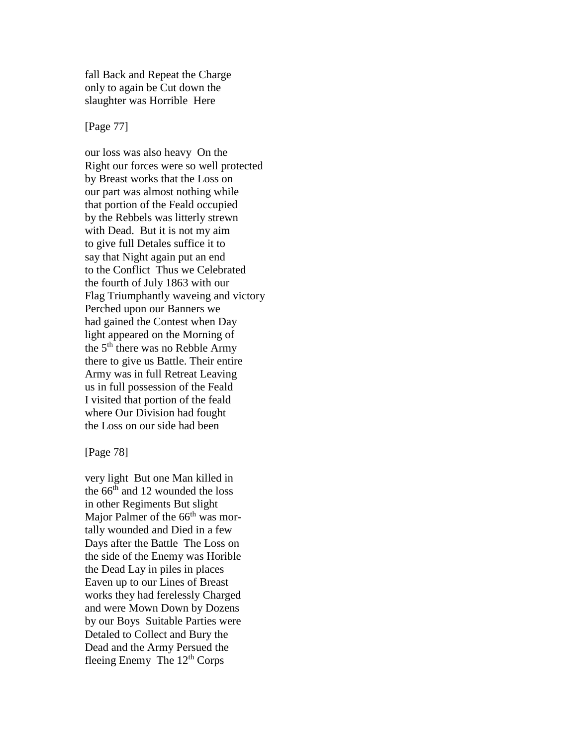fall Back and Repeat the Charge
only to again be Cut down the
slaughter was Horrible  Here

[Page 77]

our loss was also heavy  On the
Right our forces were so well protected
by Breast works that the Loss on
our part was almost nothing while
that portion of the Feald occupied
by the Rebbels was litterly strewn
with Dead.  But it is not my aim
to give full Detales suffice it to
say that Night again put an end
to the Conflict  Thus we Celebrated
the fourth of July 1863 with our
Flag Triumphantly waveing and victory
Perched upon our Banners we
had gained the Contest when Day
light appeared on the Morning of
the 5th there was no Rebble Army
there to give us Battle. Their entire
Army was in full Retreat Leaving
us in full possession of the Feald
I visited that portion of the feald
where Our Division had fought
the Loss on our side had been

[Page 78]

very light  But one Man killed in
the 66th and 12 wounded the loss
in other Regiments But slight
Major Palmer of the 66th was mor-
tally wounded and Died in a few
Days after the Battle  The Loss on
the side of the Enemy was Horible
the Dead Lay in piles in places
Eaven up to our Lines of Breast
works they had ferelessly Charged
and were Mown Down by Dozens
by our Boys  Suitable Parties were
Detaled to Collect and Bury the
Dead and the Army Persued the
fleeing Enemy  The 12th Corps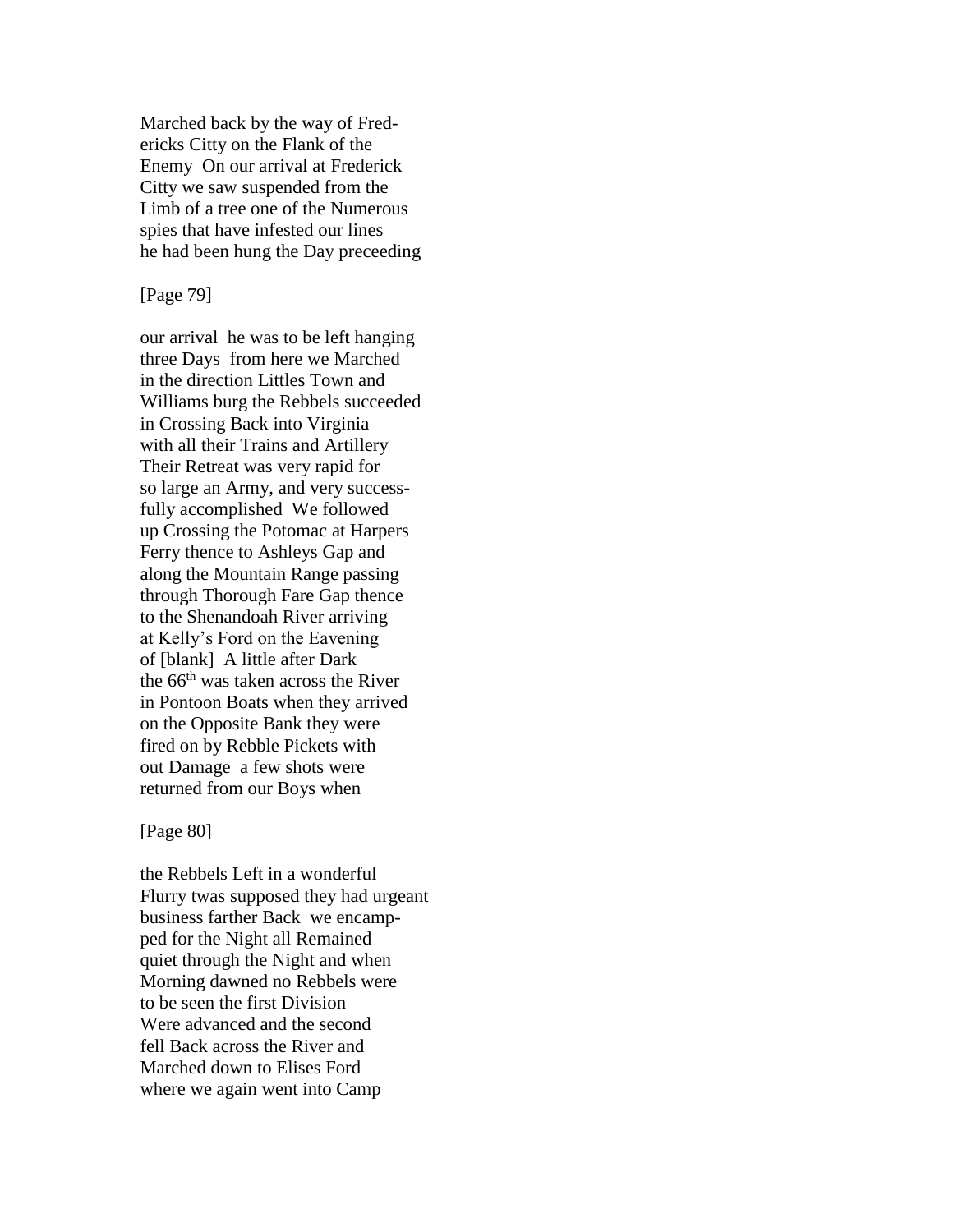Marched back by the way of Fred-
ericks Citty on the Flank of the
Enemy  On our arrival at Frederick
Citty we saw suspended from the
Limb of a tree one of the Numerous
spies that have infested our lines
he had been hung the Day preceeding

[Page 79]

our arrival  he was to be left hanging
three Days  from here we Marched
in the direction Littles Town and
Williams burg the Rebbels succeeded
in Crossing Back into Virginia
with all their Trains and Artillery
Their Retreat was very rapid for
so large an Army, and very success-
fully accomplished  We followed
up Crossing the Potomac at Harpers
Ferry thence to Ashleys Gap and
along the Mountain Range passing
through Thorough Fare Gap thence
to the Shenandoah River arriving
at Kelly's Ford on the Eavening
of [blank]  A little after Dark
the 66th was taken across the River
in Pontoon Boats when they arrived
on the Opposite Bank they were
fired on by Rebble Pickets with
out Damage  a few shots were
returned from our Boys when

[Page 80]

the Rebbels Left in a wonderful
Flurry twas supposed they had urgeant
business farther Back  we encamp-
ped for the Night all Remained
quiet through the Night and when
Morning dawned no Rebbels were
to be seen the first Division
Were advanced and the second
fell Back across the River and
Marched down to Elises Ford
where we again went into Camp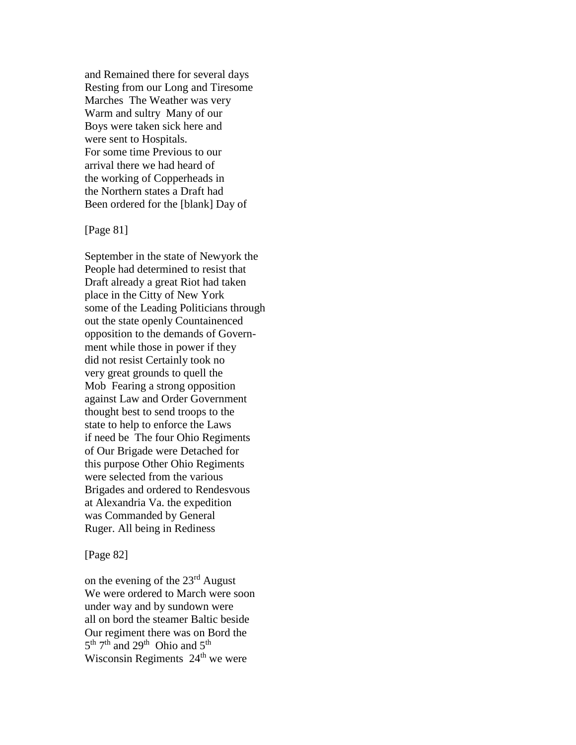and Remained there for several days
Resting from our Long and Tiresome
Marches  The Weather was very
Warm and sultry  Many of our
Boys were taken sick here and
were sent to Hospitals.
For some time Previous to our
arrival there we had heard of
the working of Copperheads in
the Northern states a Draft had
Been ordered for the [blank] Day of

[Page 81]

September in the state of Newyork the
People had determined to resist that
Draft already a great Riot had taken
place in the Citty of New York
some of the Leading Politicians through
out the state openly Countainenced
opposition to the demands of Govern-
ment while those in power if they
did not resist Certainly took no
very great grounds to quell the
Mob  Fearing a strong opposition
against Law and Order Government
thought best to send troops to the
state to help to enforce the Laws
if need be  The four Ohio Regiments
of Our Brigade were Detached for
this purpose Other Ohio Regiments
were selected from the various
Brigades and ordered to Rendesvous
at Alexandria Va. the expedition
was Commanded by General
Ruger. All being in Rediness

[Page 82]

on the evening of the 23rd August
We were ordered to March were soon
under way and by sundown were
all on bord the steamer Baltic beside
Our regiment there was on Bord the
5th 7th and 29th  Ohio and 5th
Wisconsin Regiments  24th we were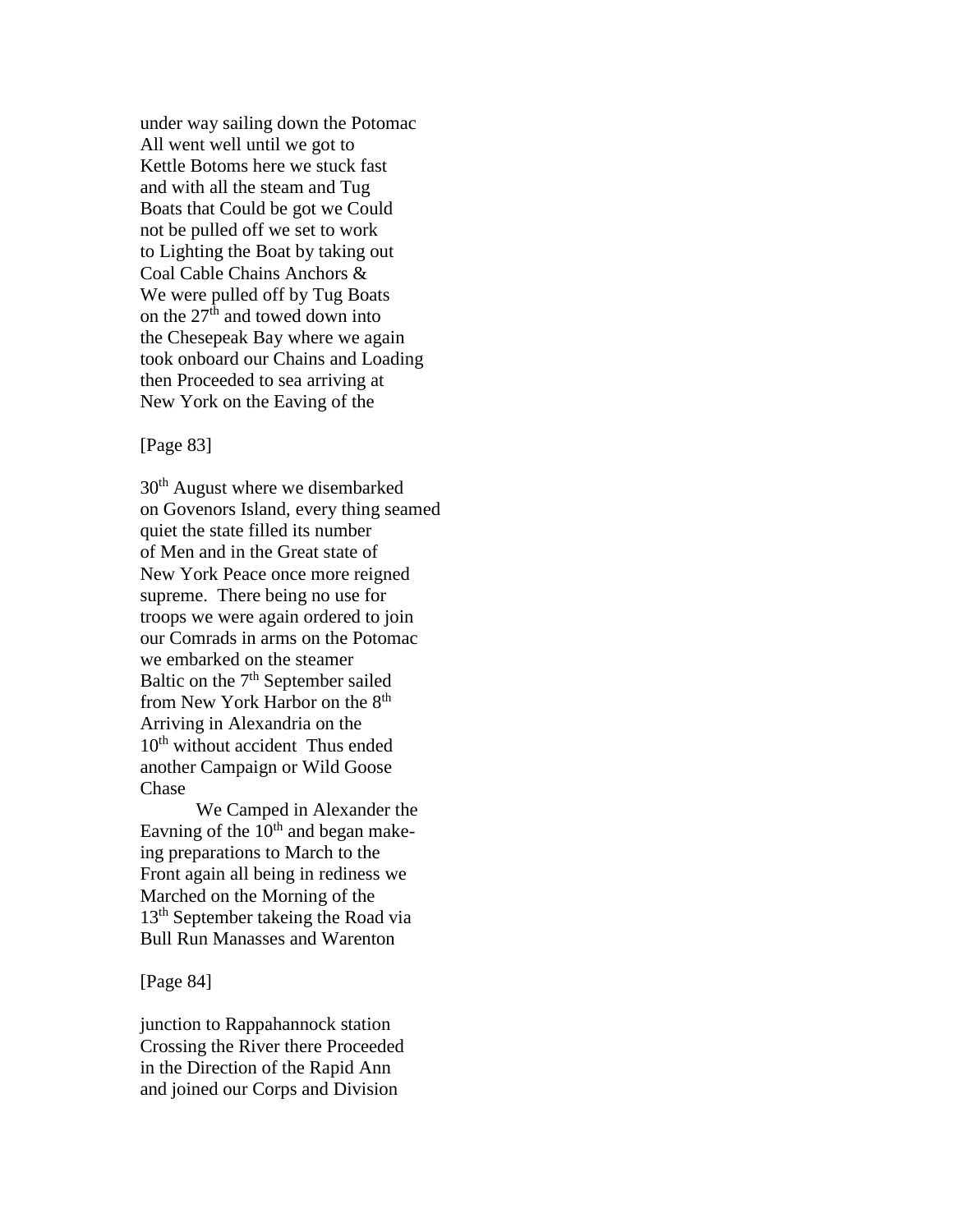under way sailing down the Potomac
All went well until we got to
Kettle Botoms here we stuck fast
and with all the steam and Tug
Boats that Could be got we Could
not be pulled off we set to work
to Lighting the Boat by taking out
Coal Cable Chains Anchors &
We were pulled off by Tug Boats
on the 27th and towed down into
the Chesepeak Bay where we again
took onboard our Chains and Loading
then Proceeded to sea arriving at
New York on the Eaving of the

[Page 83]

30th August where we disembarked
on Govenors Island, every thing seamed
quiet the state filled its number
of Men and in the Great state of
New York Peace once more reigned
supreme. There being no use for
troops we were again ordered to join
our Comrads in arms on the Potomac
we embarked on the steamer
Baltic on the 7th September sailed
from New York Harbor on the 8th
Arriving in Alexandria on the
10th without accident Thus ended
another Campaign or Wild Goose
Chase

We Camped in Alexander the
Eavning of the 10th and began make-
ing preparations to March to the
Front again all being in rediness we
Marched on the Morning of the
13th September takeing the Road via
Bull Run Manasses and Warenton

[Page 84]

junction to Rappahannock station
Crossing the River there Proceeded
in the Direction of the Rapid Ann
and joined our Corps and Division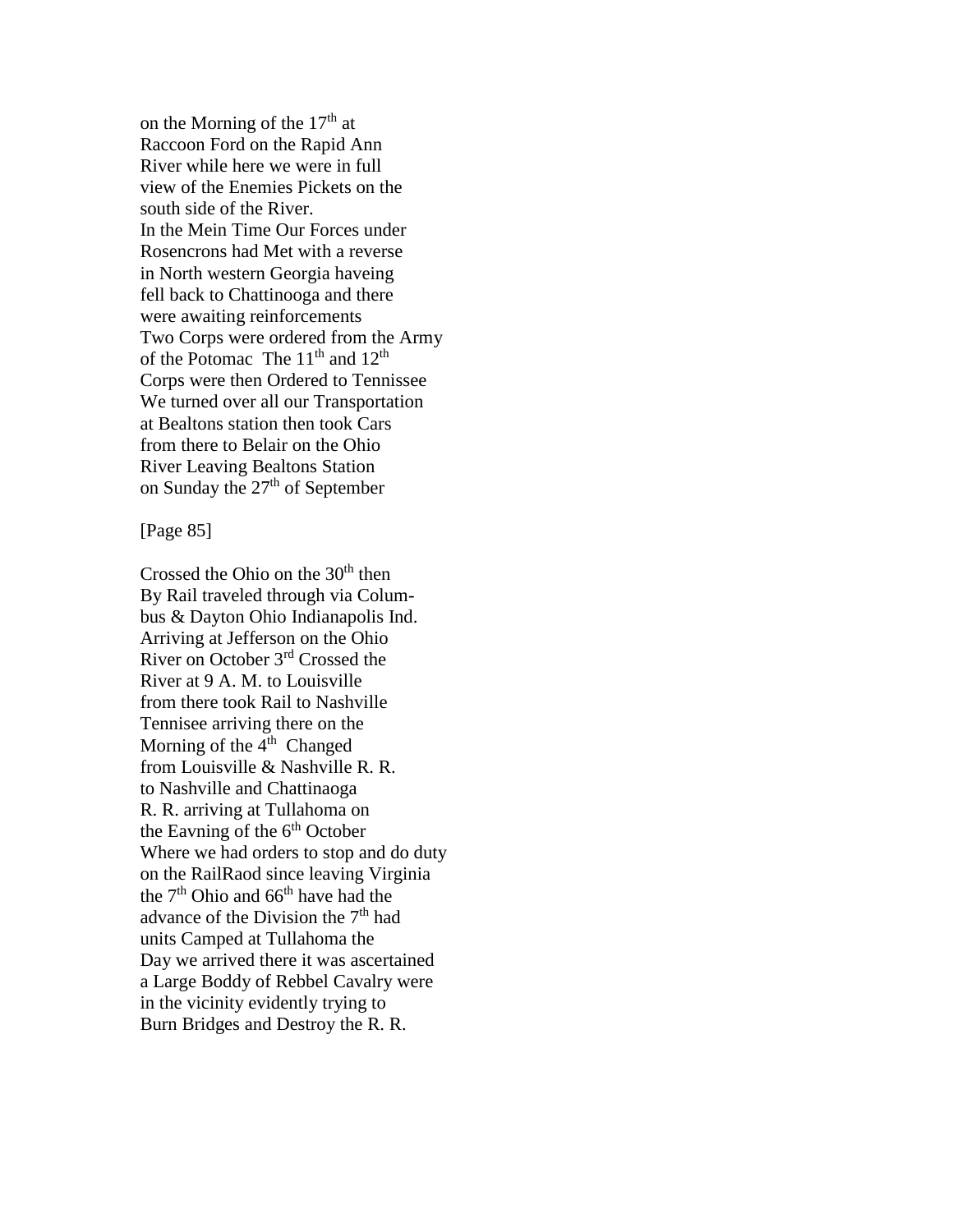on the Morning of the 17th at
Raccoon Ford on the Rapid Ann
River while here we were in full
view of the Enemies Pickets on the
south side of the River.
In the Mein Time Our Forces under
Rosencrons had Met with a reverse
in North western Georgia haveing
fell back to Chattinooga and there
were awaiting reinforcements
Two Corps were ordered from the Army
of the Potomac The 11th and 12th
Corps were then Ordered to Tennissee
We turned over all our Transportation
at Bealtons station then took Cars
from there to Belair on the Ohio
River Leaving Bealtons Station
on Sunday the 27th of September

[Page 85]

Crossed the Ohio on the 30th then
By Rail traveled through via Colum-
bus & Dayton Ohio Indianapolis Ind.
Arriving at Jefferson on the Ohio
River on October 3rd Crossed the
River at 9 A. M. to Louisville
from there took Rail to Nashville
Tennisee arriving there on the
Morning of the 4th Changed
from Louisville & Nashville R. R.
to Nashville and Chattinaoga
R. R. arriving at Tullahoma on
the Eavning of the 6th October
Where we had orders to stop and do duty
on the RailRaod since leaving Virginia
the 7th Ohio and 66th have had the
advance of the Division the 7th had
units Camped at Tullahoma the
Day we arrived there it was ascertained
a Large Boddy of Rebbel Cavalry were
in the vicinity evidently trying to
Burn Bridges and Destroy the R. R.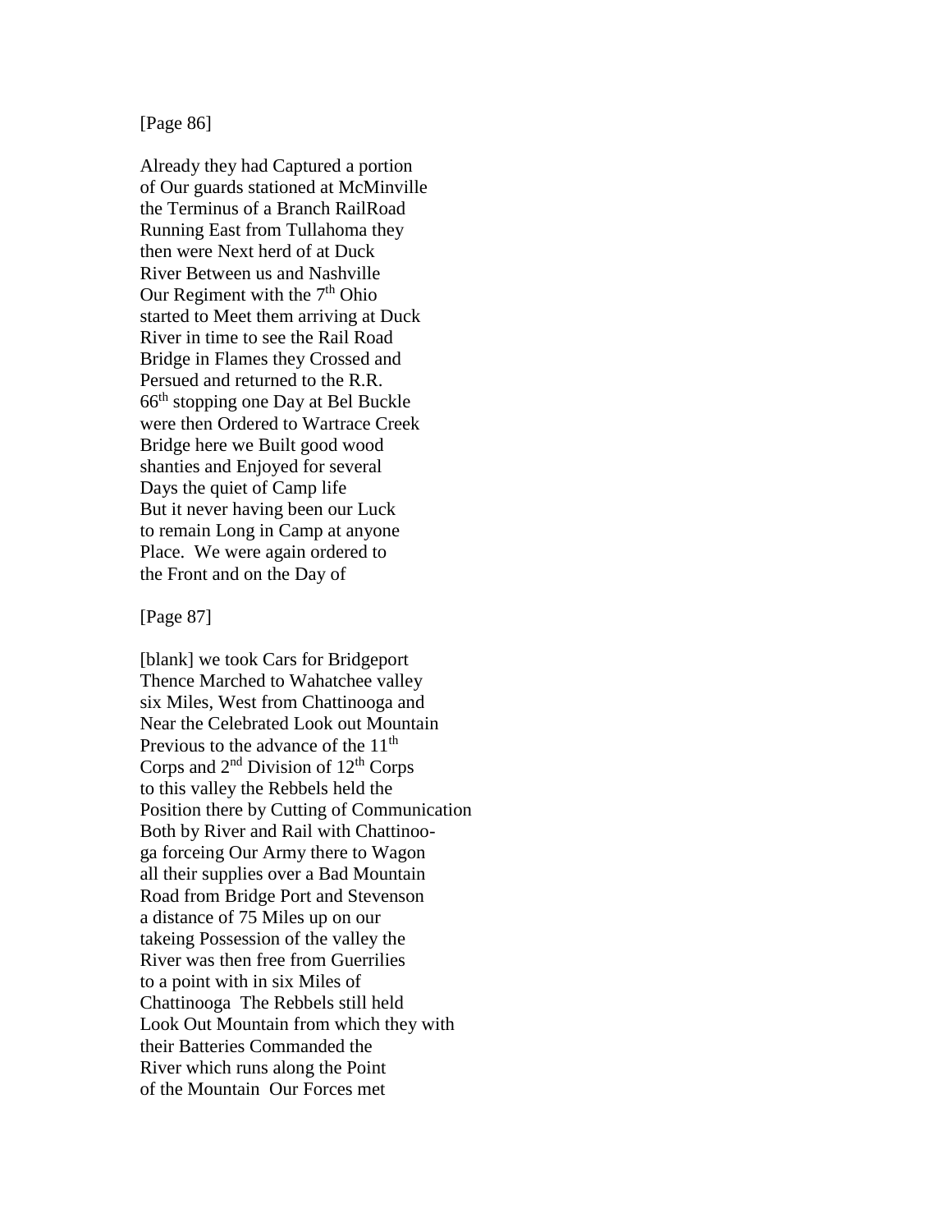[Page 86]

Already they had Captured a portion
of Our guards stationed at McMinville
the Terminus of a Branch RailRoad
Running East from Tullahoma they
then were Next herd of at Duck
River Between us and Nashville
Our Regiment with the 7th Ohio
started to Meet them arriving at Duck
River in time to see the Rail Road
Bridge in Flames they Crossed and
Persued and returned to the R.R.
66th stopping one Day at Bel Buckle
were then Ordered to Wartrace Creek
Bridge here we Built good wood
shanties and Enjoyed for several
Days the quiet of Camp life
But it never having been our Luck
to remain Long in Camp at anyone
Place. We were again ordered to
the Front and on the Day of

[Page 87]

[blank] we took Cars for Bridgeport
Thence Marched to Wahatchee valley
six Miles, West from Chattinooga and
Near the Celebrated Look out Mountain
Previous to the advance of the 11th
Corps and 2nd Division of 12th Corps
to this valley the Rebbels held the
Position there by Cutting of Communication
Both by River and Rail with Chattinoo-
ga forceing Our Army there to Wagon
all their supplies over a Bad Mountain
Road from Bridge Port and Stevenson
a distance of 75 Miles up on our
takeing Possession of the valley the
River was then free from Guerrilies
to a point with in six Miles of
Chattinooga The Rebbels still held
Look Out Mountain from which they with
their Batteries Commanded the
River which runs along the Point
of the Mountain Our Forces met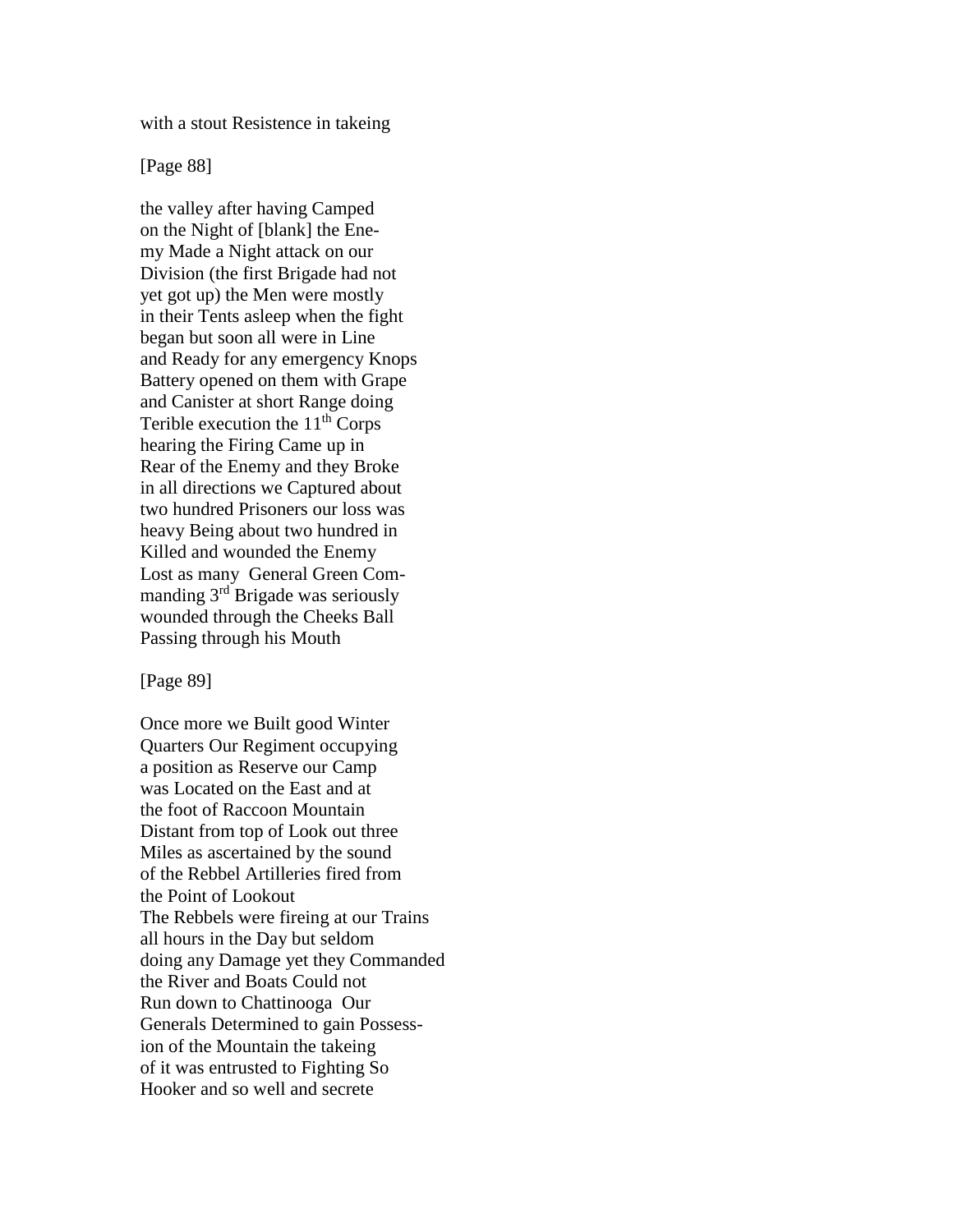with a stout Resistence in takeing

[Page 88]

the valley after having Camped
on the Night of [blank] the Ene-
my Made a Night attack on our
Division (the first Brigade had not
yet got up) the Men were mostly
in their Tents asleep when the fight
began but soon all were in Line
and Ready for any emergency Knops
Battery opened on them with Grape
and Canister at short Range doing
Terible execution the 11th Corps
hearing the Firing Came up in
Rear of the Enemy and they Broke
in all directions we Captured about
two hundred Prisoners our loss was
heavy Being about two hundred in
Killed and wounded the Enemy
Lost as many  General Green Com-
manding 3rd Brigade was seriously
wounded through the Cheeks Ball
Passing through his Mouth

[Page 89]

Once more we Built good Winter
Quarters Our Regiment occupying
a position as Reserve our Camp
was Located on the East and at
the foot of Raccoon Mountain
Distant from top of Look out three
Miles as ascertained by the sound
of the Rebbel Artilleries fired from
the Point of Lookout
The Rebbels were fireing at our Trains
all hours in the Day but seldom
doing any Damage yet they Commanded
the River and Boats Could not
Run down to Chattinooga  Our
Generals Determined to gain Possess-
ion of the Mountain the takeing
of it was entrusted to Fighting So
Hooker and so well and secrete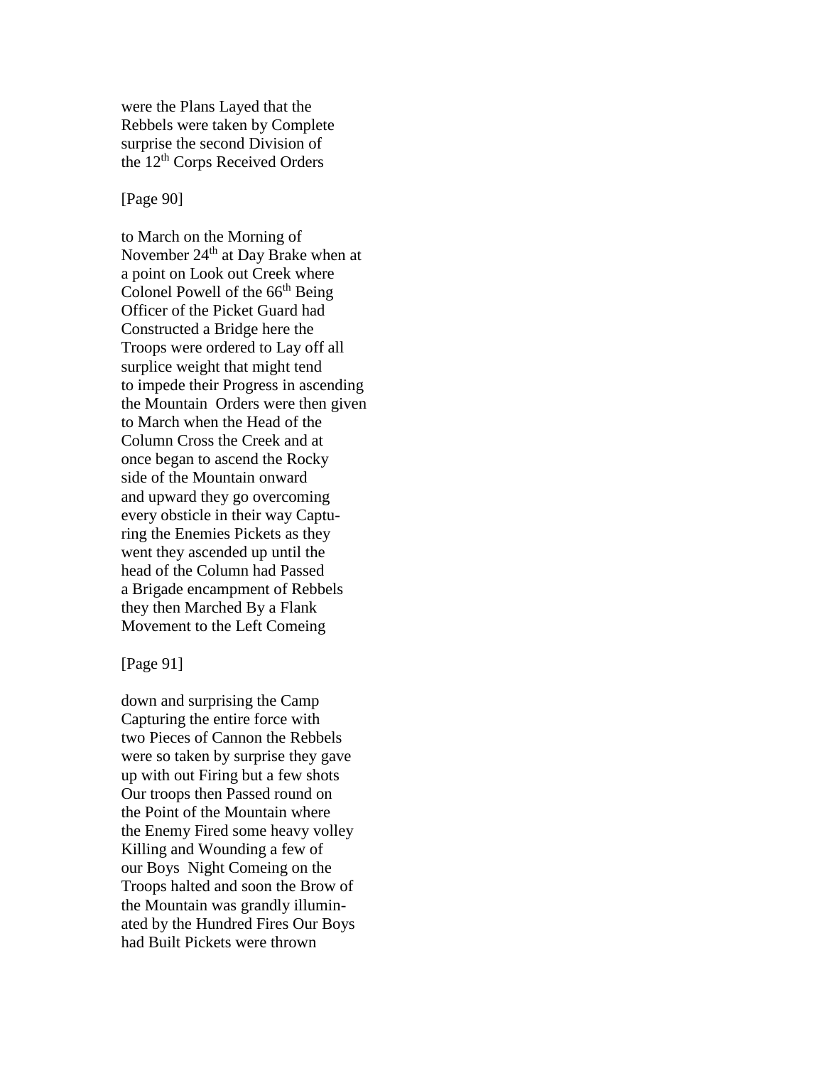were the Plans Layed that the
Rebbels were taken by Complete
surprise the second Division of
the 12th Corps Received Orders

[Page 90]

to March on the Morning of
November 24th at Day Brake when at
a point on Look out Creek where
Colonel Powell of the 66th Being
Officer of the Picket Guard had
Constructed a Bridge here the
Troops were ordered to Lay off all
surplice weight that might tend
to impede their Progress in ascending
the Mountain Orders were then given
to March when the Head of the
Column Cross the Creek and at
once began to ascend the Rocky
side of the Mountain onward
and upward they go overcoming
every obsticle in their way Captu-
ring the Enemies Pickets as they
went they ascended up until the
head of the Column had Passed
a Brigade encampment of Rebbels
they then Marched By a Flank
Movement to the Left Comeing

[Page 91]

down and surprising the Camp
Capturing the entire force with
two Pieces of Cannon the Rebbels
were so taken by surprise they gave
up with out Firing but a few shots
Our troops then Passed round on
the Point of the Mountain where
the Enemy Fired some heavy volley
Killing and Wounding a few of
our Boys Night Comeing on the
Troops halted and soon the Brow of
the Mountain was grandly illumin-
ated by the Hundred Fires Our Boys
had Built Pickets were thrown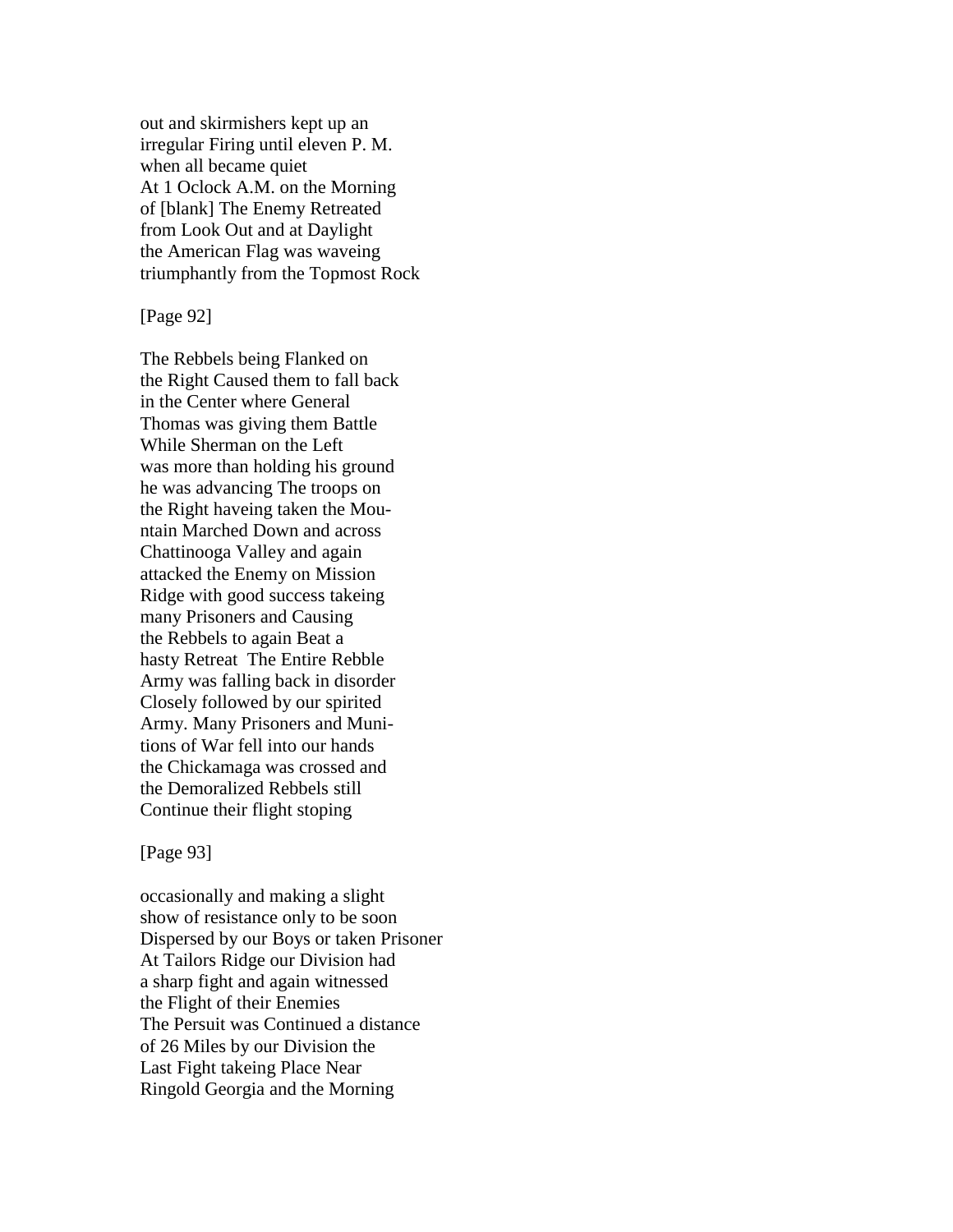out and skirmishers kept up an
irregular Firing until eleven P. M.
when all became quiet
At 1 Oclock A.M. on the Morning
of [blank] The Enemy Retreated
from Look Out and at Daylight
the American Flag was waveing
triumphantly from the Topmost Rock

[Page 92]

The Rebbels being Flanked on
the Right Caused them to fall back
in the Center where General
Thomas was giving them Battle
While Sherman on the Left
was more than holding his ground
he was advancing The troops on
the Right haveing taken the Mou-
ntain Marched Down and across
Chattinooga Valley and again
attacked the Enemy on Mission
Ridge with good success takeing
many Prisoners and Causing
the Rebbels to again Beat a
hasty Retreat The Entire Rebble
Army was falling back in disorder
Closely followed by our spirited
Army. Many Prisoners and Muni-
tions of War fell into our hands
the Chickamaga was crossed and
the Demoralized Rebbels still
Continue their flight stoping

[Page 93]

occasionally and making a slight
show of resistance only to be soon
Dispersed by our Boys or taken Prisoner
At Tailors Ridge our Division had
a sharp fight and again witnessed
the Flight of their Enemies
The Persuit was Continued a distance
of 26 Miles by our Division the
Last Fight takeing Place Near
Ringold Georgia and the Morning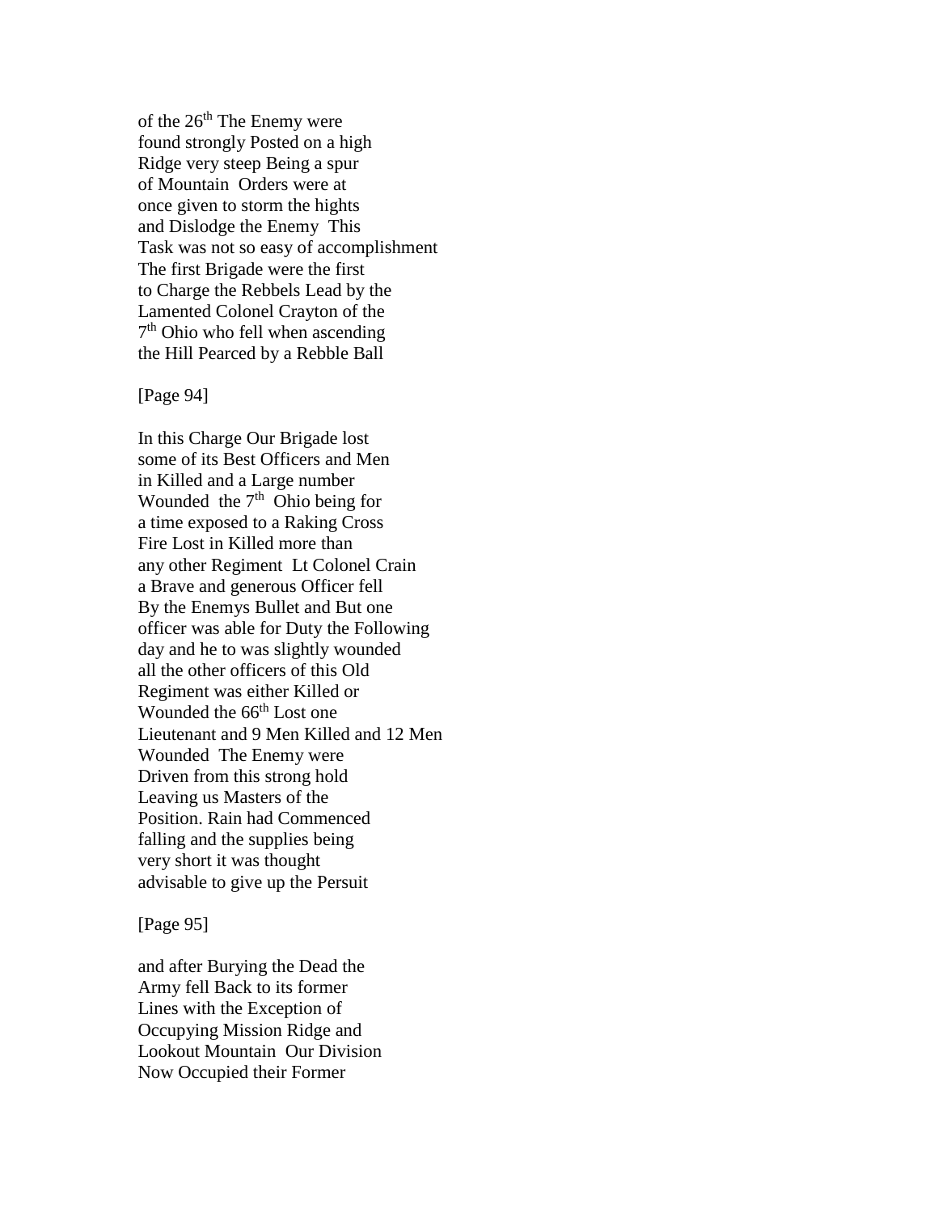of the 26th The Enemy were
found strongly Posted on a high
Ridge very steep Being a spur
of Mountain  Orders were at
once given to storm the hights
and Dislodge the Enemy  This
Task was not so easy of accomplishment
The first Brigade were the first
to Charge the Rebbels Lead by the
Lamented Colonel Crayton of the
7th Ohio who fell when ascending
the Hill Pearced by a Rebble Ball

[Page 94]

In this Charge Our Brigade lost
some of its Best Officers and Men
in Killed and a Large number
Wounded  the 7th  Ohio being for
a time exposed to a Raking Cross
Fire Lost in Killed more than
any other Regiment  Lt Colonel Crain
a Brave and generous Officer fell
By the Enemys Bullet and But one
officer was able for Duty the Following
day and he to was slightly wounded
all the other officers of this Old
Regiment was either Killed or
Wounded the 66th Lost one
Lieutenant and 9 Men Killed and 12 Men
Wounded  The Enemy were
Driven from this strong hold
Leaving us Masters of the
Position. Rain had Commenced
falling and the supplies being
very short it was thought
advisable to give up the Persuit

[Page 95]

and after Burying the Dead the
Army fell Back to its former
Lines with the Exception of
Occupying Mission Ridge and
Lookout Mountain  Our Division
Now Occupied their Former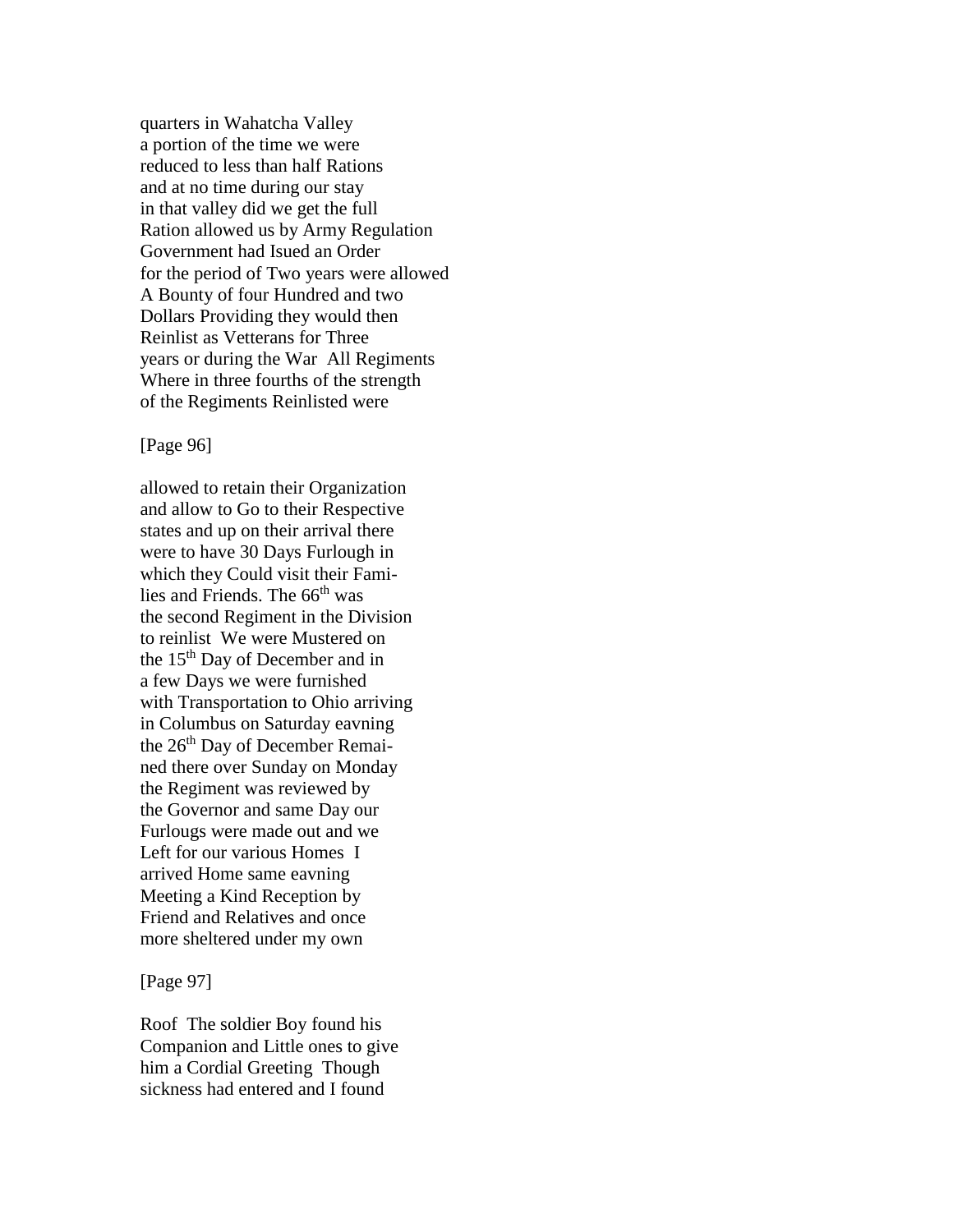quarters in Wahatcha Valley
a portion of the time we were
reduced to less than half Rations
and at no time during our stay
in that valley did we get the full
Ration allowed us by Army Regulation
Government had Isued an Order
for the period of Two years were allowed
A Bounty of four Hundred and two
Dollars Providing they would then
Reinlist as Vetterans for Three
years or during the War All Regiments
Where in three fourths of the strength
of the Regiments Reinlisted were

[Page 96]

allowed to retain their Organization
and allow to Go to their Respective
states and up on their arrival there
were to have 30 Days Furlough in
which they Could visit their Fami-
lies and Friends. The 66th was
the second Regiment in the Division
to reinlist We were Mustered on
the 15th Day of December and in
a few Days we were furnished
with Transportation to Ohio arriving
in Columbus on Saturday eavning
the 26th Day of December Remai-
ned there over Sunday on Monday
the Regiment was reviewed by
the Governor and same Day our
Furlougs were made out and we
Left for our various Homes I
arrived Home same eavning
Meeting a Kind Reception by
Friend and Relatives and once
more sheltered under my own

[Page 97]

Roof The soldier Boy found his
Companion and Little ones to give
him a Cordial Greeting Though
sickness had entered and I found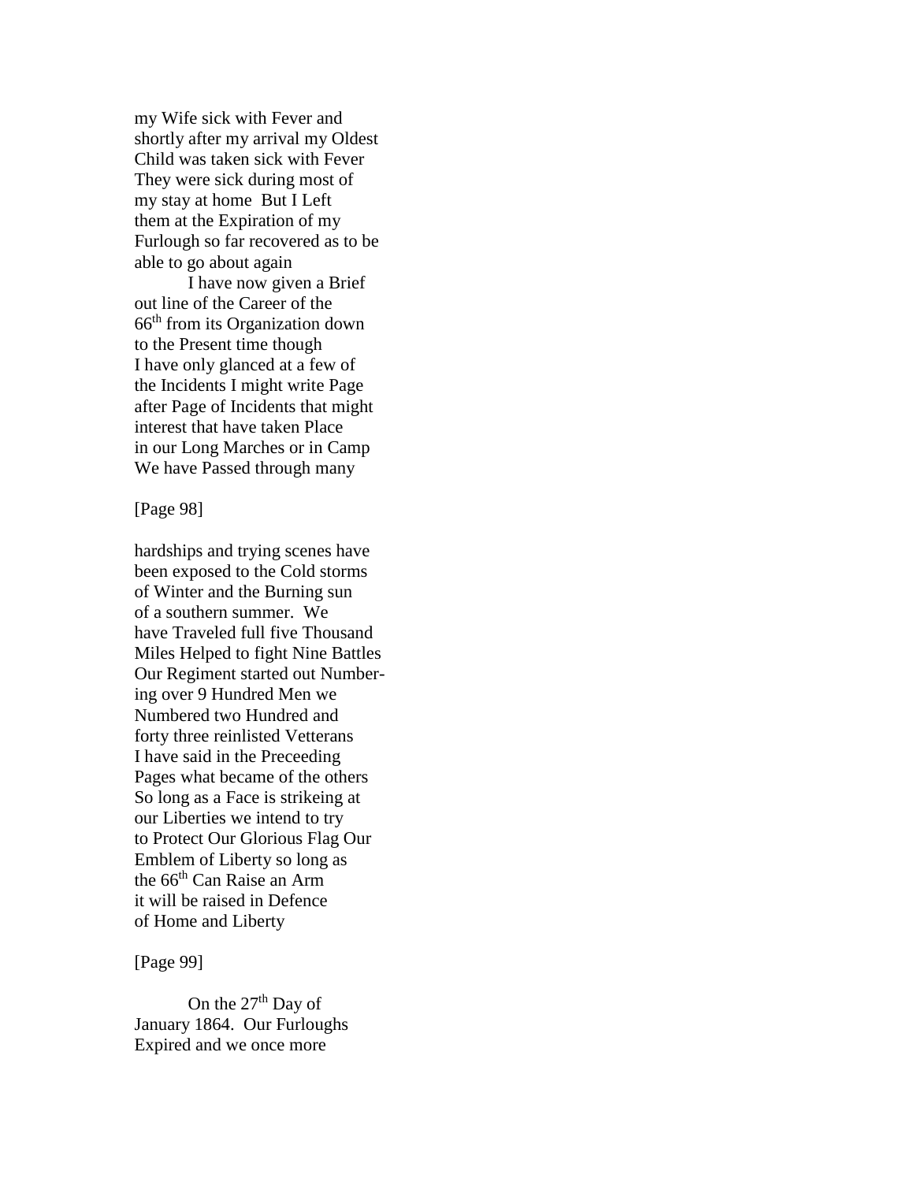my Wife sick with Fever and shortly after my arrival my Oldest Child was taken sick with Fever They were sick during most of my stay at home But I Left them at the Expiration of my Furlough so far recovered as to be able to go about again

I have now given a Brief out line of the Career of the 66th from its Organization down to the Present time though I have only glanced at a few of the Incidents I might write Page after Page of Incidents that might interest that have taken Place in our Long Marches or in Camp We have Passed through many

[Page 98]

hardships and trying scenes have been exposed to the Cold storms of Winter and the Burning sun of a southern summer. We have Traveled full five Thousand Miles Helped to fight Nine Battles Our Regiment started out Numbering over 9 Hundred Men we Numbered two Hundred and forty three reinlisted Vetterans I have said in the Preceeding Pages what became of the others So long as a Face is strikeing at our Liberties we intend to try to Protect Our Glorious Flag Our Emblem of Liberty so long as the 66th Can Raise an Arm it will be raised in Defence of Home and Liberty

[Page 99]

On the 27th Day of January 1864. Our Furloughs Expired and we once more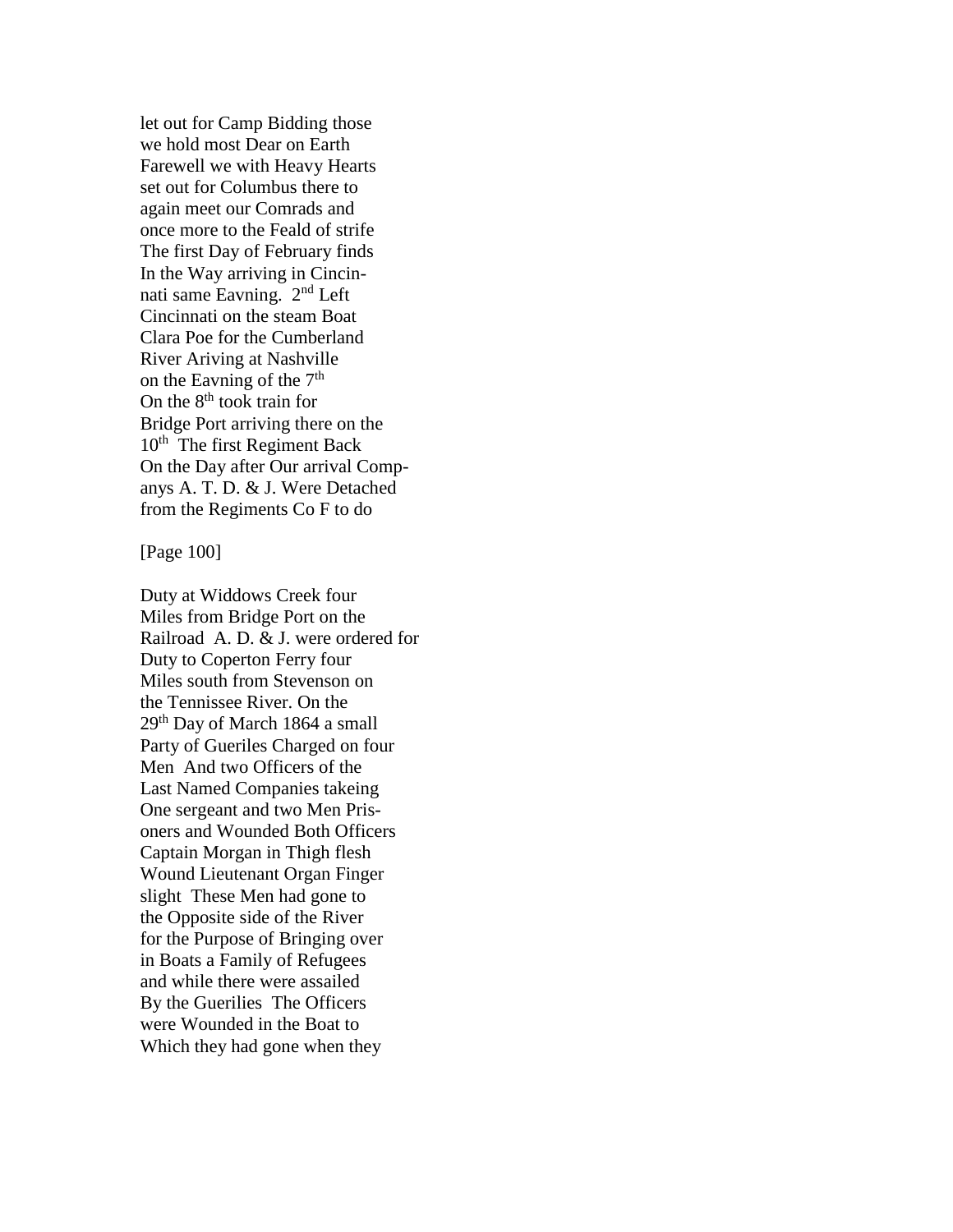let out for Camp Bidding those
we hold most Dear on Earth
Farewell we with Heavy Hearts
set out for Columbus there to
again meet our Comrads and
once more to the Feald of strife
The first Day of February finds
In the Way arriving in Cincin-
nati same Eavning. 2nd Left
Cincinnati on the steam Boat
Clara Poe for the Cumberland
River Ariving at Nashville
on the Eavning of the 7th
On the 8th took train for
Bridge Port arriving there on the
10th The first Regiment Back
On the Day after Our arrival Comp-
anys A. T. D. & J. Were Detached
from the Regiments Co F to do

[Page 100]

Duty at Widdows Creek four
Miles from Bridge Port on the
Railroad A. D. & J. were ordered for
Duty to Coperton Ferry four
Miles south from Stevenson on
the Tennissee River. On the
29th Day of March 1864 a small
Party of Gueriles Charged on four
Men And two Officers of the
Last Named Companies takeing
One sergeant and two Men Pris-
oners and Wounded Both Officers
Captain Morgan in Thigh flesh
Wound Lieutenant Organ Finger
slight These Men had gone to
the Opposite side of the River
for the Purpose of Bringing over
in Boats a Family of Refugees
and while there were assailed
By the Guerilies The Officers
were Wounded in the Boat to
Which they had gone when they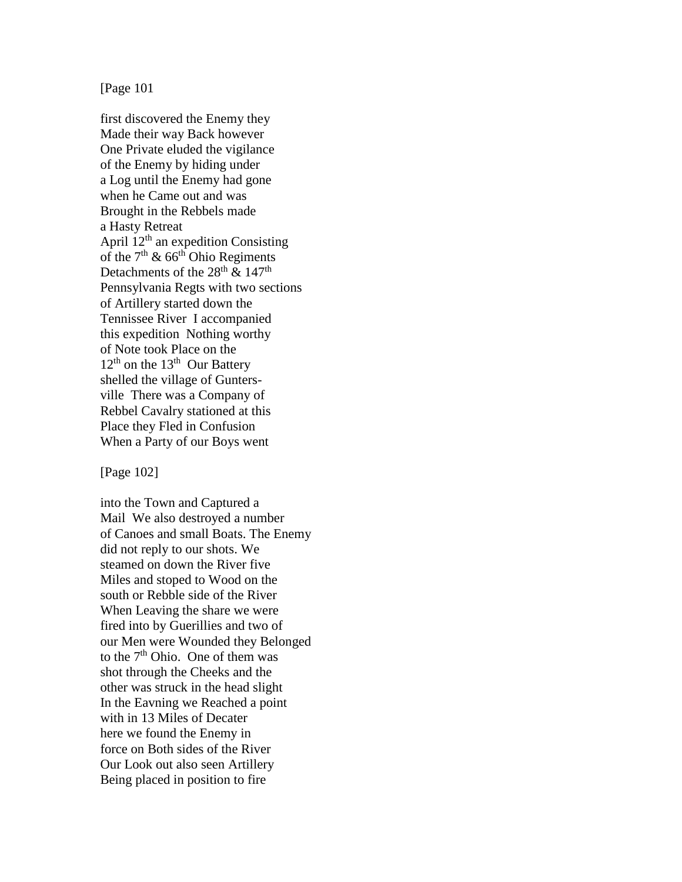[Page 101

first discovered the Enemy they
Made their way Back however
One Private eluded the vigilance
of the Enemy by hiding under
a Log until the Enemy had gone
when he Came out and was
Brought in the Rebbels made
a Hasty Retreat
April 12th an expedition Consisting
of the 7th & 66th Ohio Regiments
Detachments of the 28th & 147th
Pennsylvania Regts with two sections
of Artillery started down the
Tennissee River I accompanied
this expedition Nothing worthy
of Note took Place on the
12th on the 13th Our Battery
shelled the village of Gunters-
ville There was a Company of
Rebbel Cavalry stationed at this
Place they Fled in Confusion
When a Party of our Boys went

[Page 102]

into the Town and Captured a
Mail We also destroyed a number
of Canoes and small Boats. The Enemy
did not reply to our shots. We
steamed on down the River five
Miles and stoped to Wood on the
south or Rebble side of the River
When Leaving the share we were
fired into by Guerillies and two of
our Men were Wounded they Belonged
to the 7th Ohio. One of them was
shot through the Cheeks and the
other was struck in the head slight
In the Eavning we Reached a point
with in 13 Miles of Decater
here we found the Enemy in
force on Both sides of the River
Our Look out also seen Artillery
Being placed in position to fire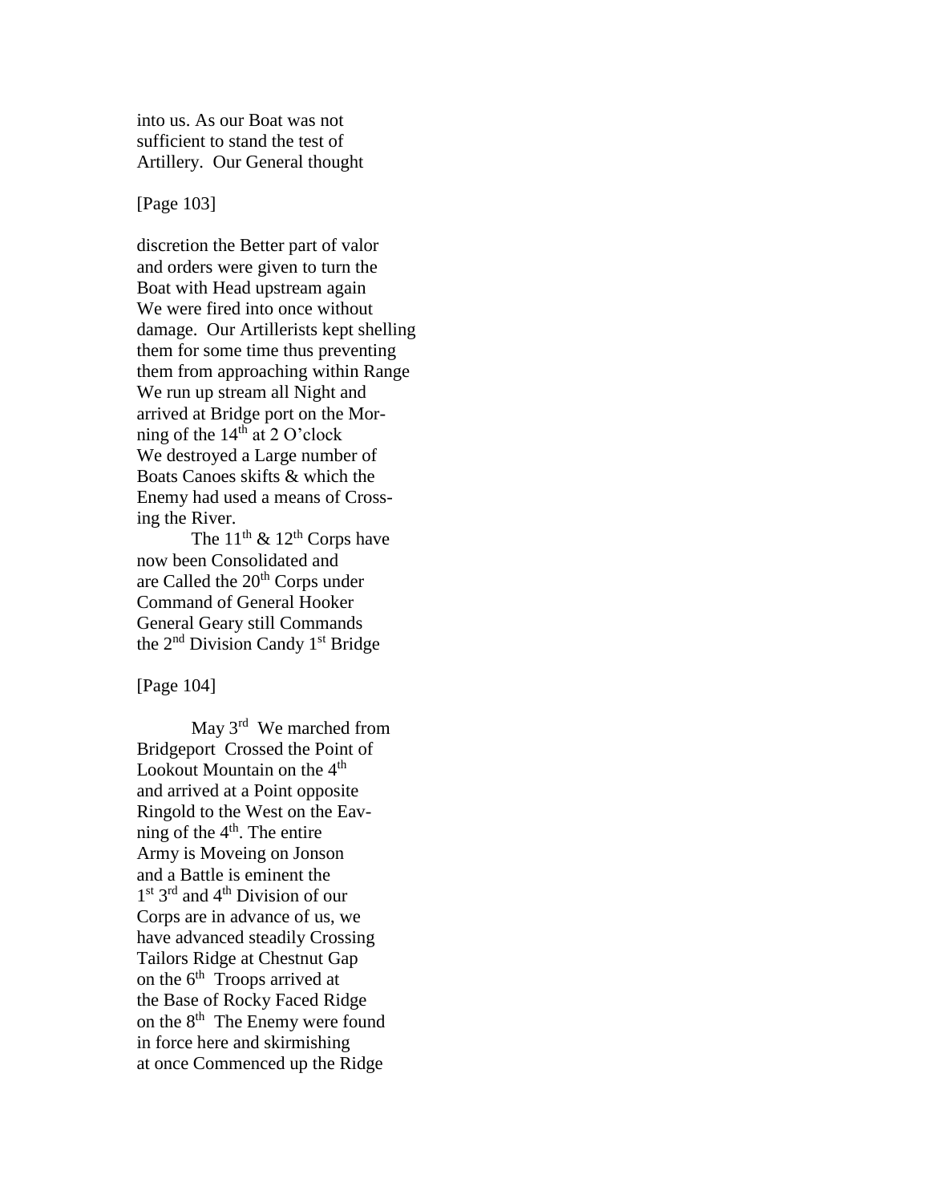into us. As our Boat was not
sufficient to stand the test of
Artillery. Our General thought

[Page 103]

discretion the Better part of valor
and orders were given to turn the
Boat with Head upstream again
We were fired into once without
damage. Our Artillerists kept shelling
them for some time thus preventing
them from approaching within Range
We run up stream all Night and
arrived at Bridge port on the Mor-
ning of the 14th at 2 O'clock
We destroyed a Large number of
Boats Canoes skifts & which the
Enemy had used a means of Cross-
ing the River.

The 11th & 12th Corps have
now been Consolidated and
are Called the 20th Corps under
Command of General Hooker
General Geary still Commands
the 2nd Division Candy 1st Bridge

[Page 104]

May 3rd We marched from
Bridgeport Crossed the Point of
Lookout Mountain on the 4th
and arrived at a Point opposite
Ringold to the West on the Eav-
ning of the 4th. The entire
Army is Moveing on Jonson
and a Battle is eminent the
1st 3rd and 4th Division of our
Corps are in advance of us, we
have advanced steadily Crossing
Tailors Ridge at Chestnut Gap
on the 6th Troops arrived at
the Base of Rocky Faced Ridge
on the 8th The Enemy were found
in force here and skirmishing
at once Commenced up the Ridge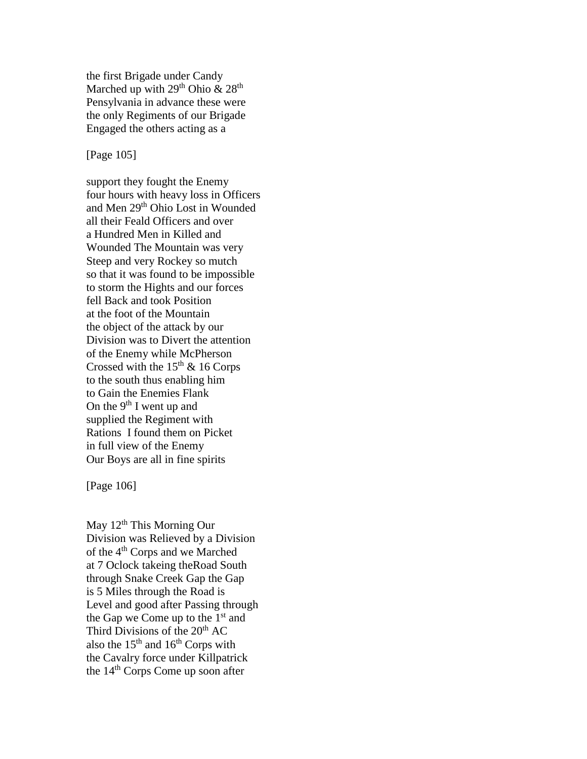the first Brigade under Candy
Marched up with 29th Ohio & 28th
Pensylvania in advance these were
the only Regiments of our Brigade
Engaged the others acting as a

[Page 105]

support they fought the Enemy
four hours with heavy loss in Officers
and Men 29th Ohio Lost in Wounded
all their Feald Officers and over
a Hundred Men in Killed and
Wounded The Mountain was very
Steep and very Rockey so mutch
so that it was found to be impossible
to storm the Hights and our forces
fell Back and took Position
at the foot of the Mountain
the object of the attack by our
Division was to Divert the attention
of the Enemy while McPherson
Crossed with the 15th & 16 Corps
to the south thus enabling him
to Gain the Enemies Flank
On the 9th I went up and
supplied the Regiment with
Rations  I found them on Picket
in full view of the Enemy
Our Boys are all in fine spirits

[Page 106]

May 12th This Morning Our
Division was Relieved by a Division
of the 4th Corps and we Marched
at 7 Oclock takeing theRoad South
through Snake Creek Gap the Gap
is 5 Miles through the Road is
Level and good after Passing through
the Gap we Come up to the 1st and
Third Divisions of the 20th AC
also the 15th and 16th Corps with
the Cavalry force under Killpatrick
the 14th Corps Come up soon after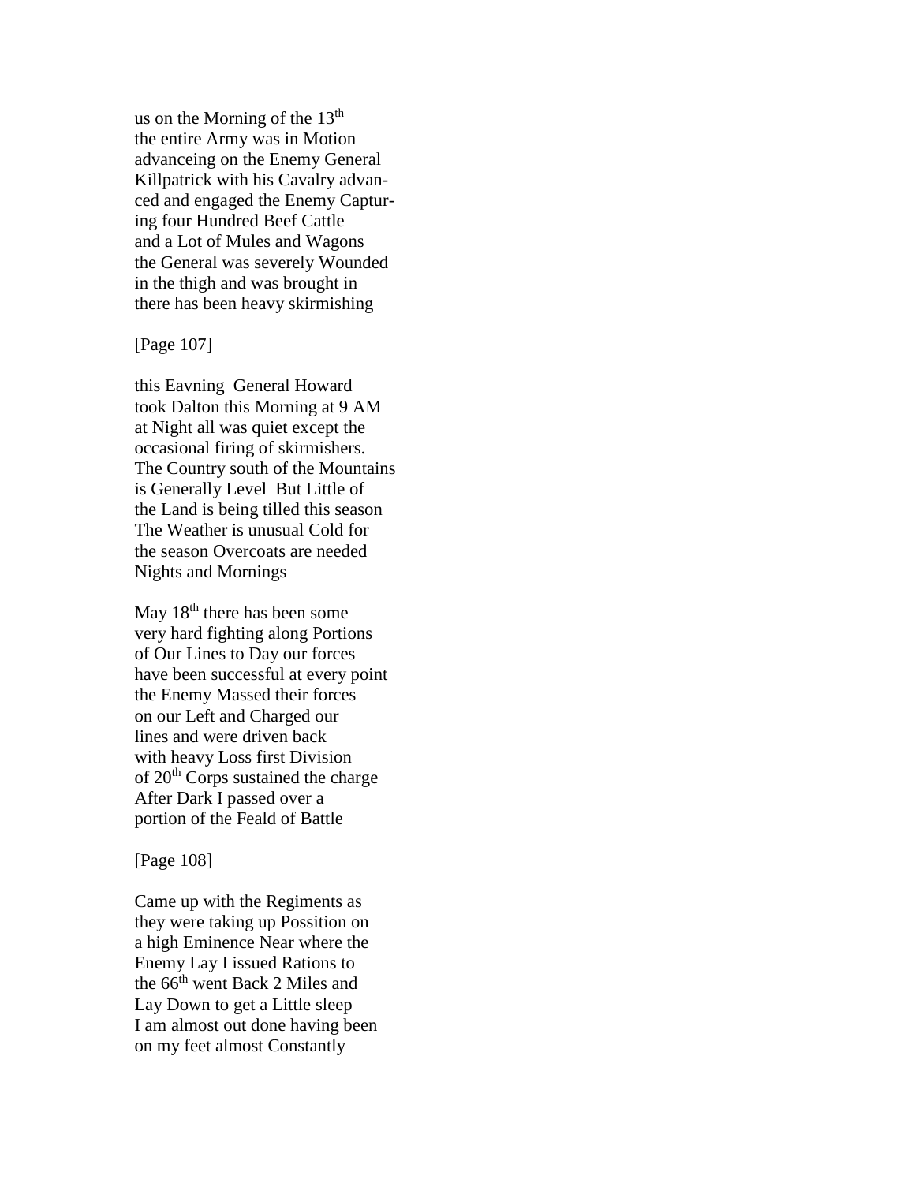us on the Morning of the 13th
the entire Army was in Motion
advanceing on the Enemy General
Killpatrick with his Cavalry advan-
ced and engaged the Enemy Captur-
ing four Hundred Beef Cattle
and a Lot of Mules and Wagons
the General was severely Wounded
in the thigh and was brought in
there has been heavy skirmishing

[Page 107]

this Eavning  General Howard
took Dalton this Morning at 9 AM
at Night all was quiet except the
occasional firing of skirmishers.
The Country south of the Mountains
is Generally Level  But Little of
the Land is being tilled this season
The Weather is unusual Cold for
the season Overcoats are needed
Nights and Mornings

May 18th there has been some
very hard fighting along Portions
of Our Lines to Day our forces
have been successful at every point
the Enemy Massed their forces
on our Left and Charged our
lines and were driven back
with heavy Loss first Division
of 20th Corps sustained the charge
After Dark I passed over a
portion of the Feald of Battle

[Page 108]

Came up with the Regiments as
they were taking up Possition on
a high Eminence Near where the
Enemy Lay I issued Rations to
the 66th went Back 2 Miles and
Lay Down to get a Little sleep
I am almost out done having been
on my feet almost Constantly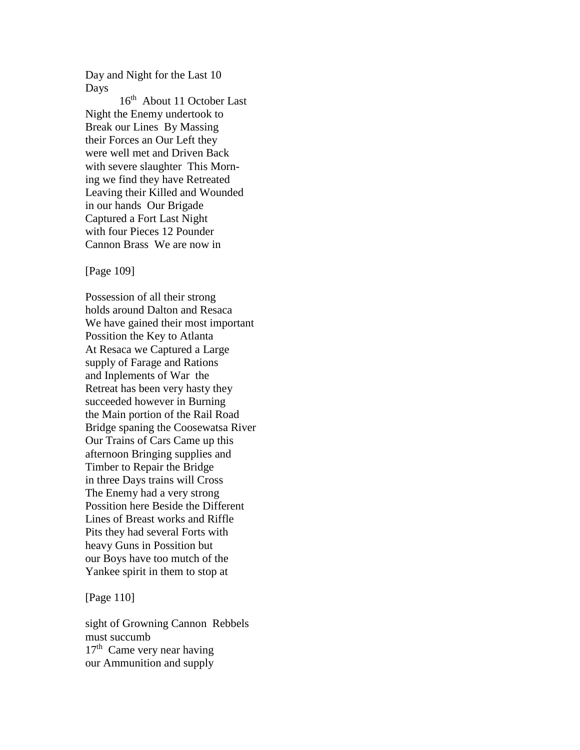Day and Night for the Last 10
Days

16th About 11 October Last
Night the Enemy undertook to
Break our Lines By Massing
their Forces an Our Left they
were well met and Driven Back
with severe slaughter This Morn-
ing we find they have Retreated
Leaving their Killed and Wounded
in our hands Our Brigade
Captured a Fort Last Night
with four Pieces 12 Pounder
Cannon Brass We are now in

[Page 109]

Possession of all their strong
holds around Dalton and Resaca
We have gained their most important
Possition the Key to Atlanta
At Resaca we Captured a Large
supply of Farage and Rations
and Inplements of War the
Retreat has been very hasty they
succeeded however in Burning
the Main portion of the Rail Road
Bridge spaning the Coosewatsa River
Our Trains of Cars Came up this
afternoon Bringing supplies and
Timber to Repair the Bridge
in three Days trains will Cross
The Enemy had a very strong
Possition here Beside the Different
Lines of Breast works and Riffle
Pits they had several Forts with
heavy Guns in Possition but
our Boys have too mutch of the
Yankee spirit in them to stop at

[Page 110]

sight of Growning Cannon Rebbels
must succumb

17th Came very near having
our Ammunition and supply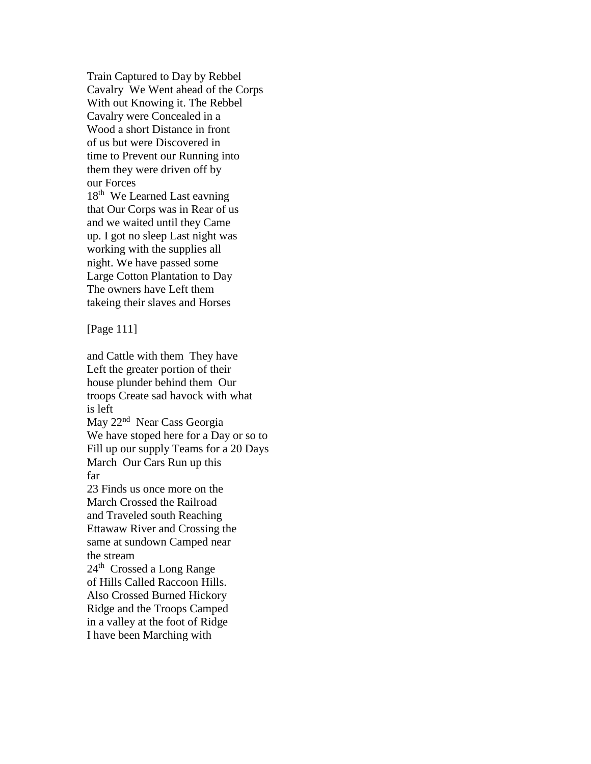Train Captured to Day by Rebbel
Cavalry  We Went ahead of the Corps
With out Knowing it. The Rebbel
Cavalry were Concealed in a
Wood a short Distance in front
of us but were Discovered in
time to Prevent our Running into
them they were driven off by
our Forces
18th  We Learned Last eavning
that Our Corps was in Rear of us
and we waited until they Came
up. I got no sleep Last night was
working with the supplies all
night. We have passed some
Large Cotton Plantation to Day
The owners have Left them
takeing their slaves and Horses

[Page 111]

and Cattle with them  They have
Left the greater portion of their
house plunder behind them  Our
troops Create sad havock with what
is left
May 22nd  Near Cass Georgia
We have stoped here for a Day or so to
Fill up our supply Teams for a 20 Days
March  Our Cars Run up this
far
23 Finds us once more on the
March Crossed the Railroad
and Traveled south Reaching
Ettawaw River and Crossing the
same at sundown Camped near
the stream
24th  Crossed a Long Range
of Hills Called Raccoon Hills.
Also Crossed Burned Hickory
Ridge and the Troops Camped
in a valley at the foot of Ridge
I have been Marching with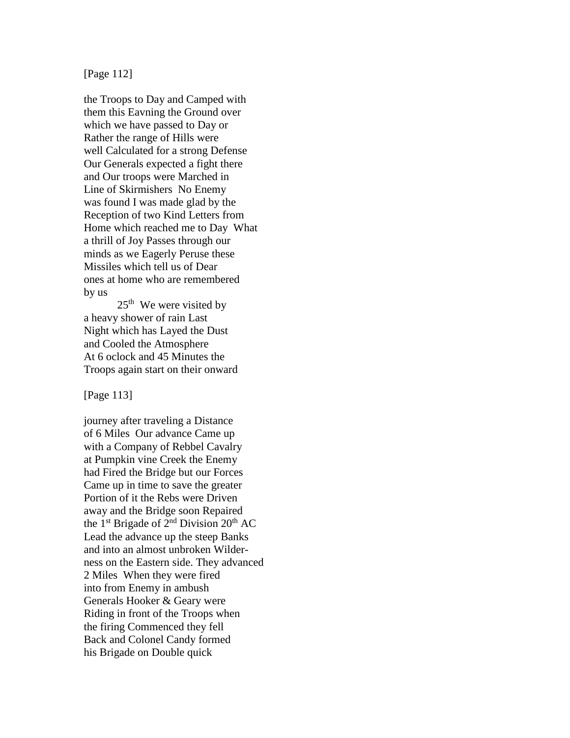[Page 112]

the Troops to Day and Camped with
them this Eavning the Ground over
which we have passed to Day or
Rather the range of Hills were
well Calculated for a strong Defense
Our Generals expected a fight there
and Our troops were Marched in
Line of Skirmishers  No Enemy
was found I was made glad by the
Reception of two Kind Letters from
Home which reached me to Day  What
a thrill of Joy Passes through our
minds as we Eagerly Peruse these
Missiles which tell us of Dear
ones at home who are remembered
by us

25th  We were visited by
a heavy shower of rain Last
Night which has Layed the Dust
and Cooled the Atmosphere
At 6 oclock and 45 Minutes the
Troops again start on their onward

[Page 113]

journey after traveling a Distance
of 6 Miles  Our advance Came up
with a Company of Rebbel Cavalry
at Pumpkin vine Creek the Enemy
had Fired the Bridge but our Forces
Came up in time to save the greater
Portion of it the Rebs were Driven
away and the Bridge soon Repaired
the 1st Brigade of 2nd Division 20th AC
Lead the advance up the steep Banks
and into an almost unbroken Wilder-
ness on the Eastern side. They advanced
2 Miles  When they were fired
into from Enemy in ambush
Generals Hooker & Geary were
Riding in front of the Troops when
the firing Commenced they fell
Back and Colonel Candy formed
his Brigade on Double quick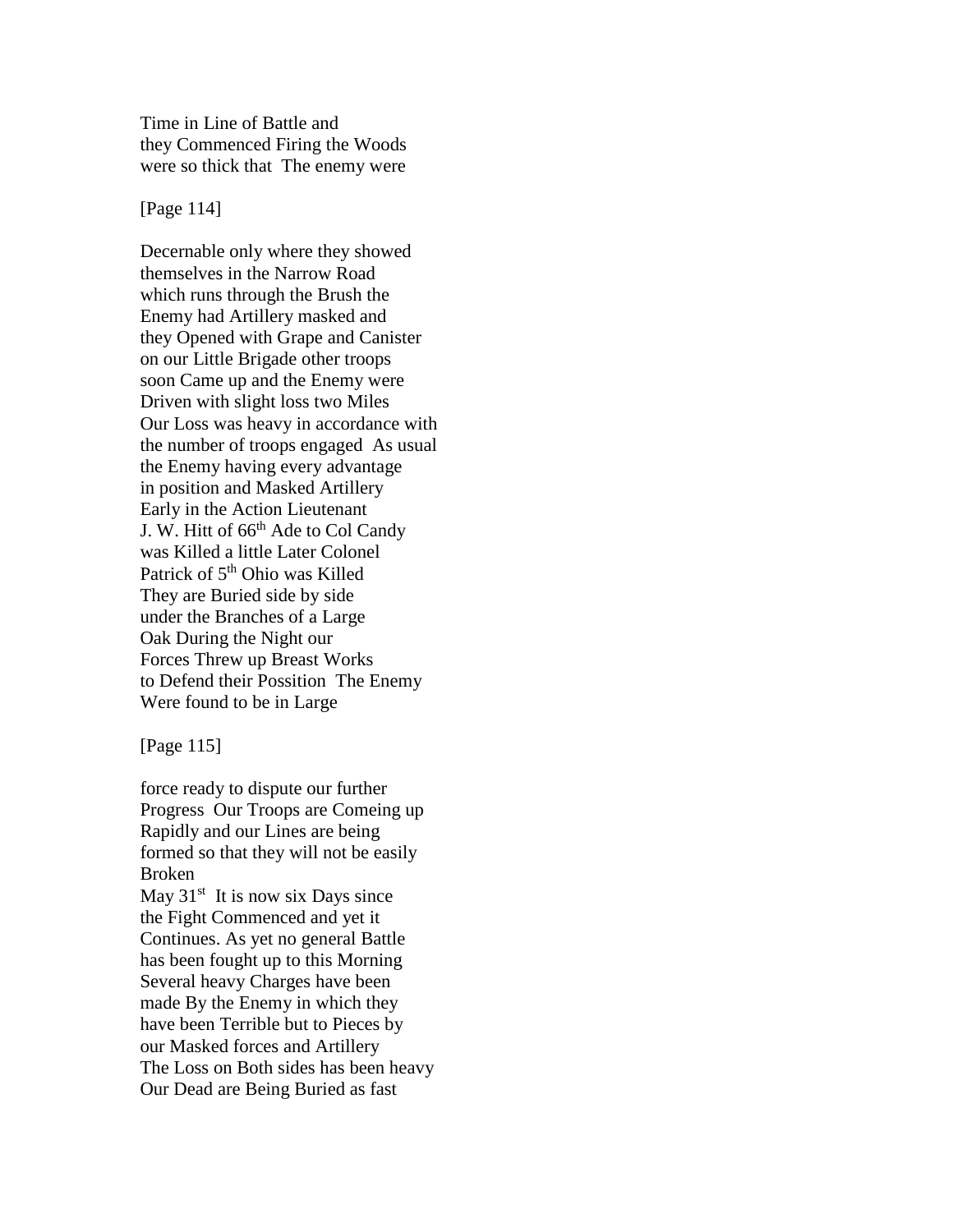Time in Line of Battle and
they Commenced Firing the Woods
were so thick that The enemy were

[Page 114]

Decernable only where they showed
themselves in the Narrow Road
which runs through the Brush the
Enemy had Artillery masked and
they Opened with Grape and Canister
on our Little Brigade other troops
soon Came up and the Enemy were
Driven with slight loss two Miles
Our Loss was heavy in accordance with
the number of troops engaged As usual
the Enemy having every advantage
in position and Masked Artillery
Early in the Action Lieutenant
J. W. Hitt of 66th Ade to Col Candy
was Killed a little Later Colonel
Patrick of 5th Ohio was Killed
They are Buried side by side
under the Branches of a Large
Oak During the Night our
Forces Threw up Breast Works
to Defend their Possition The Enemy
Were found to be in Large

[Page 115]

force ready to dispute our further
Progress Our Troops are Comeing up
Rapidly and our Lines are being
formed so that they will not be easily
Broken
May 31st It is now six Days since
the Fight Commenced and yet it
Continues. As yet no general Battle
has been fought up to this Morning
Several heavy Charges have been
made By the Enemy in which they
have been Terrible but to Pieces by
our Masked forces and Artillery
The Loss on Both sides has been heavy
Our Dead are Being Buried as fast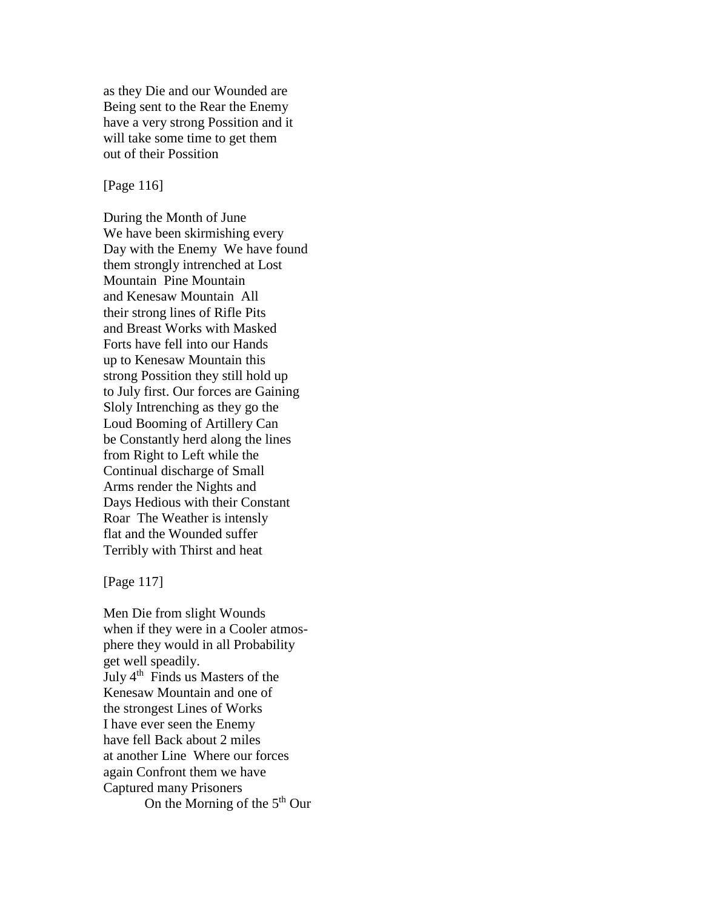as they Die and our Wounded are
Being sent to the Rear the Enemy
have a very strong Possition and it
will take some time to get them
out of their Possition

[Page 116]

During the Month of June
We have been skirmishing every
Day with the Enemy  We have found
them strongly intrenched at Lost
Mountain  Pine Mountain
and Kenesaw Mountain  All
their strong lines of Rifle Pits
and Breast Works with Masked
Forts have fell into our Hands
up to Kenesaw Mountain this
strong Possition they still hold up
to July first. Our forces are Gaining
Sloly Intrenching as they go the
Loud Booming of Artillery Can
be Constantly herd along the lines
from Right to Left while the
Continual discharge of Small
Arms render the Nights and
Days Hedious with their Constant
Roar  The Weather is intensly
flat and the Wounded suffer
Terribly with Thirst and heat

[Page 117]

Men Die from slight Wounds
when if they were in a Cooler atmos-
phere they would in all Probability
get well speadily.
July 4th  Finds us Masters of the
Kenesaw Mountain and one of
the strongest Lines of Works
I have ever seen the Enemy
have fell Back about 2 miles
at another Line  Where our forces
again Confront them we have
Captured many Prisoners
    On the Morning of the 5th Our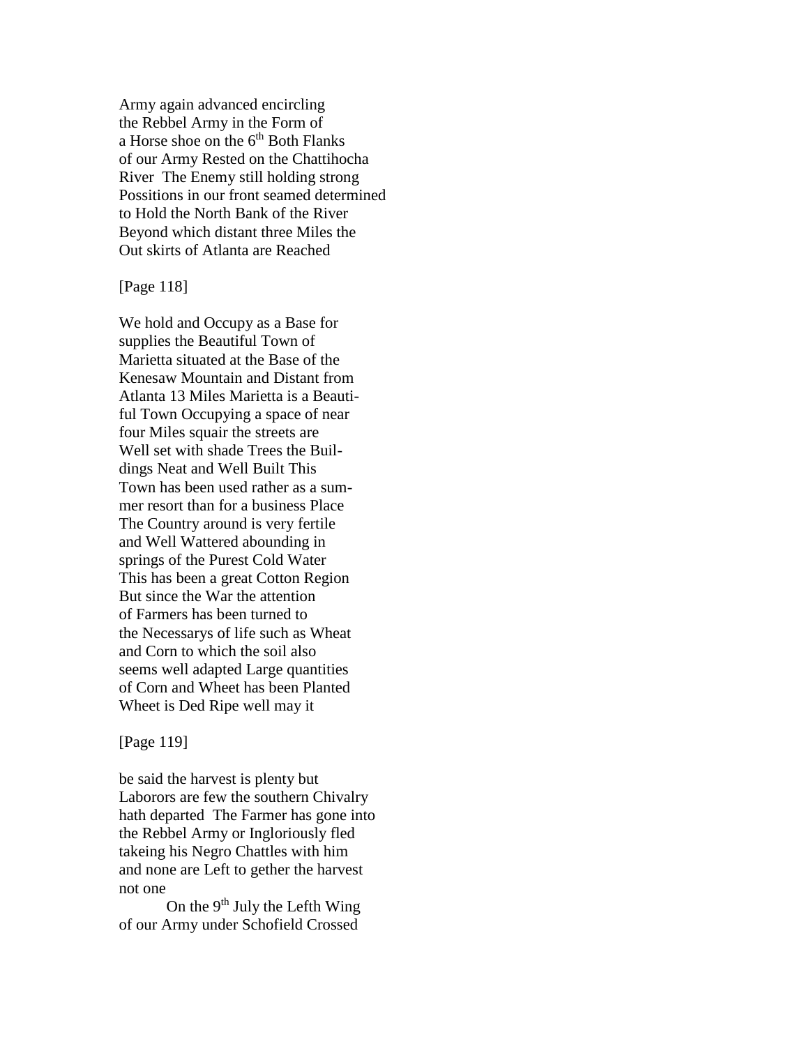Army again advanced encircling
the Rebbel Army in the Form of
a Horse shoe on the 6th Both Flanks
of our Army Rested on the Chattihocha
River The Enemy still holding strong
Possitions in our front seamed determined
to Hold the North Bank of the River
Beyond which distant three Miles the
Out skirts of Atlanta are Reached

[Page 118]

We hold and Occupy as a Base for
supplies the Beautiful Town of
Marietta situated at the Base of the
Kenesaw Mountain and Distant from
Atlanta 13 Miles Marietta is a Beauti-
ful Town Occupying a space of near
four Miles squair the streets are
Well set with shade Trees the Buil-
dings Neat and Well Built This
Town has been used rather as a sum-
mer resort than for a business Place
The Country around is very fertile
and Well Wattered abounding in
springs of the Purest Cold Water
This has been a great Cotton Region
But since the War the attention
of Farmers has been turned to
the Necessarys of life such as Wheat
and Corn to which the soil also
seems well adapted Large quantities
of Corn and Wheat has been Planted
Wheet is Ded Ripe well may it

[Page 119]

be said the harvest is plenty but
Laborors are few the southern Chivalry
hath departed The Farmer has gone into
the Rebbel Army or Ingloriously fled
takeing his Negro Chattles with him
and none are Left to gether the harvest
not one

On the 9th July the Lefth Wing
of our Army under Schofield Crossed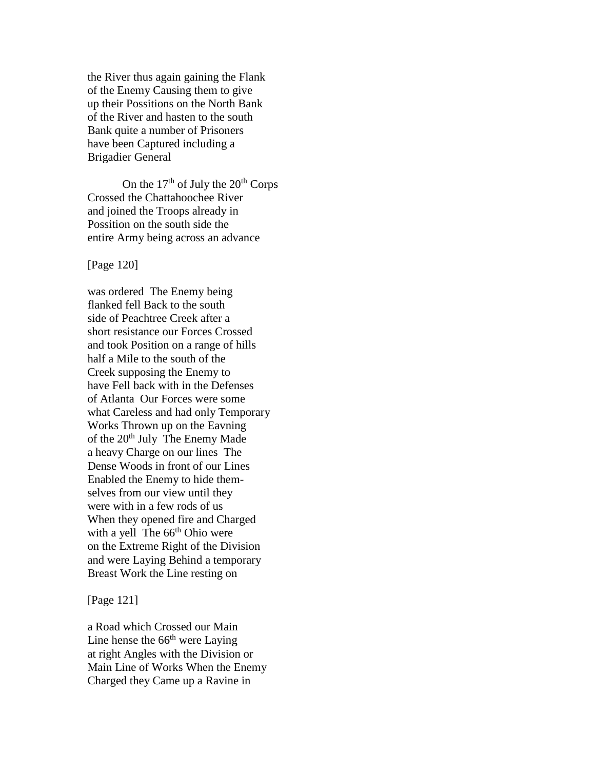the River thus again gaining the Flank
of the Enemy Causing them to give
up their Possitions on the North Bank
of the River and hasten to the south
Bank quite a number of Prisoners
have been Captured including a
Brigadier General

On the 17th of July the 20th Corps
Crossed the Chattahoochee River
and joined the Troops already in
Possition on the south side the
entire Army being across an advance

[Page 120]

was ordered  The Enemy being
flanked fell Back to the south
side of Peachtree Creek after a
short resistance our Forces Crossed
and took Position on a range of hills
half a Mile to the south of the
Creek supposing the Enemy to
have Fell back with in the Defenses
of Atlanta  Our Forces were some
what Careless and had only Temporary
Works Thrown up on the Eavning
of the 20th July  The Enemy Made
a heavy Charge on our lines  The
Dense Woods in front of our Lines
Enabled the Enemy to hide them-
selves from our view until they
were with in a few rods of us
When they opened fire and Charged
with a yell  The 66th Ohio were
on the Extreme Right of the Division
and were Laying Behind a temporary
Breast Work the Line resting on

[Page 121]

a Road which Crossed our Main
Line hense the 66th were Laying
at right Angles with the Division or
Main Line of Works When the Enemy
Charged they Came up a Ravine in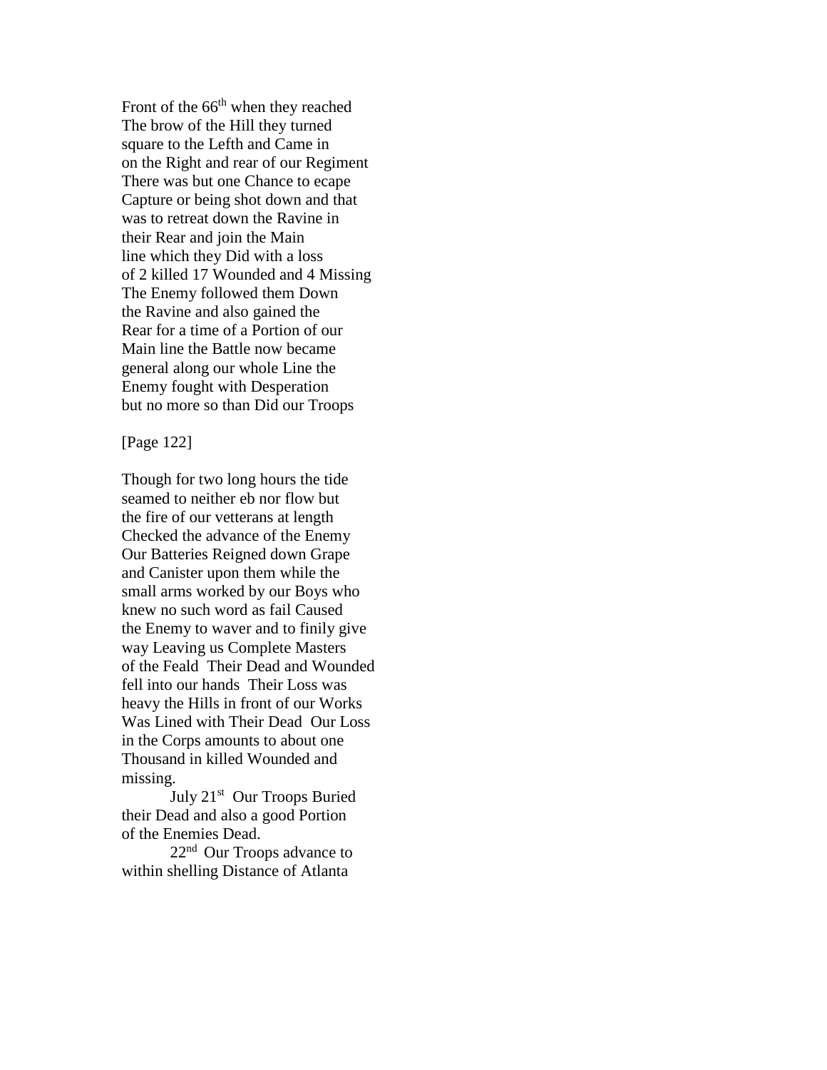Front of the 66th when they reached
The brow of the Hill they turned
square to the Lefth and Came in
on the Right and rear of our Regiment
There was but one Chance to ecape
Capture or being shot down and that
was to retreat down the Ravine in
their Rear and join the Main
line which they Did with a loss
of 2 killed 17 Wounded and 4 Missing
The Enemy followed them Down
the Ravine and also gained the
Rear for a time of a Portion of our
Main line the Battle now became
general along our whole Line the
Enemy fought with Desperation
but no more so than Did our Troops

[Page 122]

Though for two long hours the tide
seamed to neither eb nor flow but
the fire of our vetterans at length
Checked the advance of the Enemy
Our Batteries Reigned down Grape
and Canister upon them while the
small arms worked by our Boys who
knew no such word as fail Caused
the Enemy to waver and to finily give
way Leaving us Complete Masters
of the Feald Their Dead and Wounded
fell into our hands Their Loss was
heavy the Hills in front of our Works
Was Lined with Their Dead Our Loss
in the Corps amounts to about one
Thousand in killed Wounded and
missing.

July 21st Our Troops Buried
their Dead and also a good Portion
of the Enemies Dead.

22nd Our Troops advance to
within shelling Distance of Atlanta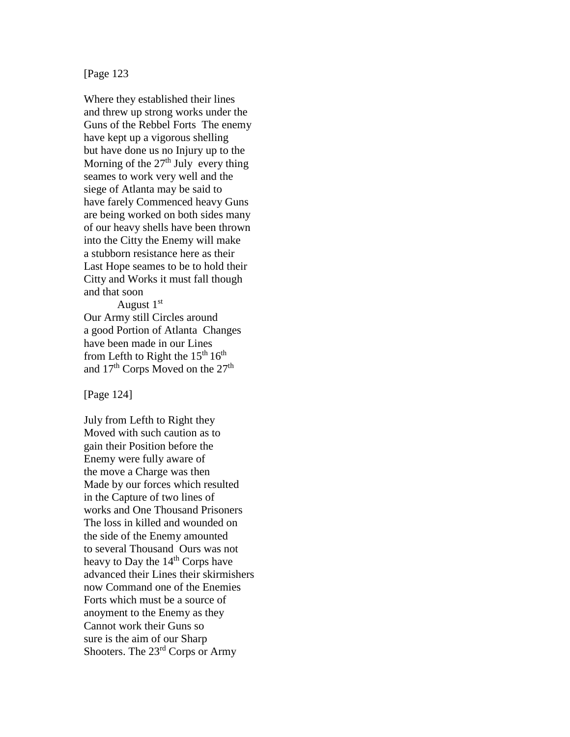[Page 123

Where they established their lines
and threw up strong works under the
Guns of the Rebbel Forts  The enemy
have kept up a vigorous shelling
but have done us no Injury up to the
Morning of the 27th July  every thing
seames to work very well and the
siege of Atlanta may be said to
have farely Commenced heavy Guns
are being worked on both sides many
of our heavy shells have been thrown
into the Citty the Enemy will make
a stubborn resistance here as their
Last Hope seames to be to hold their
Citty and Works it must fall though
and that soon

August 1st

Our Army still Circles around
a good Portion of Atlanta  Changes
have been made in our Lines
from Lefth to Right the 15th 16th
and 17th Corps Moved on the 27th

[Page 124]

July from Lefth to Right they
Moved with such caution as to
gain their Position before the
Enemy were fully aware of
the move a Charge was then
Made by our forces which resulted
in the Capture of two lines of
works and One Thousand Prisoners
The loss in killed and wounded on
the side of the Enemy amounted
to several Thousand  Ours was not
heavy to Day the 14th Corps have
advanced their Lines their skirmishers
now Command one of the Enemies
Forts which must be a source of
anoyment to the Enemy as they
Cannot work their Guns so
sure is the aim of our Sharp
Shooters. The 23rd Corps or Army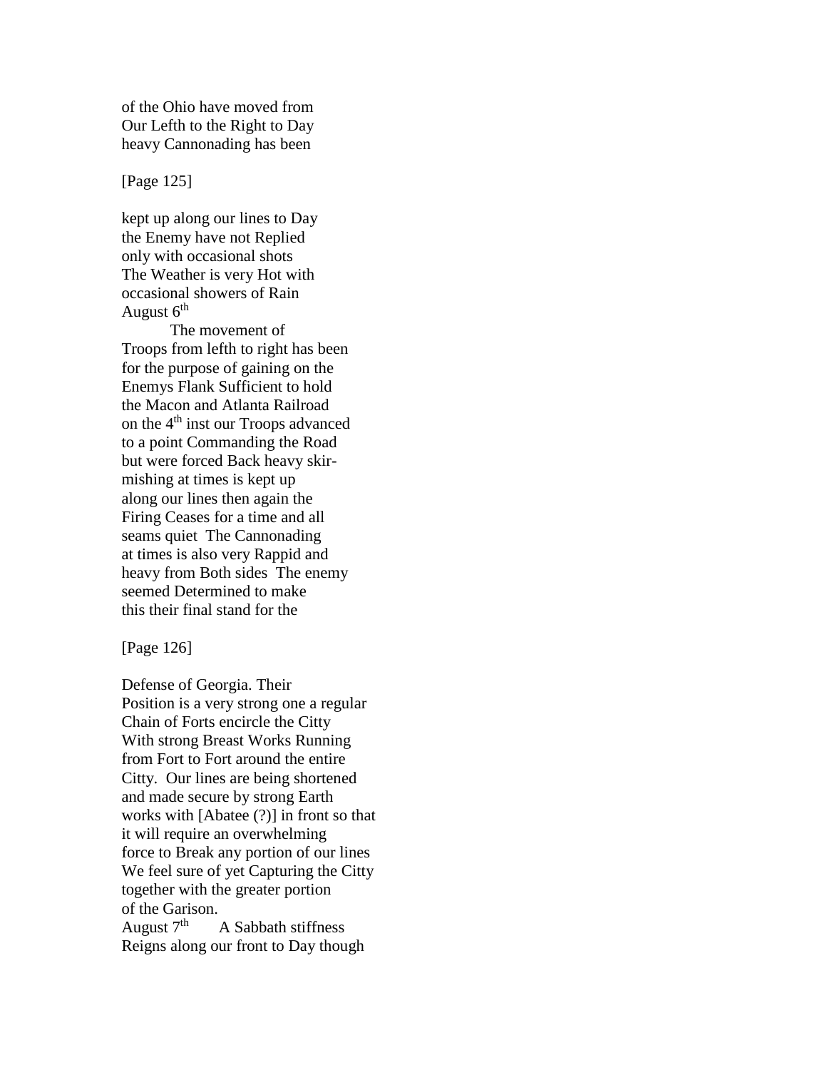of the Ohio have moved from
Our Lefth to the Right to Day
heavy Cannonading has been

[Page 125]

kept up along our lines to Day
the Enemy have not Replied
only with occasional shots
The Weather is very Hot with
occasional showers of Rain
August 6th
The movement of
Troops from lefth to right has been
for the purpose of gaining on the
Enemys Flank Sufficient to hold
the Macon and Atlanta Railroad
on the 4th inst our Troops advanced
to a point Commanding the Road
but were forced Back heavy skir-
mishing at times is kept up
along our lines then again the
Firing Ceases for a time and all
seams quiet  The Cannonading
at times is also very Rappid and
heavy from Both sides  The enemy
seemed Determined to make
this their final stand for the

[Page 126]

Defense of Georgia. Their
Position is a very strong one a regular
Chain of Forts encircle the Citty
With strong Breast Works Running
from Fort to Fort around the entire
Citty.  Our lines are being shortened
and made secure by strong Earth
works with [Abatee (?)] in front so that
it will require an overwhelming
force to Break any portion of our lines
We feel sure of yet Capturing the Citty
together with the greater portion
of the Garison.
August 7th   A Sabbath stiffness
Reigns along our front to Day though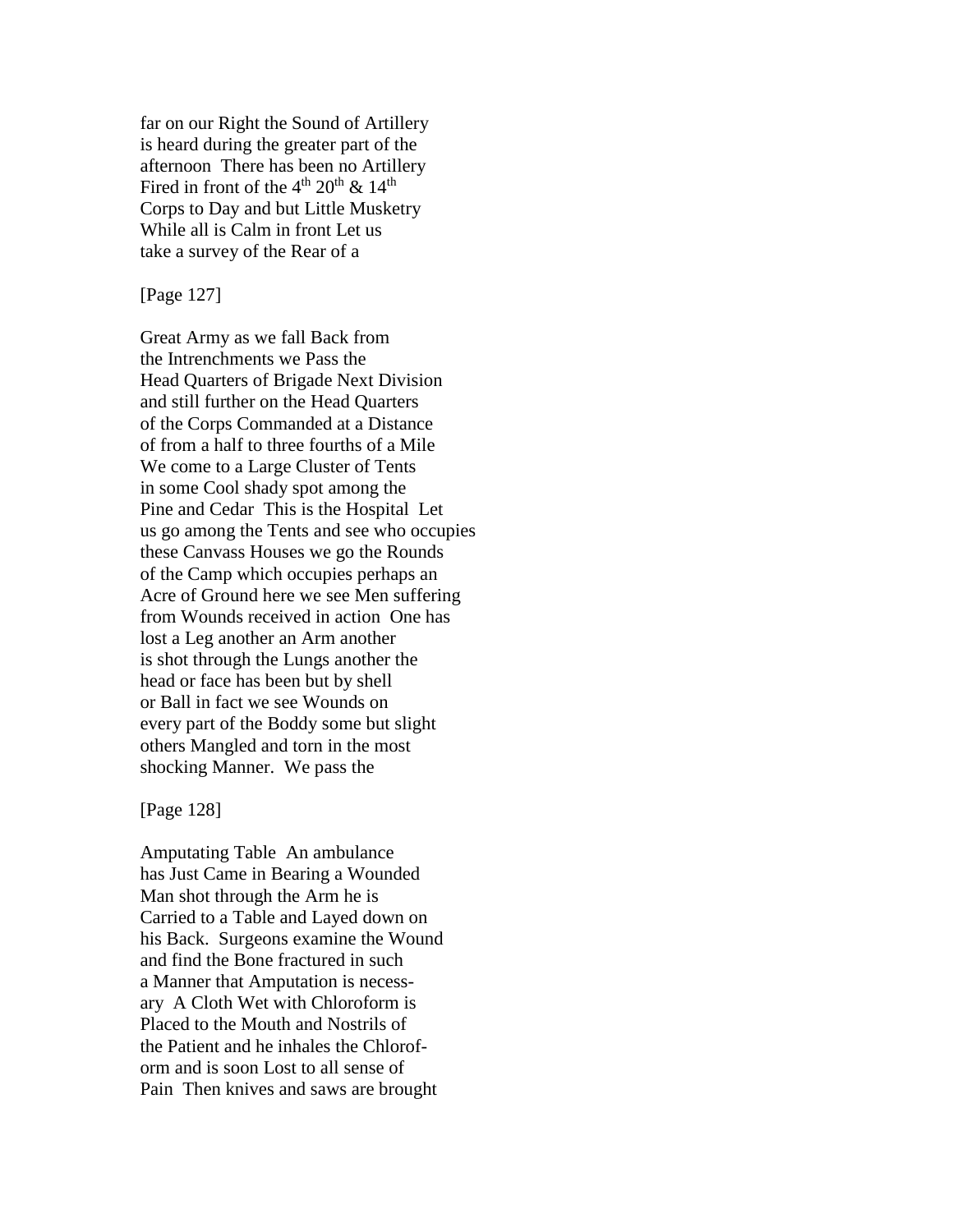far on our Right the Sound of Artillery
is heard during the greater part of the
afternoon There has been no Artillery
Fired in front of the 4th 20th & 14th
Corps to Day and but Little Musketry
While all is Calm in front Let us
take a survey of the Rear of a

[Page 127]

Great Army as we fall Back from
the Intrenchments we Pass the
Head Quarters of Brigade Next Division
and still further on the Head Quarters
of the Corps Commanded at a Distance
of from a half to three fourths of a Mile
We come to a Large Cluster of Tents
in some Cool shady spot among the
Pine and Cedar This is the Hospital Let
us go among the Tents and see who occupies
these Canvass Houses we go the Rounds
of the Camp which occupies perhaps an
Acre of Ground here we see Men suffering
from Wounds received in action One has
lost a Leg another an Arm another
is shot through the Lungs another the
head or face has been but by shell
or Ball in fact we see Wounds on
every part of the Boddy some but slight
others Mangled and torn in the most
shocking Manner. We pass the

[Page 128]

Amputating Table An ambulance
has Just Came in Bearing a Wounded
Man shot through the Arm he is
Carried to a Table and Layed down on
his Back. Surgeons examine the Wound
and find the Bone fractured in such
a Manner that Amputation is necess-
ary A Cloth Wet with Chloroform is
Placed to the Mouth and Nostrils of
the Patient and he inhales the Chlorof-
orm and is soon Lost to all sense of
Pain Then knives and saws are brought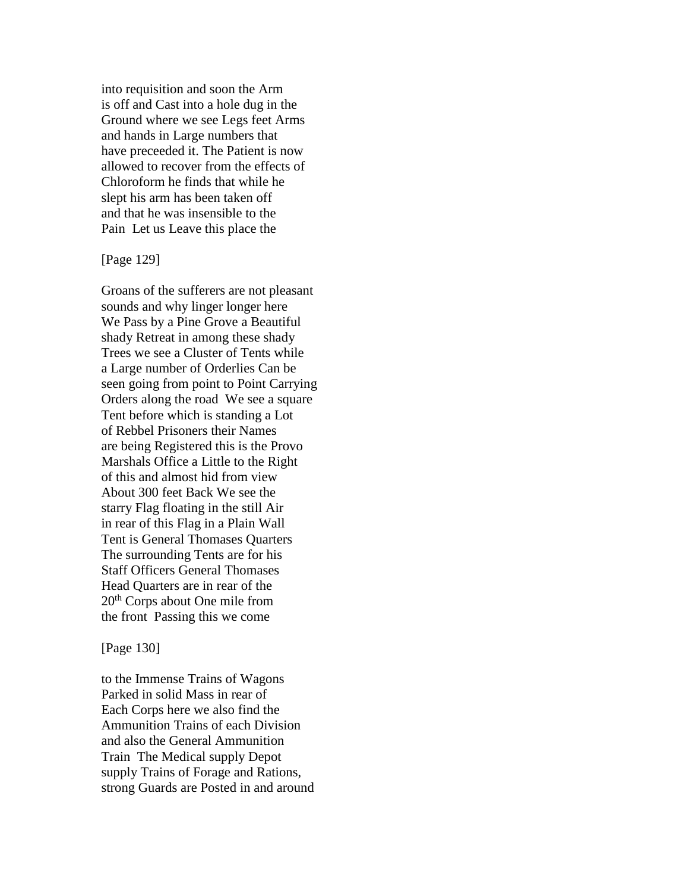into requisition and soon the Arm
is off and Cast into a hole dug in the
Ground where we see Legs feet Arms
and hands in Large numbers that
have preceeded it. The Patient is now
allowed to recover from the effects of
Chloroform he finds that while he
slept his arm has been taken off
and that he was insensible to the
Pain  Let us Leave this place the

[Page 129]

Groans of the sufferers are not pleasant
sounds and why linger longer here
We Pass by a Pine Grove a Beautiful
shady Retreat in among these shady
Trees we see a Cluster of Tents while
a Large number of Orderlies Can be
seen going from point to Point Carrying
Orders along the road  We see a square
Tent before which is standing a Lot
of Rebbel Prisoners their Names
are being Registered this is the Provo
Marshals Office a Little to the Right
of this and almost hid from view
About 300 feet Back We see the
starry Flag floating in the still Air
in rear of this Flag in a Plain Wall
Tent is General Thomases Quarters
The surrounding Tents are for his
Staff Officers General Thomases
Head Quarters are in rear of the
20th Corps about One mile from
the front  Passing this we come

[Page 130]

to the Immense Trains of Wagons
Parked in solid Mass in rear of
Each Corps here we also find the
Ammunition Trains of each Division
and also the General Ammunition
Train  The Medical supply Depot
supply Trains of Forage and Rations,
strong Guards are Posted in and around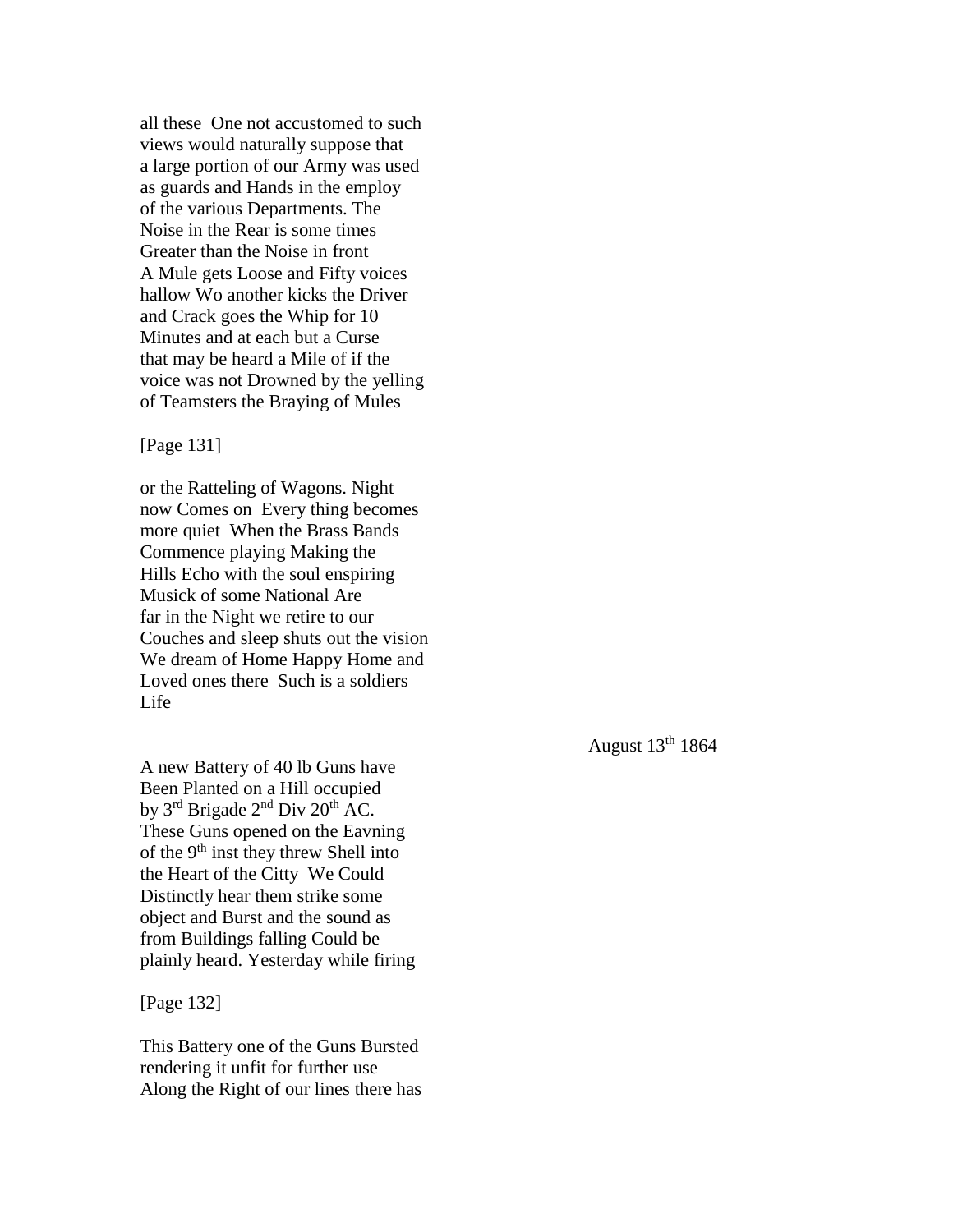all these  One not accustomed to such views would naturally suppose that a large portion of our Army was used as guards and Hands in the employ of the various Departments. The Noise in the Rear is some times Greater than the Noise in front A Mule gets Loose and Fifty voices hallow Wo another kicks the Driver and Crack goes the Whip for 10 Minutes and at each but a Curse that may be heard a Mile of if the voice was not Drowned by the yelling of Teamsters the Braying of Mules

[Page 131]

or the Ratteling of Wagons. Night now Comes on  Every thing becomes more quiet  When the Brass Bands Commence playing Making the Hills Echo with the soul enspiring Musick of some National Are far in the Night we retire to our Couches and sleep shuts out the vision We dream of Home Happy Home and Loved ones there  Such is a soldiers Life

August 13th 1864

A new Battery of 40 lb Guns have Been Planted on a Hill occupied by 3rd Brigade 2nd Div 20th AC. These Guns opened on the Eavning of the 9th inst they threw Shell into the Heart of the Citty  We Could Distinctly hear them strike some object and Burst and the sound as from Buildings falling Could be plainly heard. Yesterday while firing

[Page 132]

This Battery one of the Guns Bursted rendering it unfit for further use Along the Right of our lines there has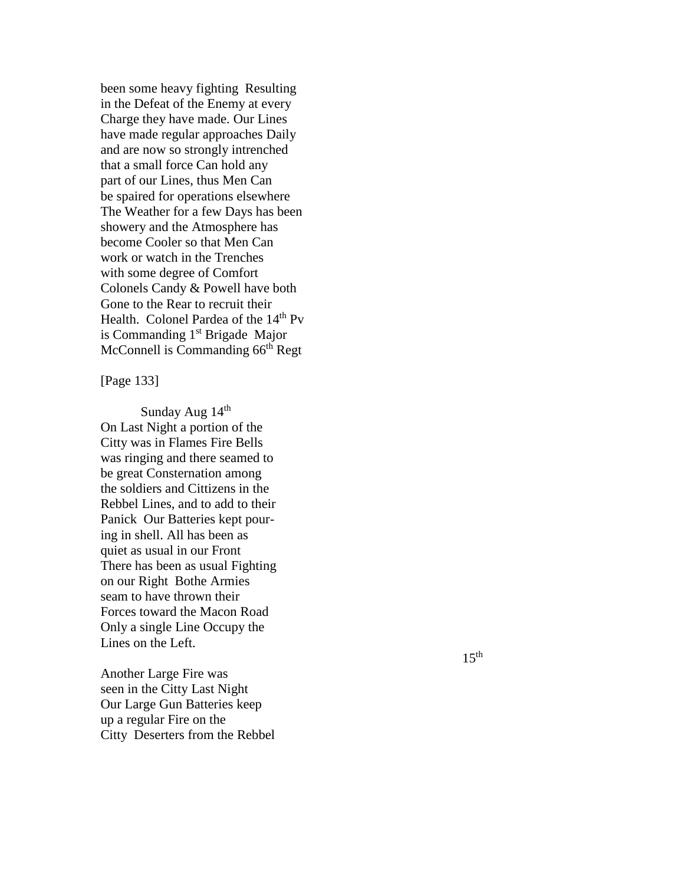been some heavy fighting  Resulting
in the Defeat of the Enemy at every
Charge they have made. Our Lines
have made regular approaches Daily
and are now so strongly intrenched
that a small force Can hold any
part of our Lines, thus Men Can
be spaired for operations elsewhere
The Weather for a few Days has been
showery and the Atmosphere has
become Cooler so that Men Can
work or watch in the Trenches
with some degree of Comfort
Colonels Candy & Powell have both
Gone to the Rear to recruit their
Health.  Colonel Pardea of the 14th Pv
is Commanding 1st Brigade  Major
McConnell is Commanding 66th Regt

[Page 133]

Sunday Aug 14th
On Last Night a portion of the
Citty was in Flames Fire Bells
was ringing and there seamed to
be great Consternation among
the soldiers and Cittizens in the
Rebbel Lines, and to add to their
Panick  Our Batteries kept pour-
ing in shell. All has been as
quiet as usual in our Front
There has been as usual Fighting
on our Right  Bothe Armies
seam to have thrown their
Forces toward the Macon Road
Only a single Line Occupy the
Lines on the Left.

15th

Another Large Fire was
seen in the Citty Last Night
Our Large Gun Batteries keep
up a regular Fire on the
Citty  Deserters from the Rebbel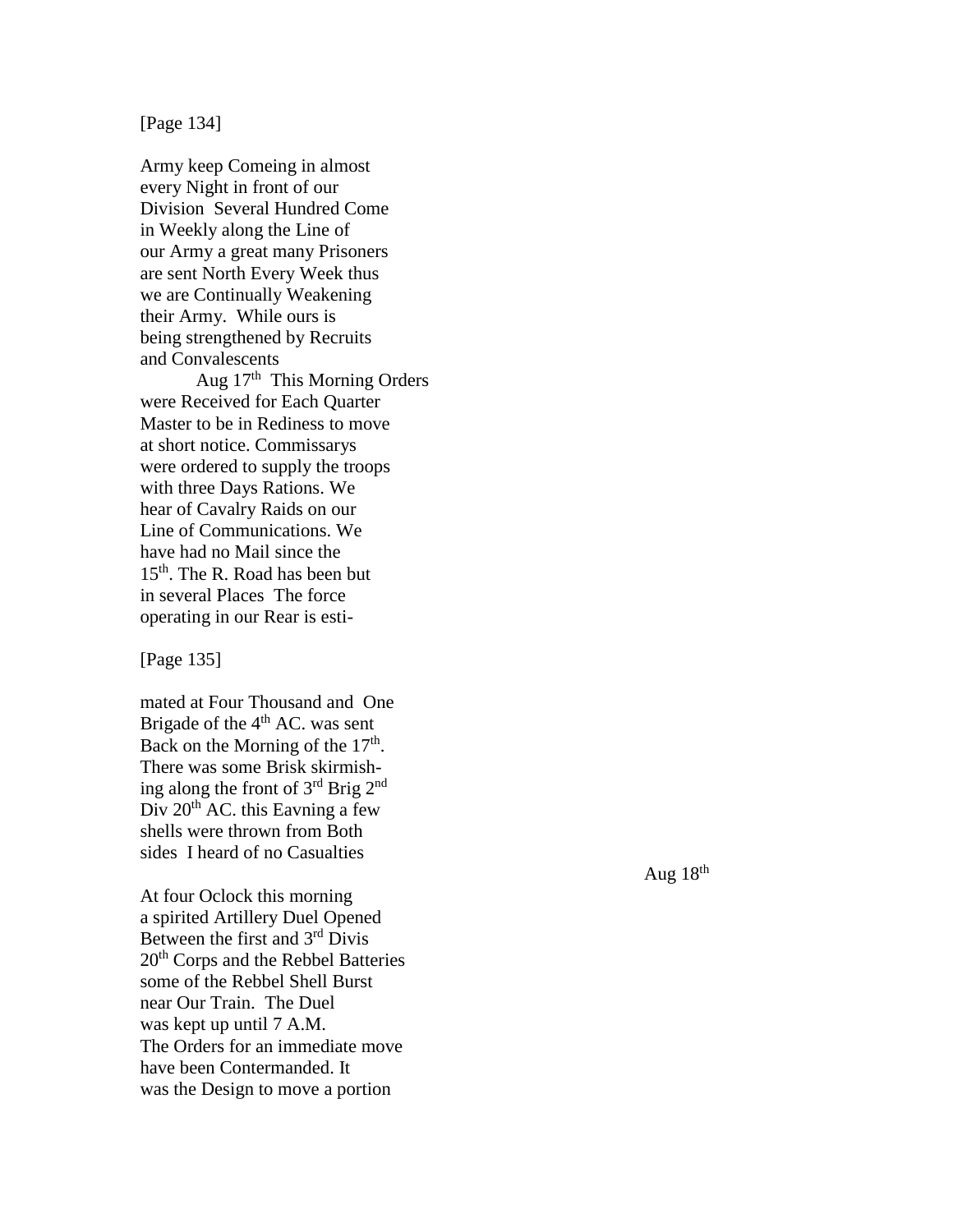[Page 134]

Army keep Comeing in almost every Night in front of our Division  Several Hundred Come in Weekly along the Line of our Army a great many Prisoners are sent North Every Week thus we are Continually Weakening their Army.  While ours is being strengthened by Recruits and Convalescents

Aug 17th  This Morning Orders were Received for Each Quarter Master to be in Rediness to move at short notice. Commissarys were ordered to supply the troops with three Days Rations. We hear of Cavalry Raids on our Line of Communications. We have had no Mail since the 15th. The R. Road has been but in several Places  The force operating in our Rear is esti-

[Page 135]

mated at Four Thousand and  One Brigade of the 4th AC. was sent Back on the Morning of the 17th. There was some Brisk skirmishing along the front of 3rd Brig 2nd Div 20th AC. this Eavning a few shells were thrown from Both sides  I heard of no Casualties

Aug 18th

At four Oclock this morning a spirited Artillery Duel Opened Between the first and 3rd Divis 20th Corps and the Rebbel Batteries some of the Rebbel Shell Burst near Our Train.  The Duel was kept up until 7 A.M. The Orders for an immediate move have been Contermanded. It was the Design to move a portion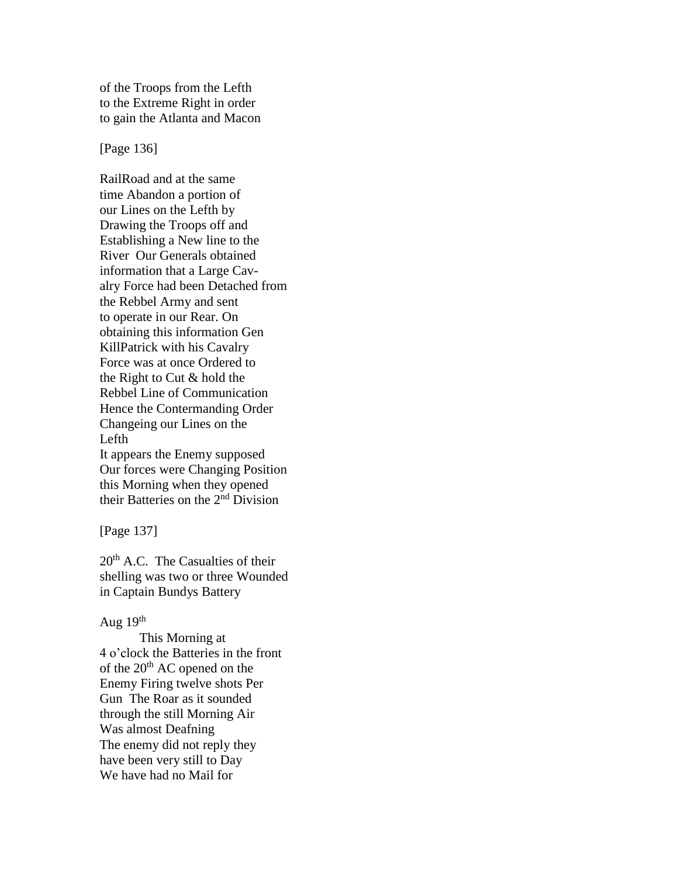of the Troops from the Lefth
to the Extreme Right in order
to gain the Atlanta and Macon

[Page 136]

RailRoad and at the same
time Abandon a portion of
our Lines on the Lefth by
Drawing the Troops off and
Establishing a New line to the
River  Our Generals obtained
information that a Large Cav-
alry Force had been Detached from
the Rebbel Army and sent
to operate in our Rear. On
obtaining this information Gen
KillPatrick with his Cavalry
Force was at once Ordered to
the Right to Cut & hold the
Rebbel Line of Communication
Hence the Contermanding Order
Changeing our Lines on the
Lefth
It appears the Enemy supposed
Our forces were Changing Position
this Morning when they opened
their Batteries on the 2nd Division

[Page 137]

20th A.C.  The Casualties of their
shelling was two or three Wounded
in Captain Bundys Battery

Aug 19th

This Morning at
4 o'clock the Batteries in the front
of the 20th AC opened on the
Enemy Firing twelve shots Per
Gun  The Roar as it sounded
through the still Morning Air
Was almost Deafning
The enemy did not reply they
have been very still to Day
We have had no Mail for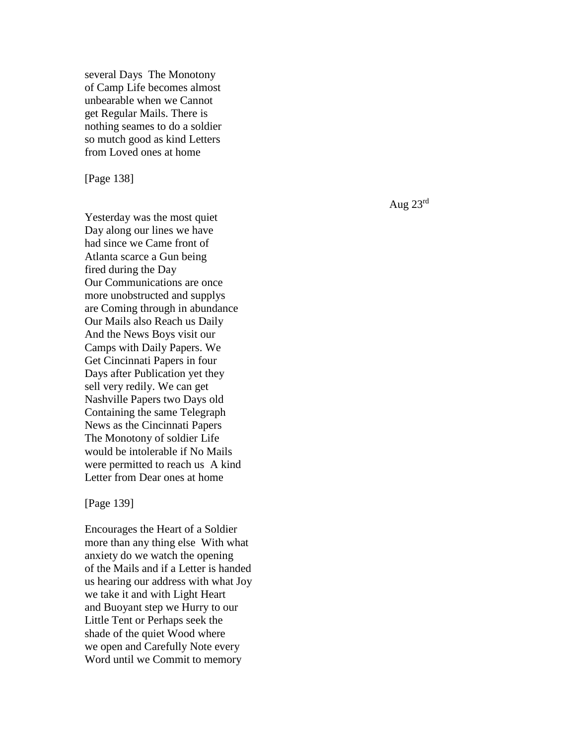several Days  The Monotony
of Camp Life becomes almost
unbearable when we Cannot
get Regular Mails. There is
nothing seames to do a soldier
so mutch good as kind Letters
from Loved ones at home

[Page 138]

Aug 23rd

Yesterday was the most quiet
Day along our lines we have
had since we Came front of
Atlanta scarce a Gun being
fired during the Day
Our Communications are once
more unobstructed and supplys
are Coming through in abundance
Our Mails also Reach us Daily
And the News Boys visit our
Camps with Daily Papers. We
Get Cincinnati Papers in four
Days after Publication yet they
sell very redily. We can get
Nashville Papers two Days old
Containing the same Telegraph
News as the Cincinnati Papers
The Monotony of soldier Life
would be intolerable if No Mails
were permitted to reach us  A kind
Letter from Dear ones at home

[Page 139]

Encourages the Heart of a Soldier
more than any thing else  With what
anxiety do we watch the opening
of the Mails and if a Letter is handed
us hearing our address with what Joy
we take it and with Light Heart
and Buoyant step we Hurry to our
Little Tent or Perhaps seek the
shade of the quiet Wood where
we open and Carefully Note every
Word until we Commit to memory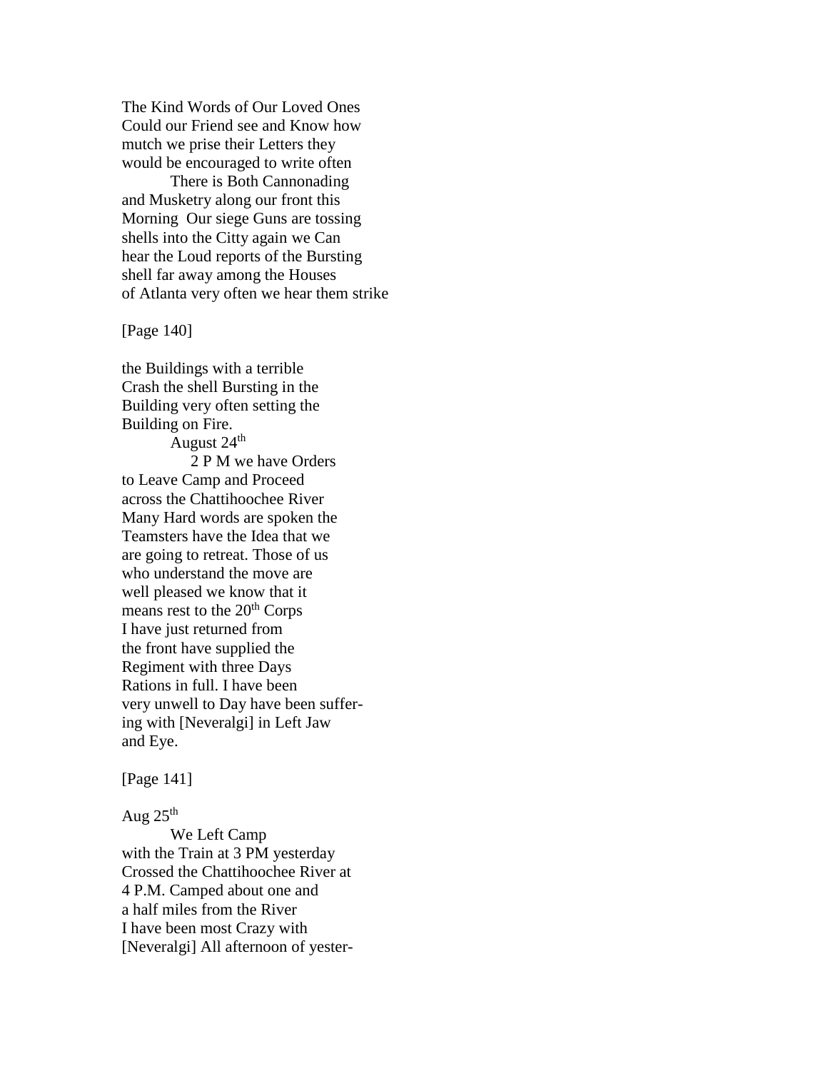The Kind Words of Our Loved Ones
Could our Friend see and Know how
mutch we prise their Letters they
would be encouraged to write often

There is Both Cannonading
and Musketry along our front this
Morning  Our siege Guns are tossing
shells into the Citty again we Can
hear the Loud reports of the Bursting
shell far away among the Houses
of Atlanta very often we hear them strike

[Page 140]

the Buildings with a terrible
Crash the shell Bursting in the
Building very often setting the
Building on Fire.

August 24th

2 P M we have Orders
to Leave Camp and Proceed
across the Chattihoochee River
Many Hard words are spoken the
Teamsters have the Idea that we
are going to retreat. Those of us
who understand the move are
well pleased we know that it
means rest to the 20th Corps
I have just returned from
the front have supplied the
Regiment with three Days
Rations in full. I have been
very unwell to Day have been suffer-
ing with [Neveralgi] in Left Jaw
and Eye.

[Page 141]

Aug 25th

We Left Camp
with the Train at 3 PM yesterday
Crossed the Chattihoochee River at
4 P.M. Camped about one and
a half miles from the River
I have been most Crazy with
[Neveralgi] All afternoon of yester-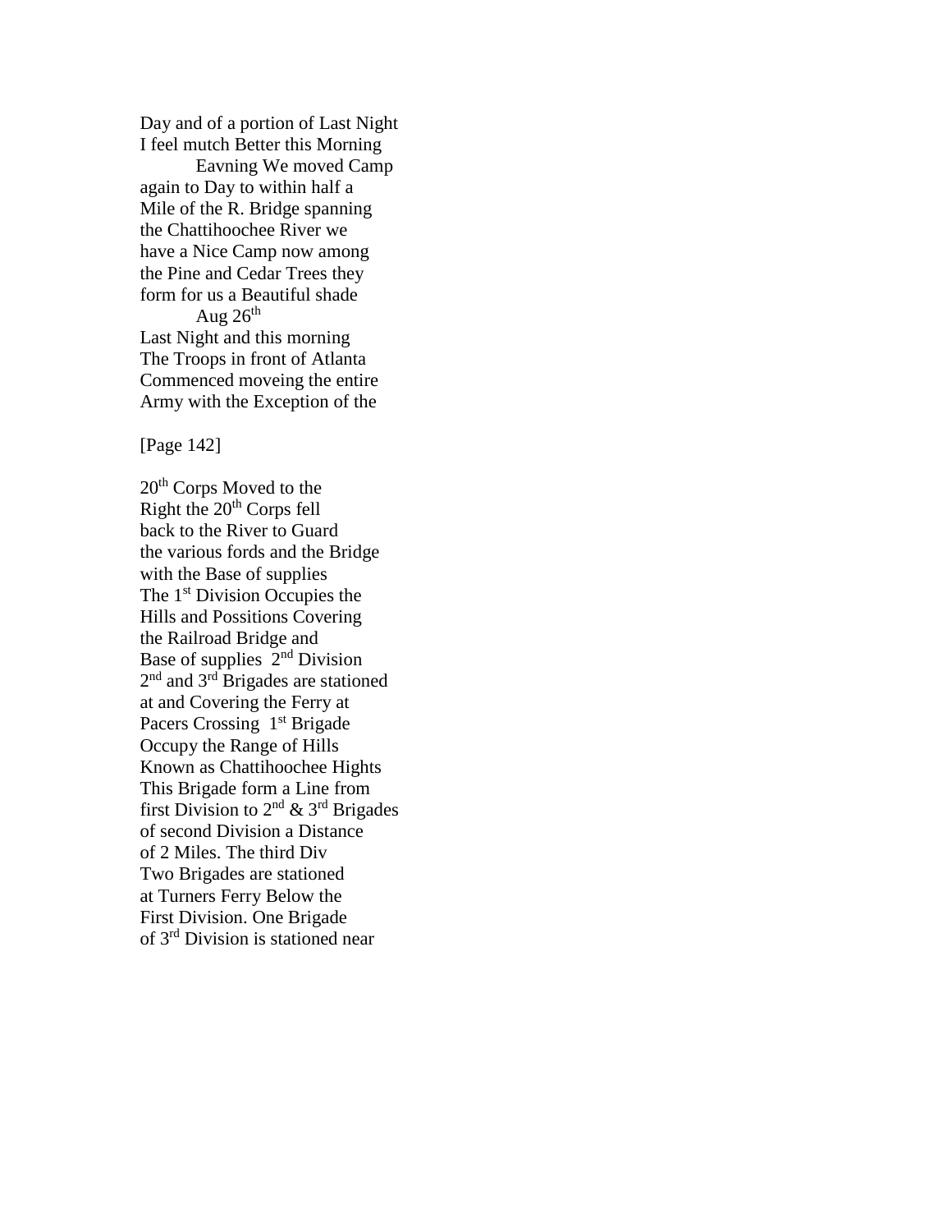Day and of a portion of Last Night
I feel mutch Better this Morning
Eavning We moved Camp
again to Day to within half a
Mile of the R. Bridge spanning
the Chattihoochee River we
have a Nice Camp now among
the Pine and Cedar Trees they
form for us a Beautiful shade

Aug 26th

Last Night and this morning
The Troops in front of Atlanta
Commenced moveing the entire
Army with the Exception of the

[Page 142]

20th Corps Moved to the
Right the 20th Corps fell
back to the River to Guard
the various fords and the Bridge
with the Base of supplies
The 1st Division Occupies the
Hills and Possitions Covering
the Railroad Bridge and
Base of supplies 2nd Division
2nd and 3rd Brigades are stationed
at and Covering the Ferry at
Pacers Crossing 1st Brigade
Occupy the Range of Hills
Known as Chattihoochee Hights
This Brigade form a Line from
first Division to 2nd & 3rd Brigades
of second Division a Distance
of 2 Miles. The third Div
Two Brigades are stationed
at Turners Ferry Below the
First Division. One Brigade
of 3rd Division is stationed near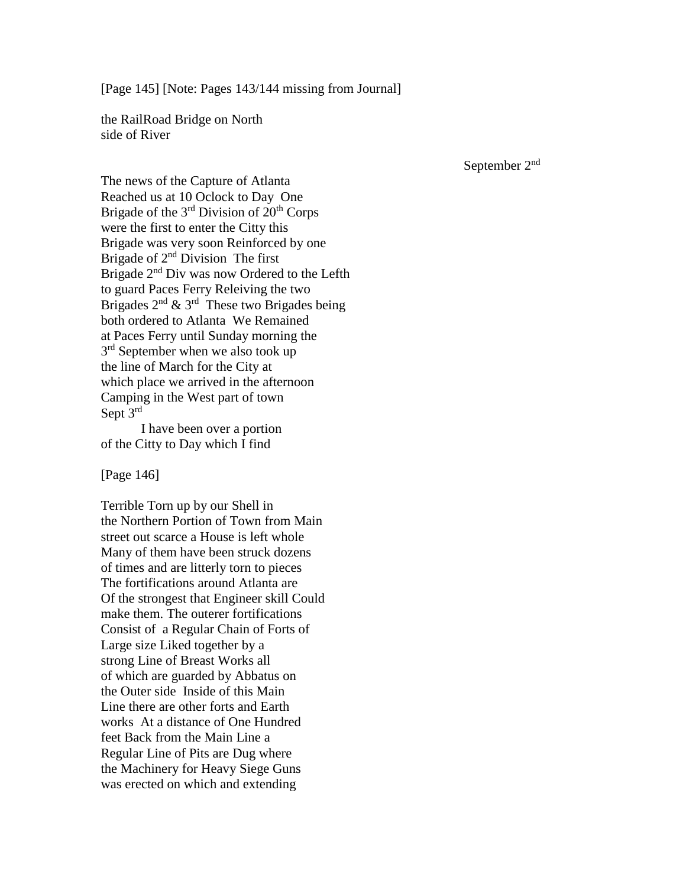[Page 145] [Note: Pages 143/144 missing from Journal]

the RailRoad Bridge on North
side of River

September 2nd

The news of the Capture of Atlanta
Reached us at 10 Oclock to Day One
Brigade of the 3rd Division of 20th Corps
were the first to enter the Citty this
Brigade was very soon Reinforced by one
Brigade of 2nd Division The first
Brigade 2nd Div was now Ordered to the Lefth
to guard Paces Ferry Releiving the two
Brigades 2nd & 3rd These two Brigades being
both ordered to Atlanta We Remained
at Paces Ferry until Sunday morning the
3rd September when we also took up
the line of March for the City at
which place we arrived in the afternoon
Camping in the West part of town
Sept 3rd

I have been over a portion
of the Citty to Day which I find

[Page 146]

Terrible Torn up by our Shell in
the Northern Portion of Town from Main
street out scarce a House is left whole
Many of them have been struck dozens
of times and are litterly torn to pieces
The fortifications around Atlanta are
Of the strongest that Engineer skill Could
make them. The outerer fortifications
Consist of a Regular Chain of Forts of
Large size Liked together by a
strong Line of Breast Works all
of which are guarded by Abbatus on
the Outer side Inside of this Main
Line there are other forts and Earth
works At a distance of One Hundred
feet Back from the Main Line a
Regular Line of Pits are Dug where
the Machinery for Heavy Siege Guns
was erected on which and extending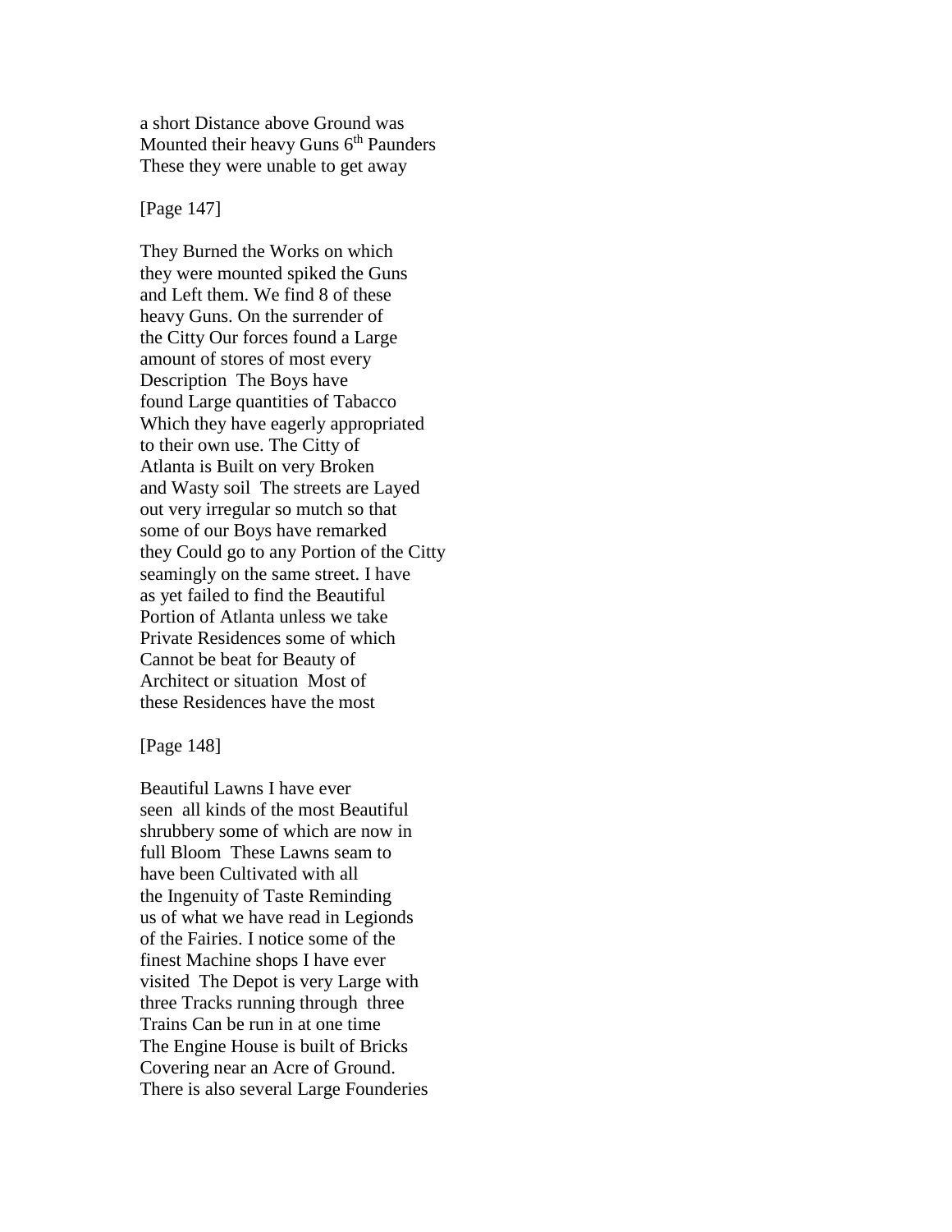a short Distance above Ground was
Mounted their heavy Guns 6th Paunders
These they were unable to get away

[Page 147]

They Burned the Works on which
they were mounted spiked the Guns
and Left them. We find 8 of these
heavy Guns. On the surrender of
the Citty Our forces found a Large
amount of stores of most every
Description  The Boys have
found Large quantities of Tabacco
Which they have eagerly appropriated
to their own use. The Citty of
Atlanta is Built on very Broken
and Wasty soil  The streets are Layed
out very irregular so mutch so that
some of our Boys have remarked
they Could go to any Portion of the Citty
seamingly on the same street. I have
as yet failed to find the Beautiful
Portion of Atlanta unless we take
Private Residences some of which
Cannot be beat for Beauty of
Architect or situation  Most of
these Residences have the most

[Page 148]

Beautiful Lawns I have ever
seen  all kinds of the most Beautiful
shrubbery some of which are now in
full Bloom  These Lawns seam to
have been Cultivated with all
the Ingenuity of Taste Reminding
us of what we have read in Legionds
of the Fairies. I notice some of the
finest Machine shops I have ever
visited  The Depot is very Large with
three Tracks running through  three
Trains Can be run in at one time
The Engine House is built of Bricks
Covering near an Acre of Ground.
There is also several Large Founderies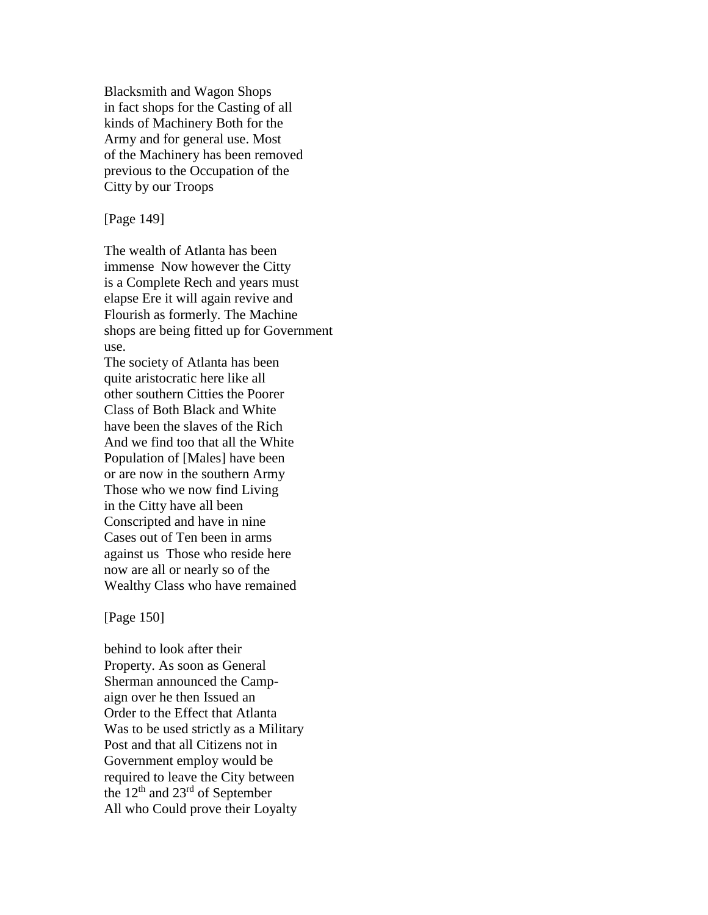Blacksmith and Wagon Shops
in fact shops for the Casting of all
kinds of Machinery Both for the
Army and for general use. Most
of the Machinery has been removed
previous to the Occupation of the
Citty by our Troops

[Page 149]

The wealth of Atlanta has been
immense  Now however the Citty
is a Complete Rech and years must
elapse Ere it will again revive and
Flourish as formerly. The Machine
shops are being fitted up for Government
use.
The society of Atlanta has been
quite aristocratic here like all
other southern Citties the Poorer
Class of Both Black and White
have been the slaves of the Rich
And we find too that all the White
Population of [Males] have been
or are now in the southern Army
Those who we now find Living
in the Citty have all been
Conscripted and have in nine
Cases out of Ten been in arms
against us  Those who reside here
now are all or nearly so of the
Wealthy Class who have remained

[Page 150]

behind to look after their
Property. As soon as General
Sherman announced the Camp-
aign over he then Issued an
Order to the Effect that Atlanta
Was to be used strictly as a Military
Post and that all Citizens not in
Government employ would be
required to leave the City between
the 12th and 23rd of September
All who Could prove their Loyalty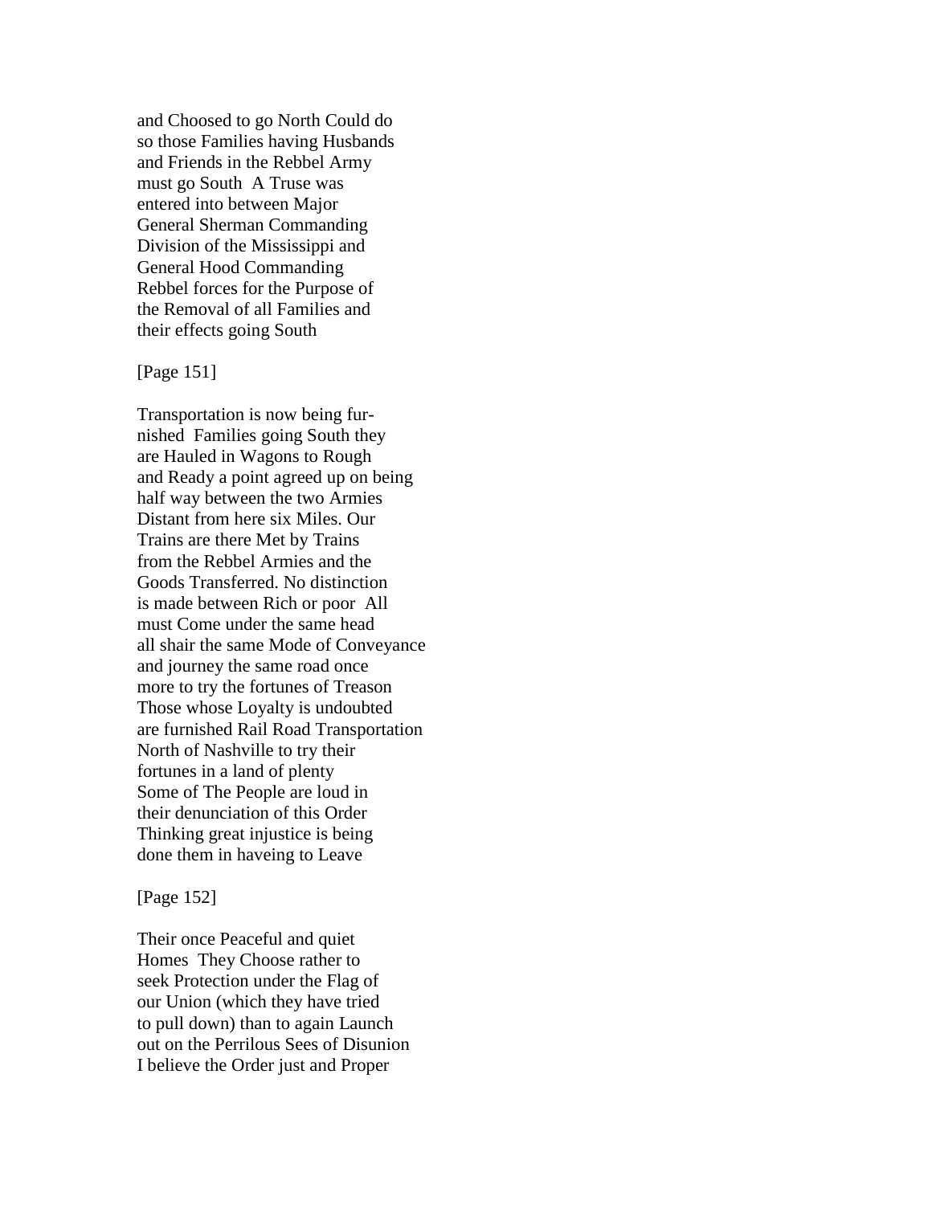and Choosed to go North Could do
so those Families having Husbands
and Friends in the Rebbel Army
must go South  A Truse was
entered into between Major
General Sherman Commanding
Division of the Mississippi and
General Hood Commanding
Rebbel forces for the Purpose of
the Removal of all Families and
their effects going South

[Page 151]

Transportation is now being fur-
nished  Families going South they
are Hauled in Wagons to Rough
and Ready a point agreed up on being
half way between the two Armies
Distant from here six Miles. Our
Trains are there Met by Trains
from the Rebbel Armies and the
Goods Transferred. No distinction
is made between Rich or poor  All
must Come under the same head
all shair the same Mode of Conveyance
and journey the same road once
more to try the fortunes of Treason
Those whose Loyalty is undoubted
are furnished Rail Road Transportation
North of Nashville to try their
fortunes in a land of plenty
Some of The People are loud in
their denunciation of this Order
Thinking great injustice is being
done them in haveing to Leave

[Page 152]

Their once Peaceful and quiet
Homes  They Choose rather to
seek Protection under the Flag of
our Union (which they have tried
to pull down) than to again Launch
out on the Perrilous Sees of Disunion
I believe the Order just and Proper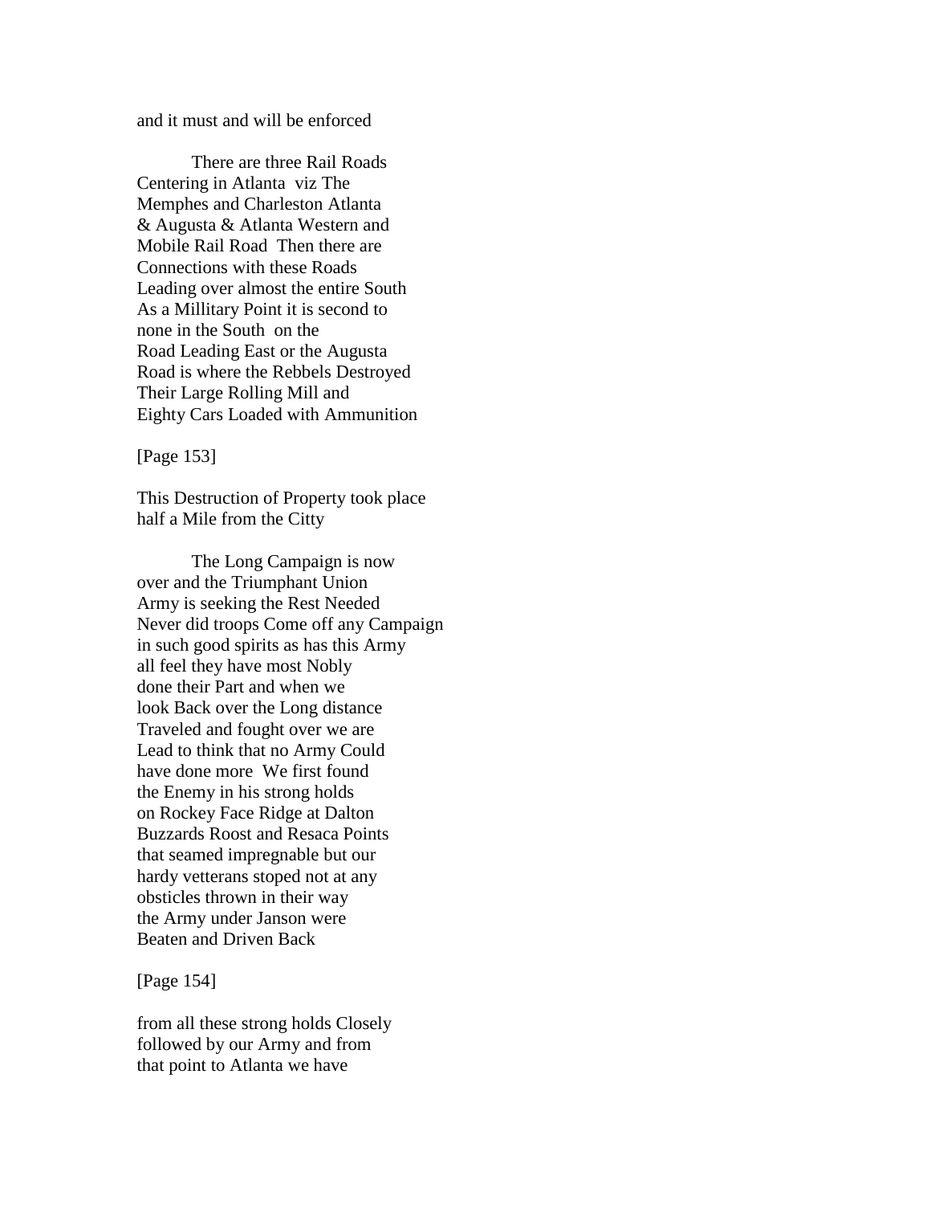and it must and will be enforced

There are three Rail Roads
Centering in Atlanta viz The
Memphes and Charleston Atlanta
& Augusta & Atlanta Western and
Mobile Rail Road Then there are
Connections with these Roads
Leading over almost the entire South
As a Millitary Point it is second to
none in the South on the
Road Leading East or the Augusta
Road is where the Rebbels Destroyed
Their Large Rolling Mill and
Eighty Cars Loaded with Ammunition

[Page 153]

This Destruction of Property took place
half a Mile from the Citty

The Long Campaign is now
over and the Triumphant Union
Army is seeking the Rest Needed
Never did troops Come off any Campaign
in such good spirits as has this Army
all feel they have most Nobly
done their Part and when we
look Back over the Long distance
Traveled and fought over we are
Lead to think that no Army Could
have done more We first found
the Enemy in his strong holds
on Rockey Face Ridge at Dalton
Buzzards Roost and Resaca Points
that seamed impregnable but our
hardy vetterans stoped not at any
obsticles thrown in their way
the Army under Janson were
Beaten and Driven Back

[Page 154]

from all these strong holds Closely
followed by our Army and from
that point to Atlanta we have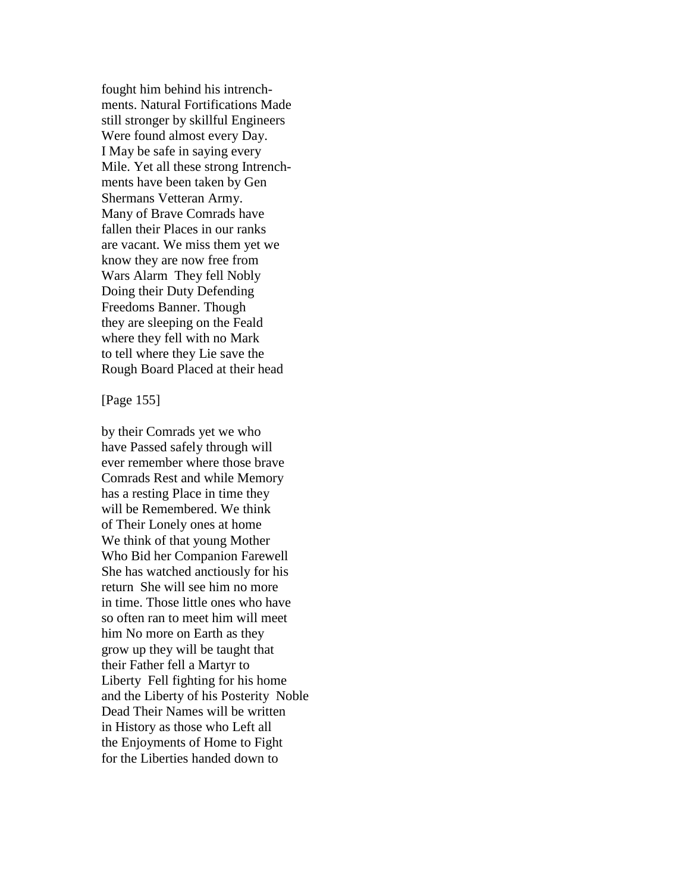fought him behind his intrench-
ments. Natural Fortifications Made
still stronger by skillful Engineers
Were found almost every Day.
I May be safe in saying every
Mile. Yet all these strong Intrench-
ments have been taken by Gen
Shermans Vetteran Army.
Many of Brave Comrads have
fallen their Places in our ranks
are vacant. We miss them yet we
know they are now free from
Wars Alarm They fell Nobly
Doing their Duty Defending
Freedoms Banner. Though
they are sleeping on the Feald
where they fell with no Mark
to tell where they Lie save the
Rough Board Placed at their head

[Page 155]

by their Comrads yet we who
have Passed safely through will
ever remember where those brave
Comrads Rest and while Memory
has a resting Place in time they
will be Remembered. We think
of Their Lonely ones at home
We think of that young Mother
Who Bid her Companion Farewell
She has watched anctiously for his
return She will see him no more
in time. Those little ones who have
so often ran to meet him will meet
him No more on Earth as they
grow up they will be taught that
their Father fell a Martyr to
Liberty Fell fighting for his home
and the Liberty of his Posterity Noble
Dead Their Names will be written
in History as those who Left all
the Enjoyments of Home to Fight
for the Liberties handed down to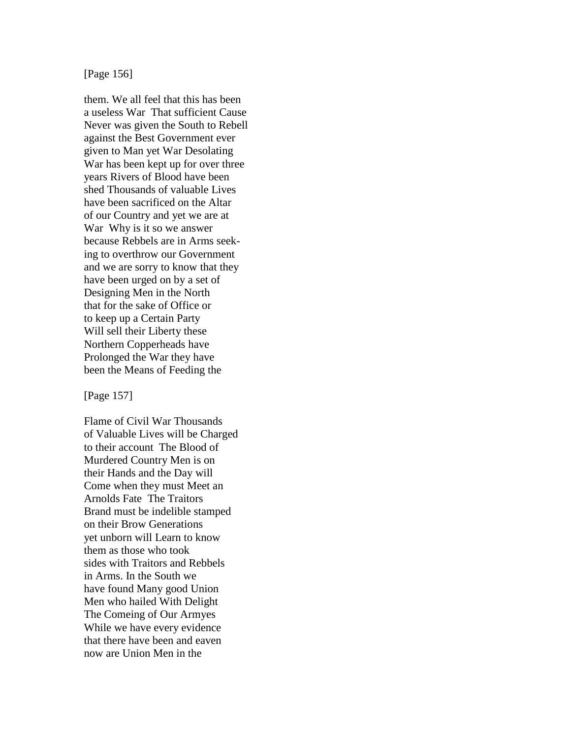[Page 156]

them. We all feel that this has been
a useless War  That sufficient Cause
Never was given the South to Rebell
against the Best Government ever
given to Man yet War Desolating
War has been kept up for over three
years Rivers of Blood have been
shed Thousands of valuable Lives
have been sacrificed on the Altar
of our Country and yet we are at
War  Why is it so we answer
because Rebbels are in Arms seek-
ing to overthrow our Government
and we are sorry to know that they
have been urged on by a set of
Designing Men in the North
that for the sake of Office or
to keep up a Certain Party
Will sell their Liberty these
Northern Copperheads have
Prolonged the War they have
been the Means of Feeding the

[Page 157]

Flame of Civil War Thousands
of Valuable Lives will be Charged
to their account  The Blood of
Murdered Country Men is on
their Hands and the Day will
Come when they must Meet an
Arnolds Fate  The Traitors
Brand must be indelible stamped
on their Brow Generations
yet unborn will Learn to know
them as those who took
sides with Traitors and Rebbels
in Arms. In the South we
have found Many good Union
Men who hailed With Delight
The Comeing of Our Armyes
While we have every evidence
that there have been and eaven
now are Union Men in the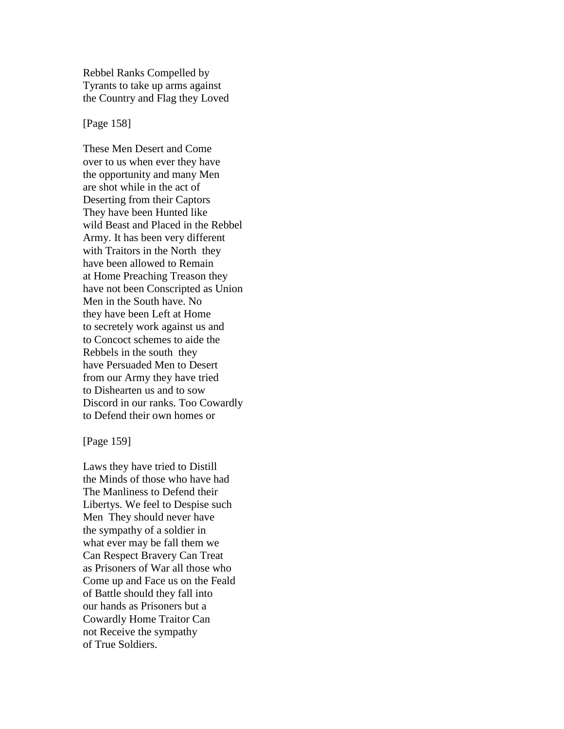Rebbel Ranks Compelled by
Tyrants to take up arms against
the Country and Flag they Loved

[Page 158]

These Men Desert and Come
over to us when ever they have
the opportunity and many Men
are shot while in the act of
Deserting from their Captors
They have been Hunted like
wild Beast and Placed in the Rebbel
Army. It has been very different
with Traitors in the North  they
have been allowed to Remain
at Home Preaching Treason they
have not been Conscripted as Union
Men in the South have. No
they have been Left at Home
to secretely work against us and
to Concoct schemes to aide the
Rebbels in the south  they
have Persuaded Men to Desert
from our Army they have tried
to Dishearten us and to sow
Discord in our ranks. Too Cowardly
to Defend their own homes or

[Page 159]

Laws they have tried to Distill
the Minds of those who have had
The Manliness to Defend their
Libertys. We feel to Despise such
Men  They should never have
the sympathy of a soldier in
what ever may be fall them we
Can Respect Bravery Can Treat
as Prisoners of War all those who
Come up and Face us on the Feald
of Battle should they fall into
our hands as Prisoners but a
Cowardly Home Traitor Can
not Receive the sympathy
of True Soldiers.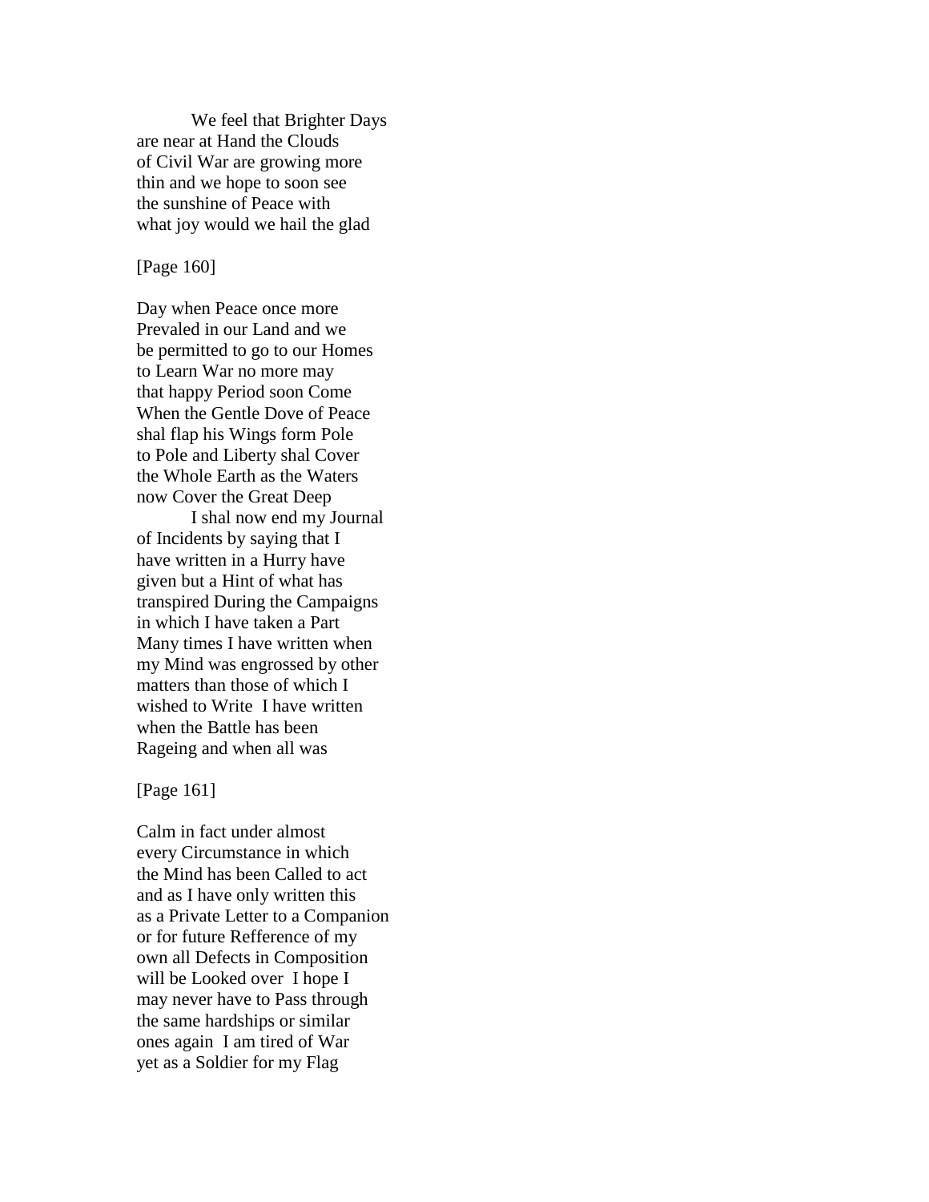We feel that Brighter Days are near at Hand the Clouds of Civil War are growing more thin and we hope to soon see the sunshine of Peace with what joy would we hail the glad

[Page 160]

Day when Peace once more Prevaled in our Land and we be permitted to go to our Homes to Learn War no more may that happy Period soon Come When the Gentle Dove of Peace shal flap his Wings form Pole to Pole and Liberty shal Cover the Whole Earth as the Waters now Cover the Great Deep

I shal now end my Journal of Incidents by saying that I have written in a Hurry have given but a Hint of what has transpired During the Campaigns in which I have taken a Part Many times I have written when my Mind was engrossed by other matters than those of which I wished to Write  I have written when the Battle has been Rageing and when all was

[Page 161]

Calm in fact under almost every Circumstance in which the Mind has been Called to act and as I have only written this as a Private Letter to a Companion or for future Refference of my own all Defects in Composition will be Looked over  I hope I may never have to Pass through the same hardships or similar ones again  I am tired of War yet as a Soldier for my Flag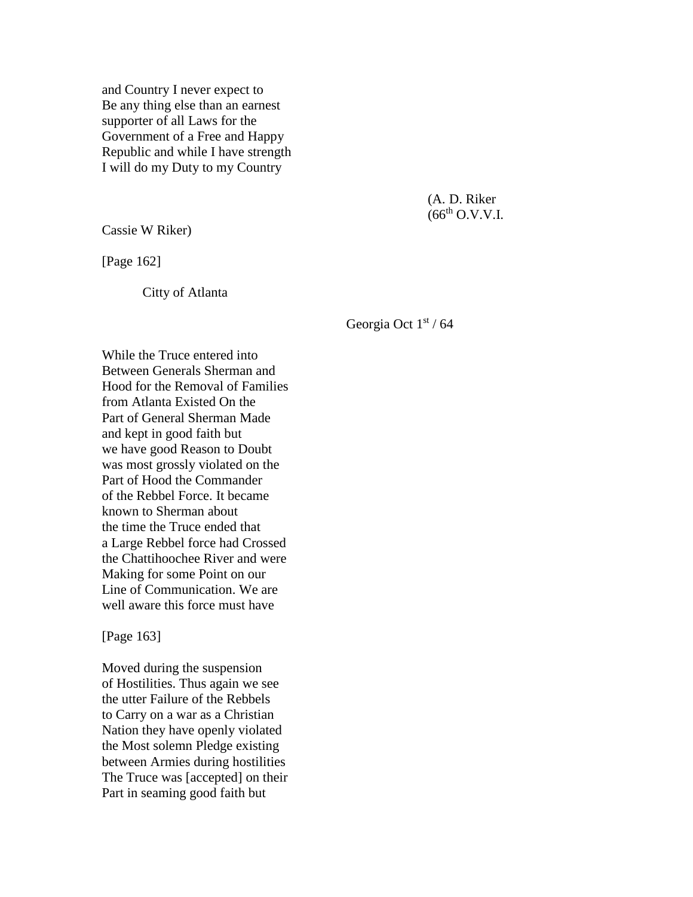and Country I never expect to
Be any thing else than an earnest
supporter of all Laws for the
Government of a Free and Happy
Republic and while I have strength
I will do my Duty to my Country

(A. D. Riker
(66th O.V.V.I.

Cassie W Riker)

[Page 162]

City of Atlanta

Georgia Oct 1st / 64

While the Truce entered into
Between Generals Sherman and
Hood for the Removal of Families
from Atlanta Existed On the
Part of General Sherman Made
and kept in good faith but
we have good Reason to Doubt
was most grossly violated on the
Part of Hood the Commander
of the Rebbel Force. It became
known to Sherman about
the time the Truce ended that
a Large Rebbel force had Crossed
the Chattihoochee River and were
Making for some Point on our
Line of Communication. We are
well aware this force must have

[Page 163]

Moved during the suspension
of Hostilities. Thus again we see
the utter Failure of the Rebbels
to Carry on a war as a Christian
Nation they have openly violated
the Most solemn Pledge existing
between Armies during hostilities
The Truce was [accepted] on their
Part in seaming good faith but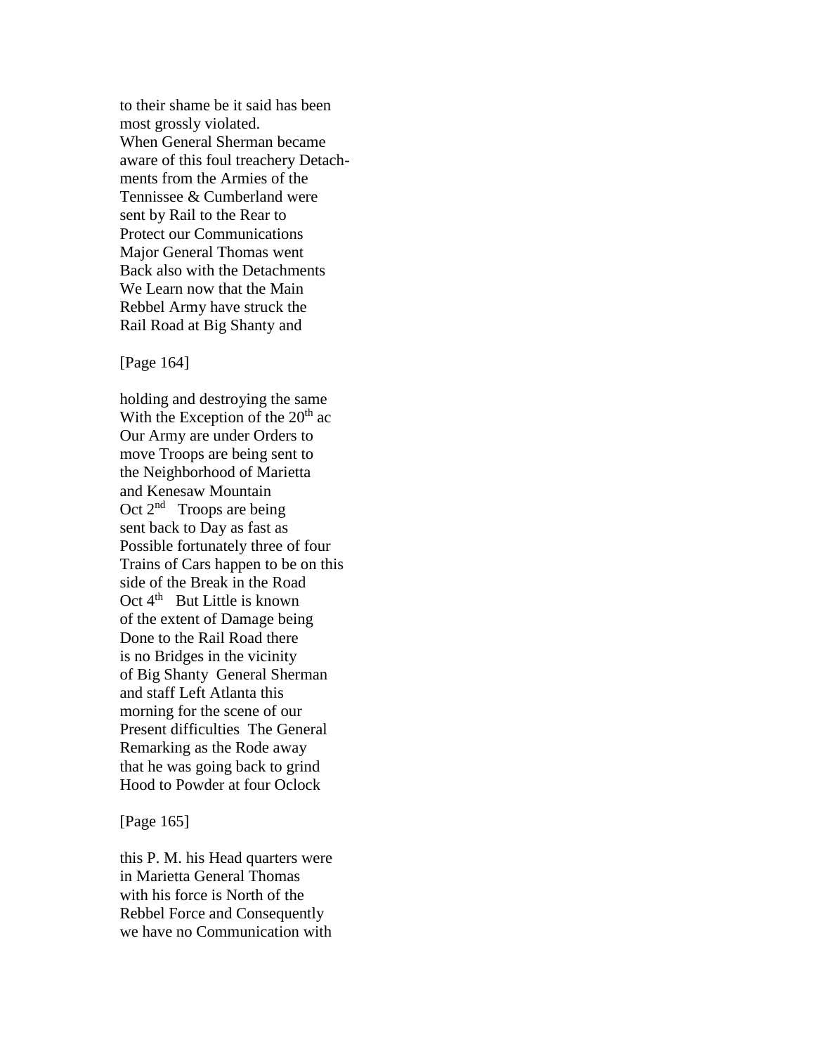to their shame be it said has been
most grossly violated.
When General Sherman became
aware of this foul treachery Detach-
ments from the Armies of the
Tennissee & Cumberland were
sent by Rail to the Rear to
Protect our Communications
Major General Thomas went
Back also with the Detachments
We Learn now that the Main
Rebbel Army have struck the
Rail Road at Big Shanty and

[Page 164]

holding and destroying the same
With the Exception of the 20th ac
Our Army are under Orders to
move Troops are being sent to
the Neighborhood of Marietta
and Kenesaw Mountain
Oct 2nd Troops are being
sent back to Day as fast as
Possible fortunately three of four
Trains of Cars happen to be on this
side of the Break in the Road
Oct 4th But Little is known
of the extent of Damage being
Done to the Rail Road there
is no Bridges in the vicinity
of Big Shanty General Sherman
and staff Left Atlanta this
morning for the scene of our
Present difficulties The General
Remarking as the Rode away
that he was going back to grind
Hood to Powder at four Oclock

[Page 165]

this P. M. his Head quarters were
in Marietta General Thomas
with his force is North of the
Rebbel Force and Consequently
we have no Communication with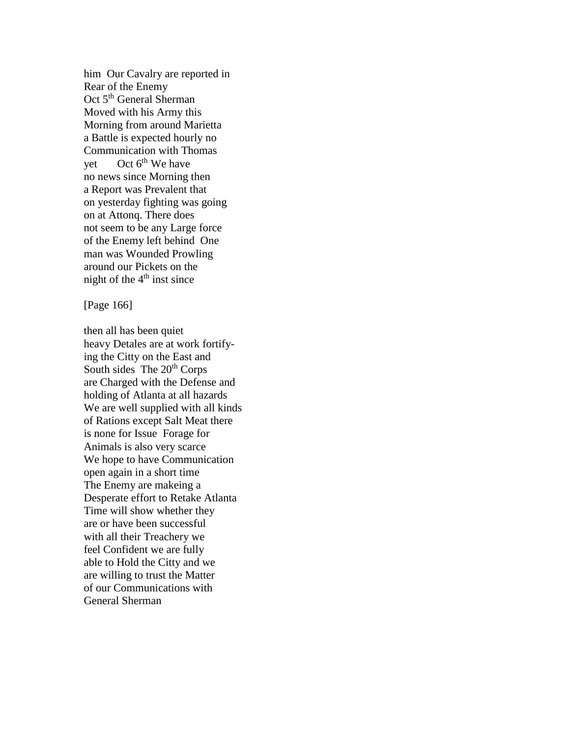him  Our Cavalry are reported in
Rear of the Enemy
Oct 5th General Sherman
Moved with his Army this
Morning from around Marietta
a Battle is expected hourly no
Communication with Thomas
yet       Oct 6th We have
no news since Morning then
a Report was Prevalent that
on yesterday fighting was going
on at Attonq. There does
not seem to be any Large force
of the Enemy left behind  One
man was Wounded Prowling
around our Pickets on the
night of the 4th inst since

[Page 166]

then all has been quiet
heavy Detales are at work fortify-
ing the Citty on the East and
South sides  The 20th Corps
are Charged with the Defense and
holding of Atlanta at all hazards
We are well supplied with all kinds
of Rations except Salt Meat there
is none for Issue  Forage for
Animals is also very scarce
We hope to have Communication
open again in a short time
The Enemy are makeing a
Desperate effort to Retake Atlanta
Time will show whether they
are or have been successful
with all their Treachery we
feel Confident we are fully
able to Hold the Citty and we
are willing to trust the Matter
of our Communications with
General Sherman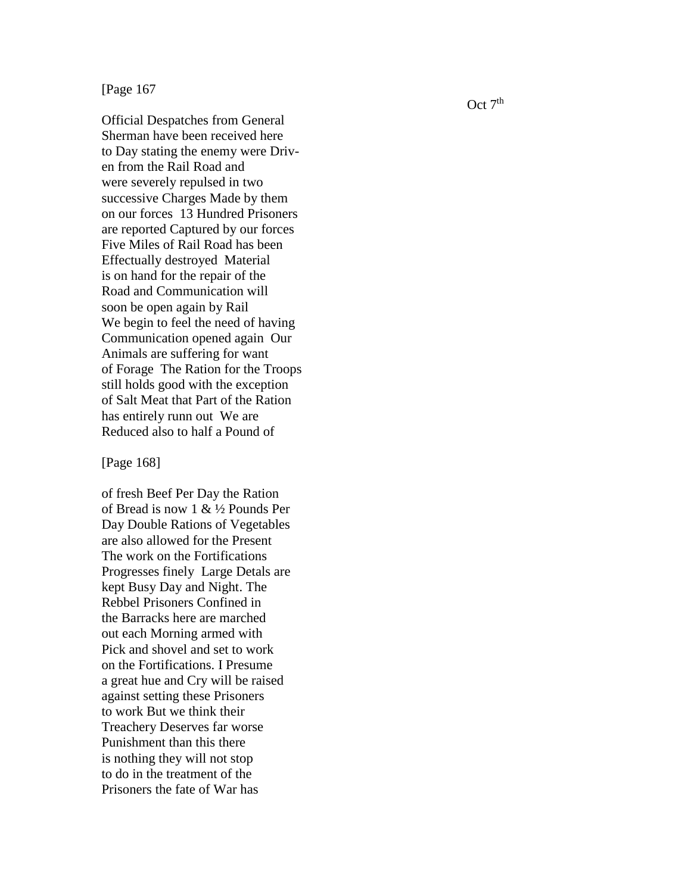[Page 167

Oct 7th

Official Despatches from General
Sherman have been received here
to Day stating the enemy were Driv-
en from the Rail Road and
were severely repulsed in two
successive Charges Made by them
on our forces  13 Hundred Prisoners
are reported Captured by our forces
Five Miles of Rail Road has been
Effectually destroyed  Material
is on hand for the repair of the
Road and Communication will
soon be open again by Rail
We begin to feel the need of having
Communication opened again  Our
Animals are suffering for want
of Forage  The Ration for the Troops
still holds good with the exception
of Salt Meat that Part of the Ration
has entirely runn out  We are
Reduced also to half a Pound of

[Page 168]

of fresh Beef Per Day the Ration
of Bread is now 1 & ½ Pounds Per
Day Double Rations of Vegetables
are also allowed for the Present
The work on the Fortifications
Progresses finely  Large Detals are
kept Busy Day and Night. The
Rebbel Prisoners Confined in
the Barracks here are marched
out each Morning armed with
Pick and shovel and set to work
on the Fortifications. I Presume
a great hue and Cry will be raised
against setting these Prisoners
to work But we think their
Treachery Deserves far worse
Punishment than this there
is nothing they will not stop
to do in the treatment of the
Prisoners the fate of War has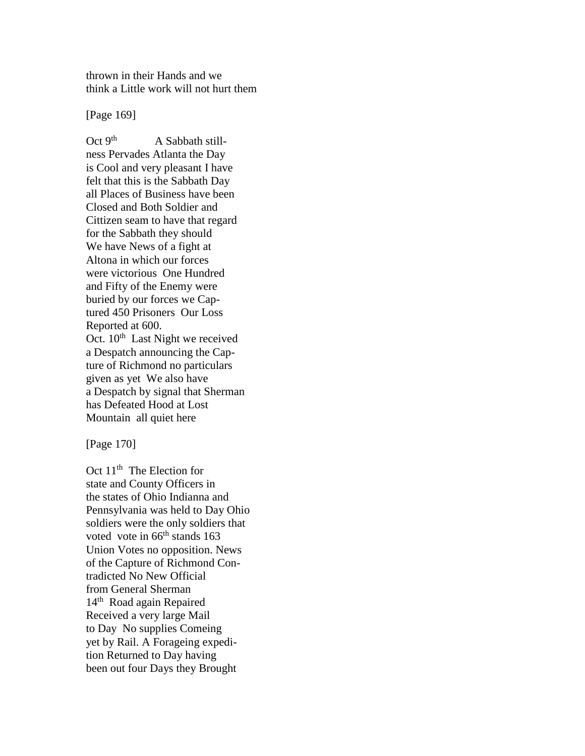thrown in their Hands and we
think a Little work will not hurt them

[Page 169]

Oct 9th A Sabbath still-
ness Pervades Atlanta the Day
is Cool and very pleasant I have
felt that this is the Sabbath Day
all Places of Business have been
Closed and Both Soldier and
Cittizen seam to have that regard
for the Sabbath they should
We have News of a fight at
Altona in which our forces
were victorious One Hundred
and Fifty of the Enemy were
buried by our forces we Cap-
tured 450 Prisoners Our Loss
Reported at 600.
Oct. 10th Last Night we received
a Despatch announcing the Cap-
ture of Richmond no particulars
given as yet We also have
a Despatch by signal that Sherman
has Defeated Hood at Lost
Mountain all quiet here

[Page 170]

Oct 11th The Election for
state and County Officers in
the states of Ohio Indianna and
Pennsylvania was held to Day Ohio
soldiers were the only soldiers that
voted vote in 66th stands 163
Union Votes no opposition. News
of the Capture of Richmond Con-
tradicted No New Official
from General Sherman
14th Road again Repaired
Received a very large Mail
to Day No supplies Comeing
yet by Rail. A Forageing expedi-
tion Returned to Day having
been out four Days they Brought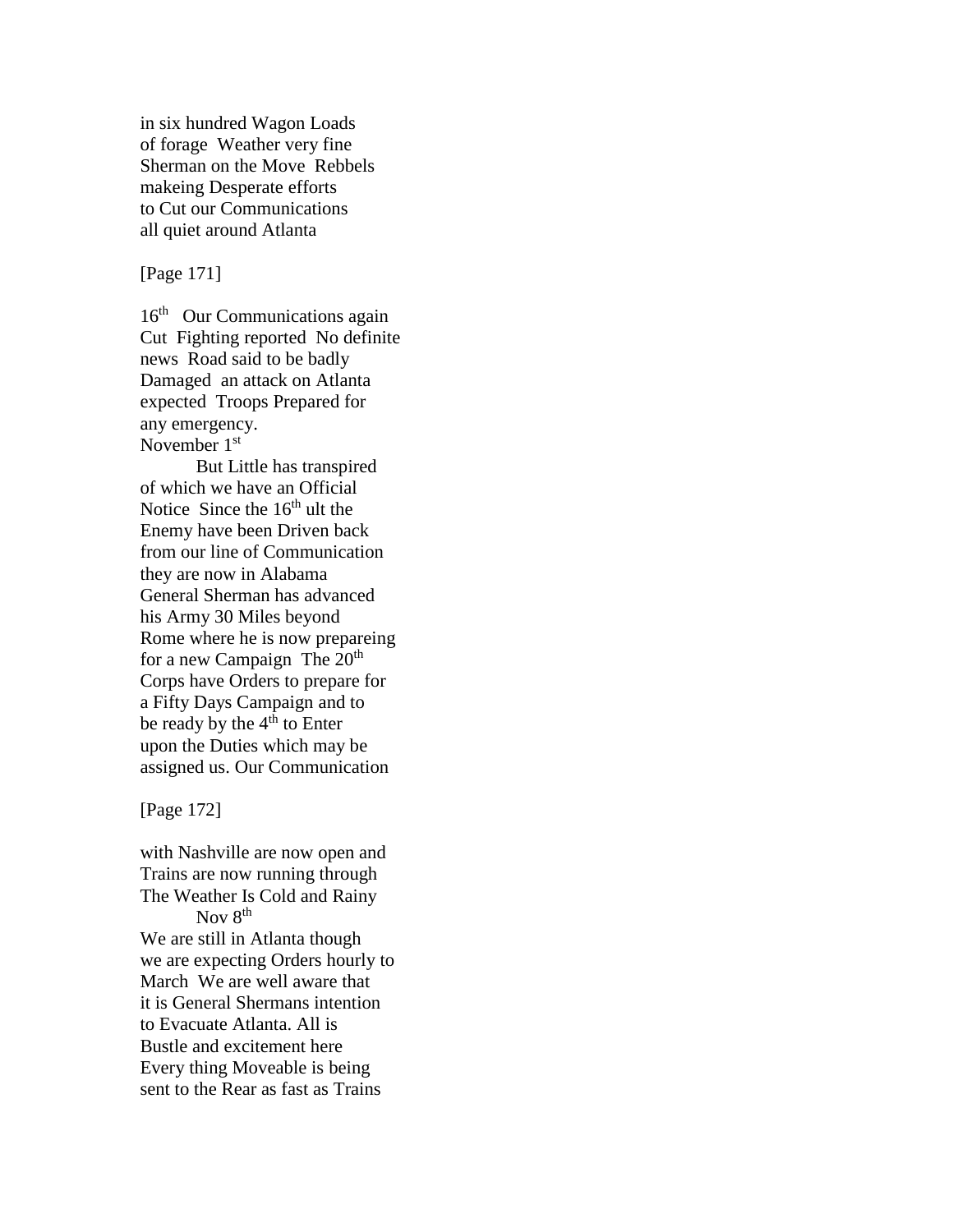in six hundred Wagon Loads
of forage  Weather very fine
Sherman on the Move  Rebbels
makeing Desperate efforts
to Cut our Communications
all quiet around Atlanta

[Page 171]

16th  Our Communications again
Cut  Fighting reported  No definite
news  Road said to be badly
Damaged  an attack on Atlanta
expected  Troops Prepared for
any emergency.
November 1st

But Little has transpired
of which we have an Official
Notice  Since the 16th ult the
Enemy have been Driven back
from our line of Communication
they are now in Alabama
General Sherman has advanced
his Army 30 Miles beyond
Rome where he is now prepareing
for a new Campaign  The 20th
Corps have Orders to prepare for
a Fifty Days Campaign and to
be ready by the 4th to Enter
upon the Duties which may be
assigned us. Our Communication

[Page 172]

with Nashville are now open and
Trains are now running through
The Weather Is Cold and Rainy

Nov 8th

We are still in Atlanta though
we are expecting Orders hourly to
March  We are well aware that
it is General Shermans intention
to Evacuate Atlanta. All is
Bustle and excitement here
Every thing Moveable is being
sent to the Rear as fast as Trains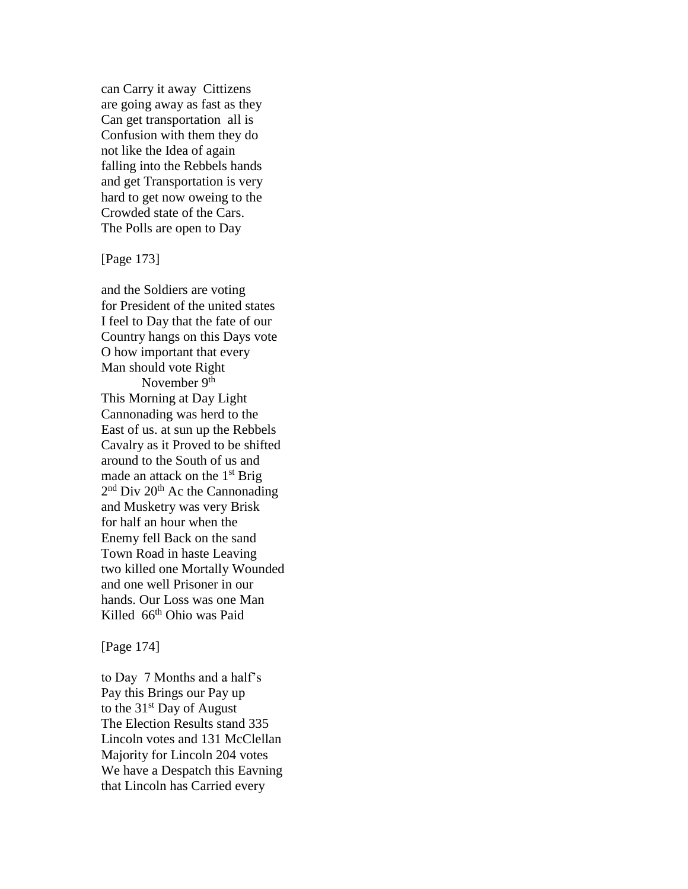can Carry it away  Cittizens
are going away as fast as they
Can get transportation  all is
Confusion with them they do
not like the Idea of again
falling into the Rebbels hands
and get Transportation is very
hard to get now oweing to the
Crowded state of the Cars.
The Polls are open to Day

[Page 173]

and the Soldiers are voting
for President of the united states
I feel to Day that the fate of our
Country hangs on this Days vote
O how important that every
Man should vote Right

November 9th

This Morning at Day Light
Cannonading was herd to the
East of us. at sun up the Rebbels
Cavalry as it Proved to be shifted
around to the South of us and
made an attack on the 1st Brig
2nd Div 20th Ac the Cannonading
and Musketry was very Brisk
for half an hour when the
Enemy fell Back on the sand
Town Road in haste Leaving
two killed one Mortally Wounded
and one well Prisoner in our
hands. Our Loss was one Man
Killed  66th Ohio was Paid

[Page 174]

to Day  7 Months and a half's
Pay this Brings our Pay up
to the 31st Day of August
The Election Results stand 335
Lincoln votes and 131 McClellan
Majority for Lincoln 204 votes
We have a Despatch this Eavning
that Lincoln has Carried every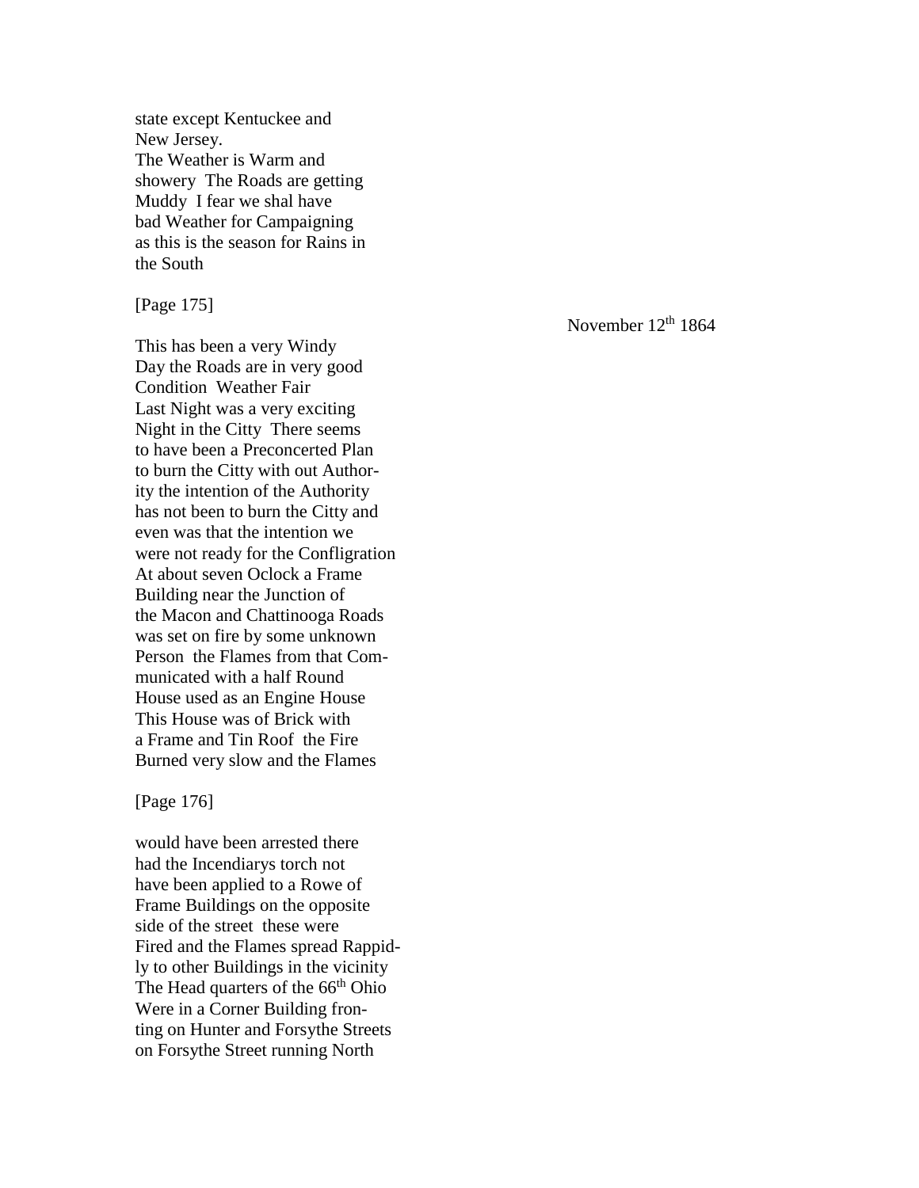state except Kentuckee and
New Jersey.
The Weather is Warm and
showery  The Roads are getting
Muddy  I fear we shal have
bad Weather for Campaigning
as this is the season for Rains in
the South

[Page 175]

November 12th 1864

This has been a very Windy
Day the Roads are in very good
Condition  Weather Fair
Last Night was a very exciting
Night in the Citty  There seems
to have been a Preconcerted Plan
to burn the Citty with out Author-
ity the intention of the Authority
has not been to burn the Citty and
even was that the intention we
were not ready for the Configration
At about seven Oclock a Frame
Building near the Junction of
the Macon and Chattinooga Roads
was set on fire by some unknown
Person  the Flames from that Com-
municated with a half Round
House used as an Engine House
This House was of Brick with
a Frame and Tin Roof  the Fire
Burned very slow and the Flames

[Page 176]

would have been arrested there
had the Incendiarys torch not
have been applied to a Rowe of
Frame Buildings on the opposite
side of the street  these were
Fired and the Flames spread Rappid-
ly to other Buildings in the vicinity
The Head quarters of the 66th Ohio
Were in a Corner Building fron-
ting on Hunter and Forsythe Streets
on Forsythe Street running North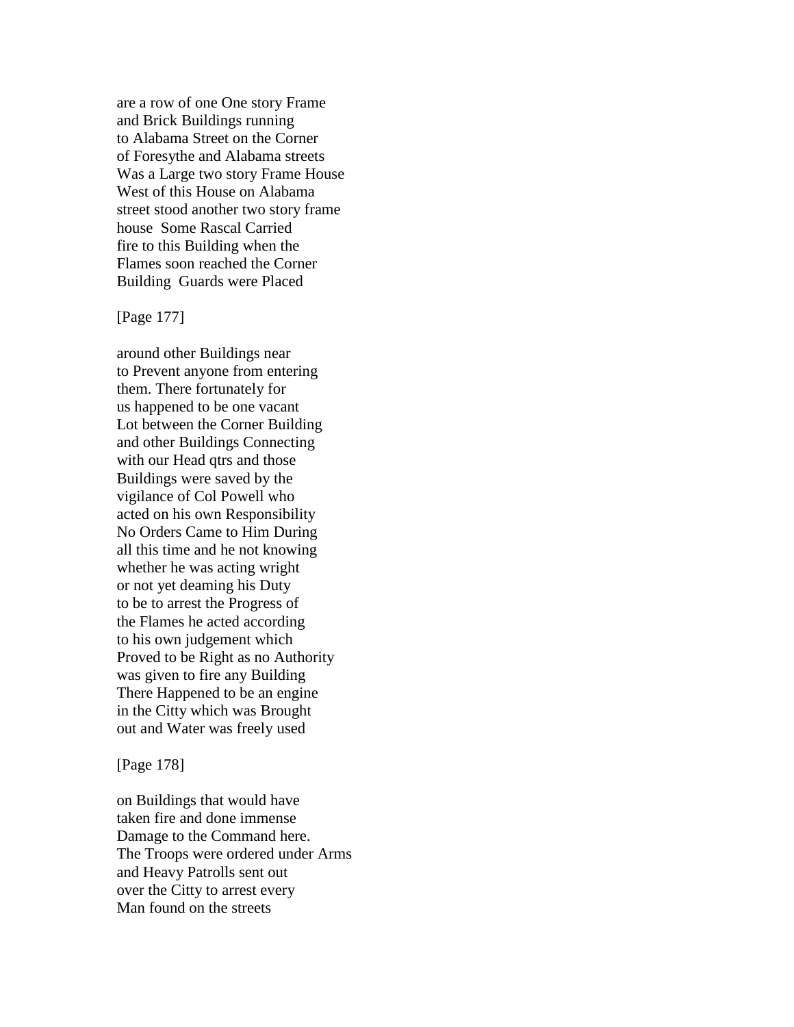are a row of one One story Frame
and Brick Buildings running
to Alabama Street on the Corner
of Foresythe and Alabama streets
Was a Large two story Frame House
West of this House on Alabama
street stood another two story frame
house  Some Rascal Carried
fire to this Building when the
Flames soon reached the Corner
Building  Guards were Placed

[Page 177]

around other Buildings near
to Prevent anyone from entering
them. There fortunately for
us happened to be one vacant
Lot between the Corner Building
and other Buildings Connecting
with our Head qtrs and those
Buildings were saved by the
vigilance of Col Powell who
acted on his own Responsibility
No Orders Came to Him During
all this time and he not knowing
whether he was acting wright
or not yet deaming his Duty
to be to arrest the Progress of
the Flames he acted according
to his own judgement which
Proved to be Right as no Authority
was given to fire any Building
There Happened to be an engine
in the Citty which was Brought
out and Water was freely used

[Page 178]

on Buildings that would have
taken fire and done immense
Damage to the Command here.
The Troops were ordered under Arms
and Heavy Patrolls sent out
over the Citty to arrest every
Man found on the streets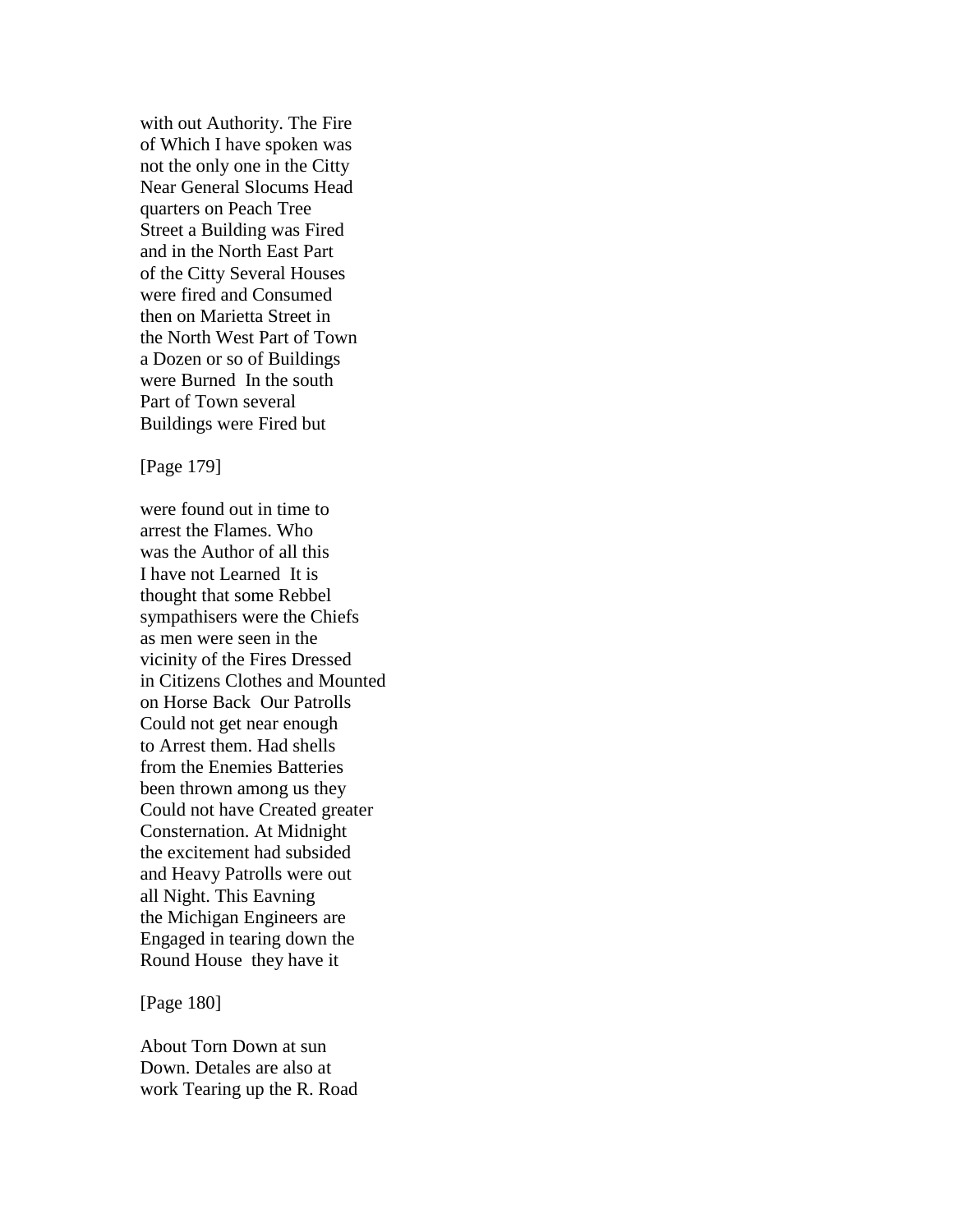with out Authority. The Fire
of Which I have spoken was
not the only one in the Citty
Near General Slocums Head
quarters on Peach Tree
Street a Building was Fired
and in the North East Part
of the Citty Several Houses
were fired and Consumed
then on Marietta Street in
the North West Part of Town
a Dozen or so of Buildings
were Burned  In the south
Part of Town several
Buildings were Fired but

[Page 179]

were found out in time to
arrest the Flames. Who
was the Author of all this
I have not Learned  It is
thought that some Rebbel
sympathisers were the Chiefs
as men were seen in the
vicinity of the Fires Dressed
in Citizens Clothes and Mounted
on Horse Back  Our Patrolls
Could not get near enough
to Arrest them. Had shells
from the Enemies Batteries
been thrown among us they
Could not have Created greater
Consternation. At Midnight
the excitement had subsided
and Heavy Patrolls were out
all Night. This Eavning
the Michigan Engineers are
Engaged in tearing down the
Round House  they have it

[Page 180]

About Torn Down at sun
Down. Detales are also at
work Tearing up the R. Road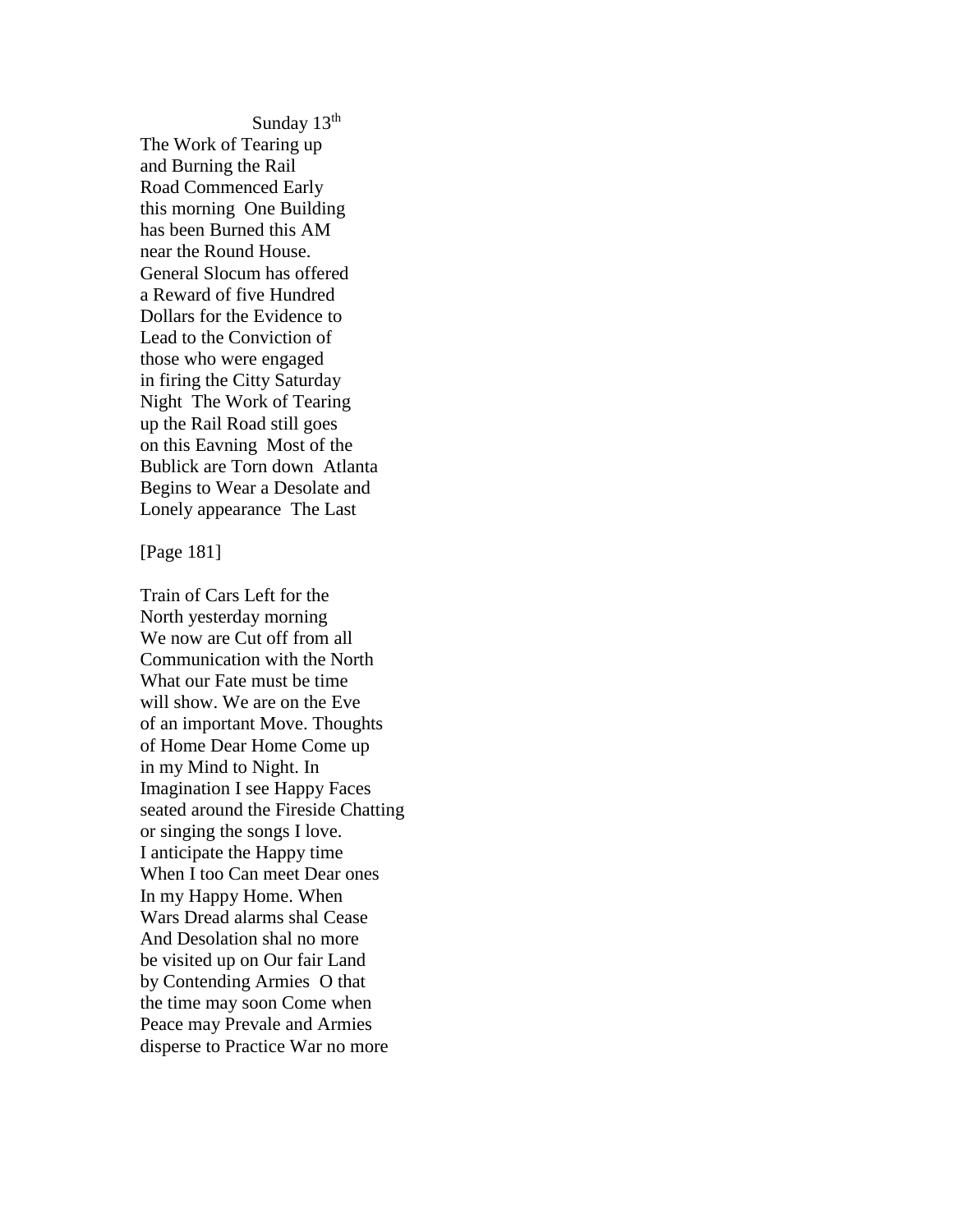Sunday 13th

The Work of Tearing up
and Burning the Rail
Road Commenced Early
this morning  One Building
has been Burned this AM
near the Round House.
General Slocum has offered
a Reward of five Hundred
Dollars for the Evidence to
Lead to the Conviction of
those who were engaged
in firing the Citty Saturday
Night  The Work of Tearing
up the Rail Road still goes
on this Eavning  Most of the
Bublick are Torn down  Atlanta
Begins to Wear a Desolate and
Lonely appearance  The Last

[Page 181]

Train of Cars Left for the
North yesterday morning
We now are Cut off from all
Communication with the North
What our Fate must be time
will show. We are on the Eve
of an important Move. Thoughts
of Home Dear Home Come up
in my Mind to Night. In
Imagination I see Happy Faces
seated around the Fireside Chatting
or singing the songs I love.
I anticipate the Happy time
When I too Can meet Dear ones
In my Happy Home. When
Wars Dread alarms shal Cease
And Desolation shal no more
be visited up on Our fair Land
by Contending Armies  O that
the time may soon Come when
Peace may Prevale and Armies
disperse to Practice War no more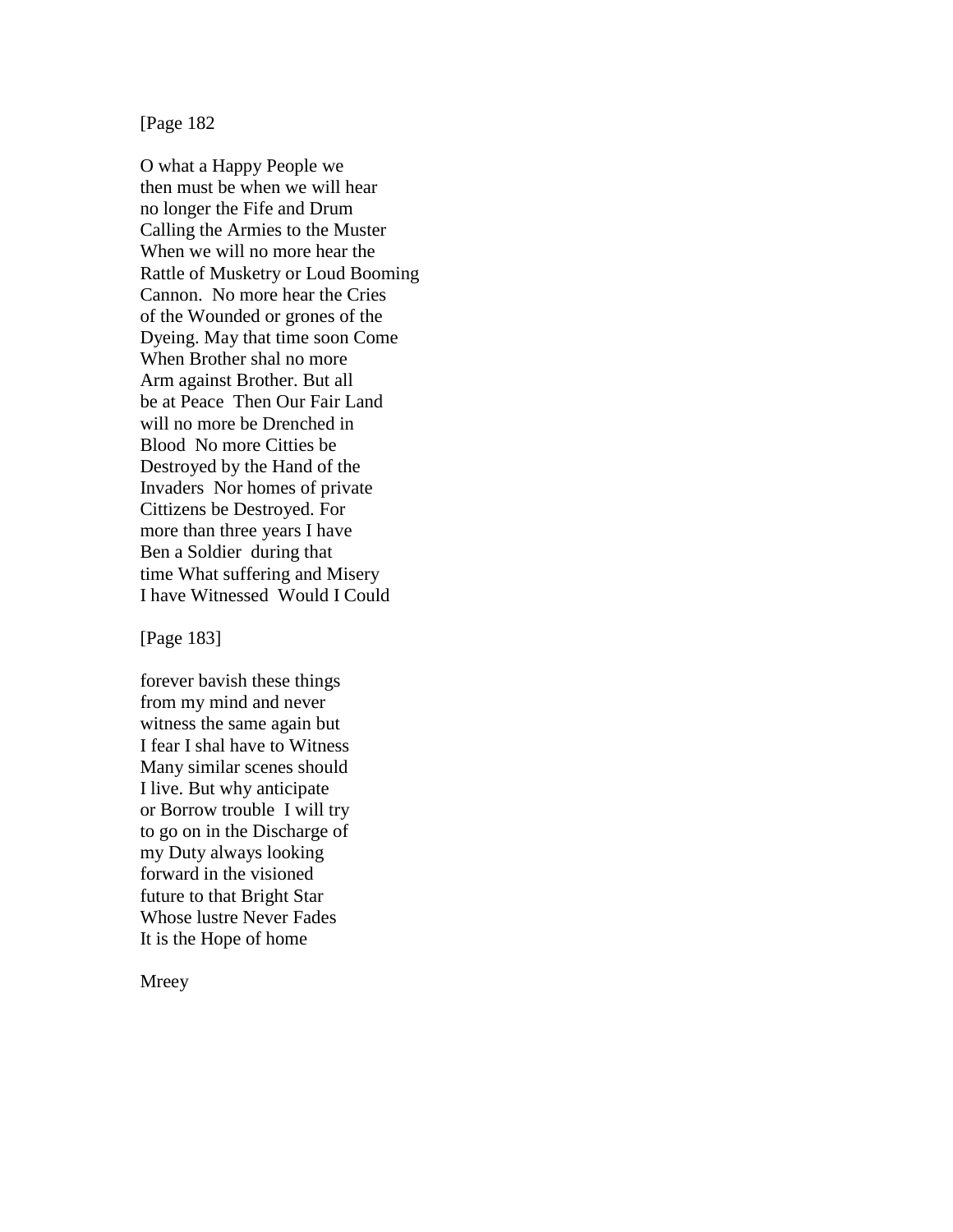[Page 182

O what a Happy People we
then must be when we will hear
no longer the Fife and Drum
Calling the Armies to the Muster
When we will no more hear the
Rattle of Musketry or Loud Booming
Cannon.  No more hear the Cries
of the Wounded or grones of the
Dyeing. May that time soon Come
When Brother shal no more
Arm against Brother. But all
be at Peace  Then Our Fair Land
will no more be Drenched in
Blood  No more Citties be
Destroyed by the Hand of the
Invaders  Nor homes of private
Cittizens be Destroyed. For
more than three years I have
Ben a Soldier  during that
time What suffering and Misery
I have Witnessed  Would I Could

[Page 183]

forever bavish these things
from my mind and never
witness the same again but
I fear I shal have to Witness
Many similar scenes should
I live. But why anticipate
or Borrow trouble  I will try
to go on in the Discharge of
my Duty always looking
forward in the visioned
future to that Bright Star
Whose lustre Never Fades
It is the Hope of home

Mreey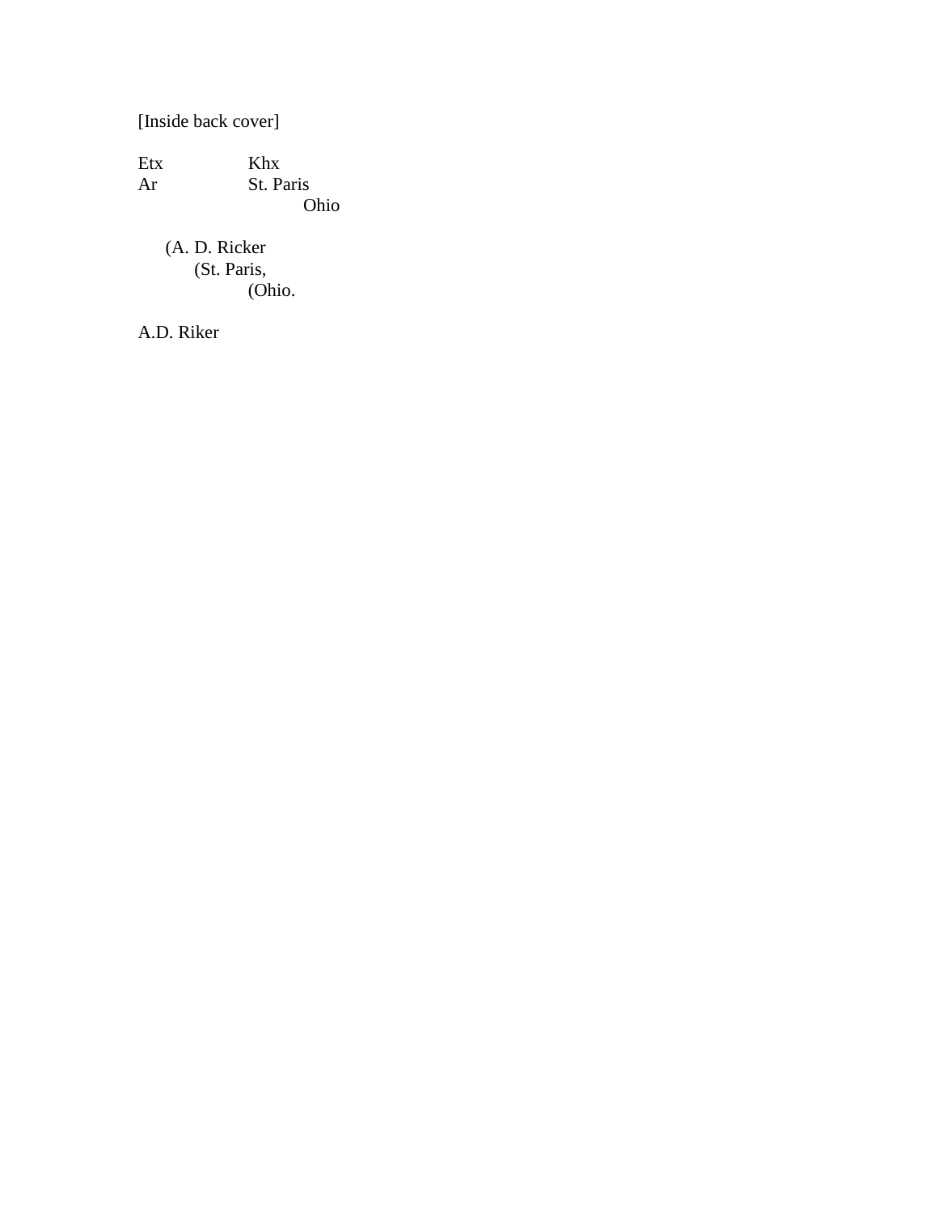[Inside back cover]

Etx Khx
Ar St. Paris
Ohio

(A. D. Ricker
(St. Paris,
(Ohio.

A.D. Riker